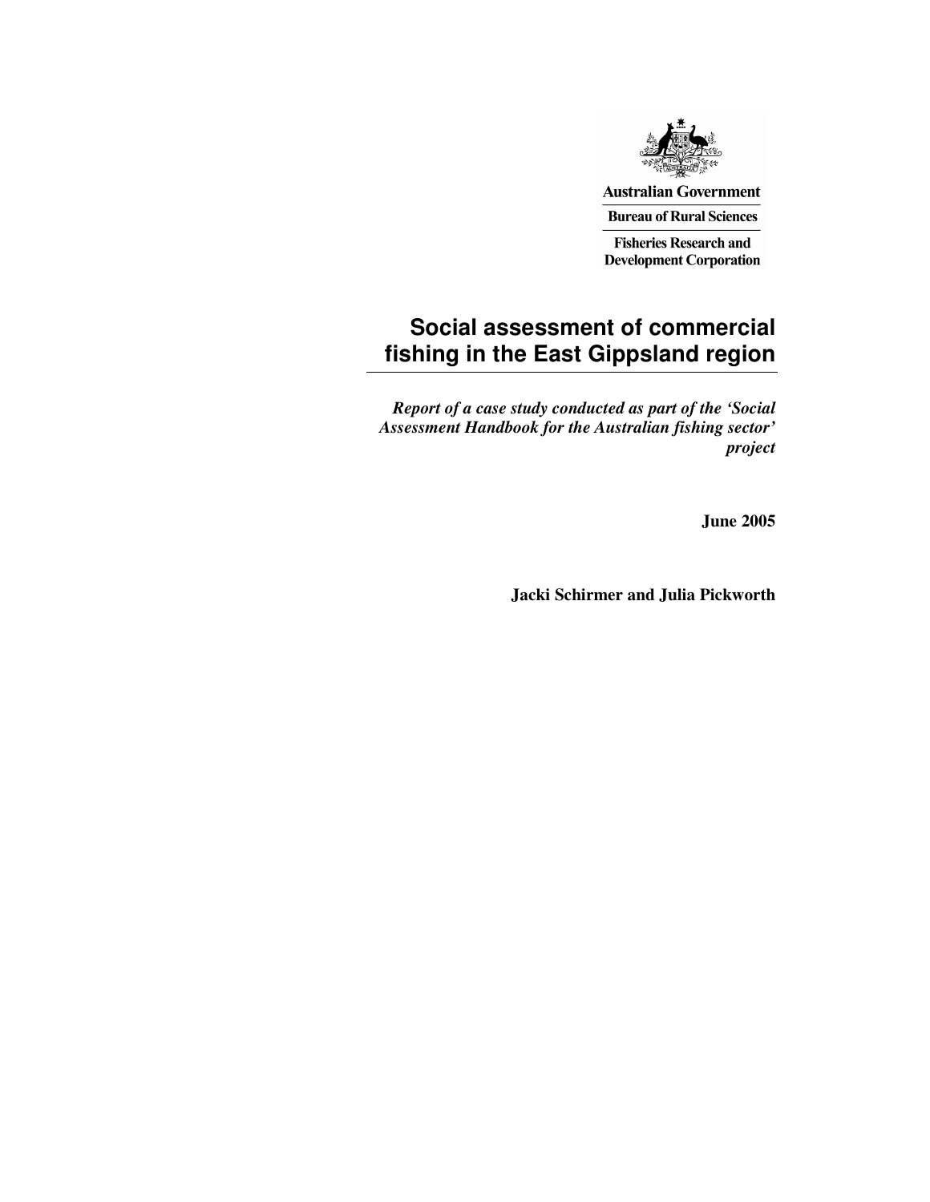Australian Government

Bureau of Rural Sciences

Fisheries Research and Development Corporation

# Social assessment of commercial fishing in the East Gippsland region

***Report of a case study conducted as part of the 'Social Assessment Handbook for the Australian fishing sector' project***

**June 2005**

**Jacki Schirmer and Julia Pickworth**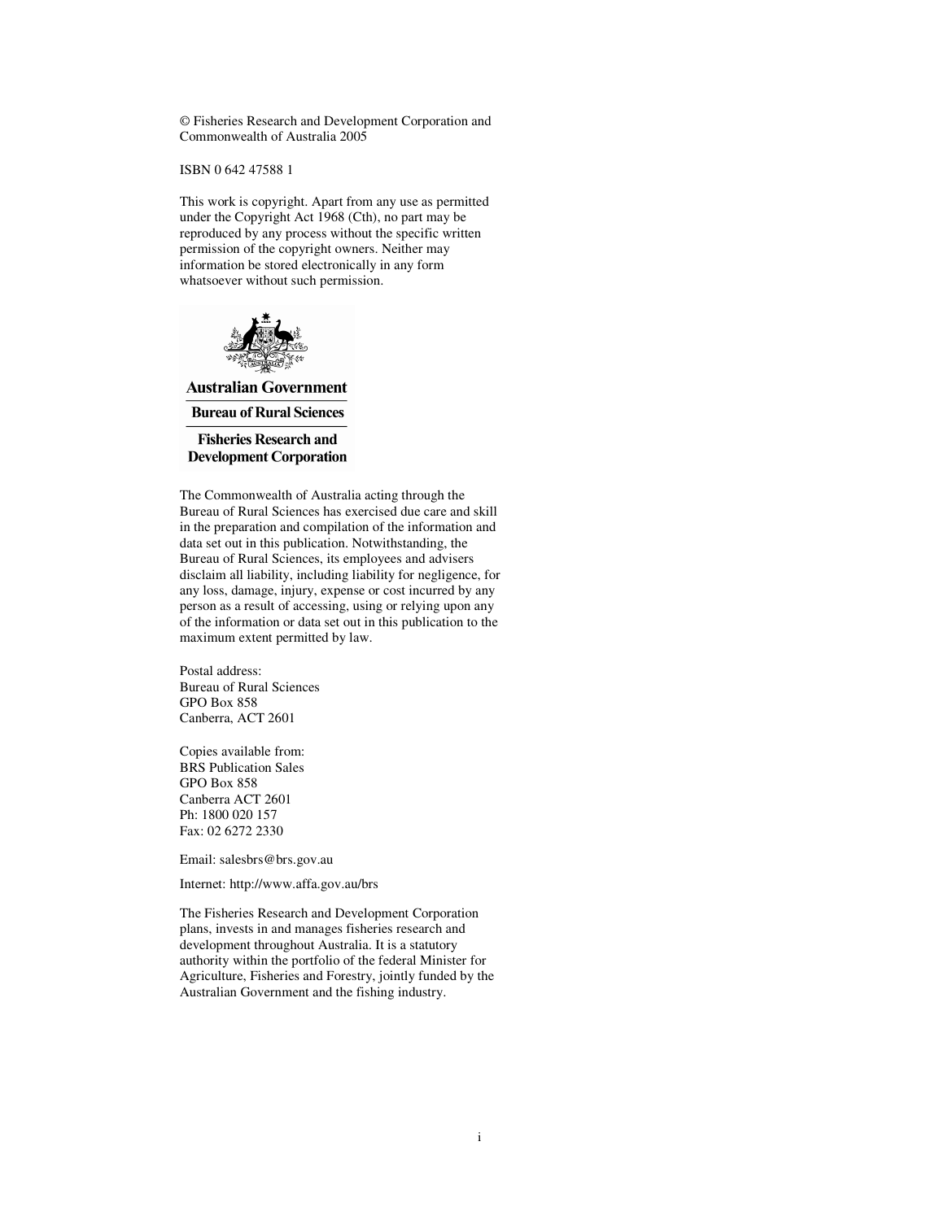© Fisheries Research and Development Corporation and Commonwealth of Australia 2005

ISBN 0 642 47588 1

This work is copyright. Apart from any use as permitted under the Copyright Act 1968 (Cth), no part may be reproduced by any process without the specific written permission of the copyright owners. Neither may information be stored electronically in any form whatsoever without such permission.

**Australian Government**

**Bureau of Rural Sciences**

**Fisheries Research and Development Corporation**

The Commonwealth of Australia acting through the Bureau of Rural Sciences has exercised due care and skill in the preparation and compilation of the information and data set out in this publication. Notwithstanding, the Bureau of Rural Sciences, its employees and advisers disclaim all liability, including liability for negligence, for any loss, damage, injury, expense or cost incurred by any person as a result of accessing, using or relying upon any of the information or data set out in this publication to the maximum extent permitted by law.

Postal address:
Bureau of Rural Sciences
GPO Box 858
Canberra, ACT 2601

Copies available from:
BRS Publication Sales
GPO Box 858
Canberra ACT 2601
Ph: 1800 020 157
Fax: 02 6272 2330

Email: salesbrs@brs.gov.au

Internet: http://www.affa.gov.au/brs

The Fisheries Research and Development Corporation plans, invests in and manages fisheries research and development throughout Australia. It is a statutory authority within the portfolio of the federal Minister for Agriculture, Fisheries and Forestry, jointly funded by the Australian Government and the fishing industry.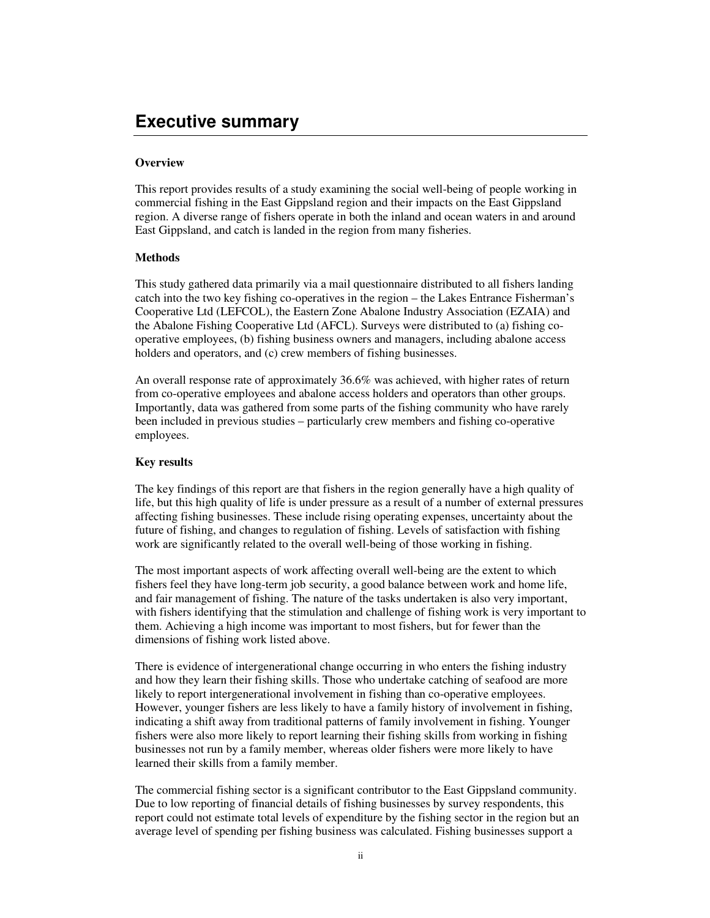# Executive summary

**Overview**

This report provides results of a study examining the social well-being of people working in commercial fishing in the East Gippsland region and their impacts on the East Gippsland region. A diverse range of fishers operate in both the inland and ocean waters in and around East Gippsland, and catch is landed in the region from many fisheries.

**Methods**

This study gathered data primarily via a mail questionnaire distributed to all fishers landing catch into the two key fishing co-operatives in the region – the Lakes Entrance Fisherman's Cooperative Ltd (LEFCOL), the Eastern Zone Abalone Industry Association (EZAIA) and the Abalone Fishing Cooperative Ltd (AFCL). Surveys were distributed to (a) fishing co-operative employees, (b) fishing business owners and managers, including abalone access holders and operators, and (c) crew members of fishing businesses.

An overall response rate of approximately 36.6% was achieved, with higher rates of return from co-operative employees and abalone access holders and operators than other groups. Importantly, data was gathered from some parts of the fishing community who have rarely been included in previous studies – particularly crew members and fishing co-operative employees.

**Key results**

The key findings of this report are that fishers in the region generally have a high quality of life, but this high quality of life is under pressure as a result of a number of external pressures affecting fishing businesses. These include rising operating expenses, uncertainty about the future of fishing, and changes to regulation of fishing. Levels of satisfaction with fishing work are significantly related to the overall well-being of those working in fishing.

The most important aspects of work affecting overall well-being are the extent to which fishers feel they have long-term job security, a good balance between work and home life, and fair management of fishing. The nature of the tasks undertaken is also very important, with fishers identifying that the stimulation and challenge of fishing work is very important to them. Achieving a high income was important to most fishers, but for fewer than the dimensions of fishing work listed above.

There is evidence of intergenerational change occurring in who enters the fishing industry and how they learn their fishing skills. Those who undertake catching of seafood are more likely to report intergenerational involvement in fishing than co-operative employees. However, younger fishers are less likely to have a family history of involvement in fishing, indicating a shift away from traditional patterns of family involvement in fishing. Younger fishers were also more likely to report learning their fishing skills from working in fishing businesses not run by a family member, whereas older fishers were more likely to have learned their skills from a family member.

The commercial fishing sector is a significant contributor to the East Gippsland community. Due to low reporting of financial details of fishing businesses by survey respondents, this report could not estimate total levels of expenditure by the fishing sector in the region but an average level of spending per fishing business was calculated. Fishing businesses support a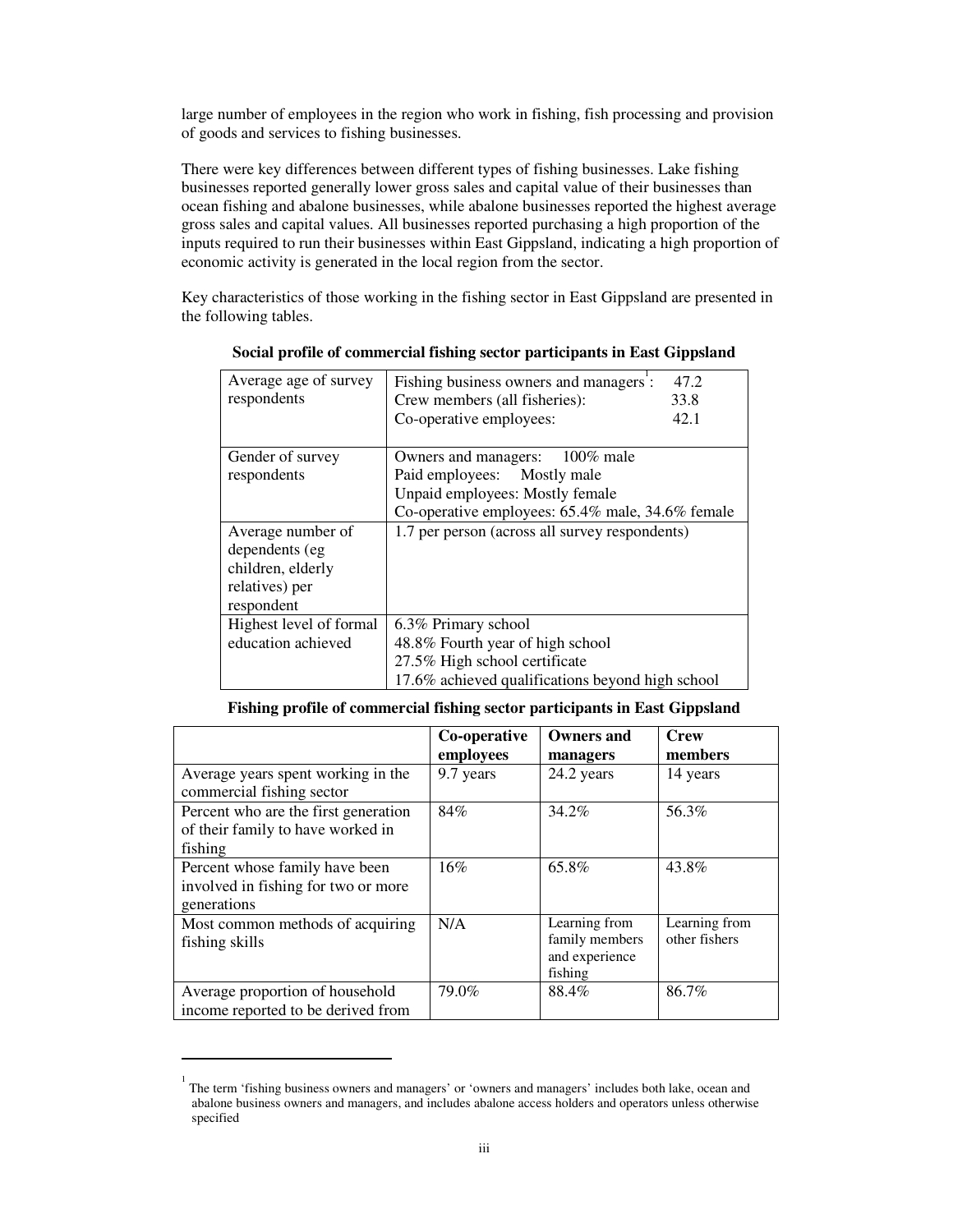large number of employees in the region who work in fishing, fish processing and provision of goods and services to fishing businesses.

There were key differences between different types of fishing businesses. Lake fishing businesses reported generally lower gross sales and capital value of their businesses than ocean fishing and abalone businesses, while abalone businesses reported the highest average gross sales and capital values. All businesses reported purchasing a high proportion of the inputs required to run their businesses within East Gippsland, indicating a high proportion of economic activity is generated in the local region from the sector.

Key characteristics of those working in the fishing sector in East Gippsland are presented in the following tables.

**Social profile of commercial fishing sector participants in East Gippsland**

| | |
|---|---|
| Average age of survey respondents | Fishing business owners and managers[1]: 47.2<br>Crew members (all fisheries): 33.8<br>Co-operative employees: 42.1 |
| Gender of survey respondents | Owners and managers: 100% male<br>Paid employees: Mostly male<br>Unpaid employees: Mostly female<br>Co-operative employees: 65.4% male, 34.6% female |
| Average number of dependents (eg children, elderly relatives) per respondent | 1.7 per person (across all survey respondents) |
| Highest level of formal education achieved | 6.3% Primary school<br>48.8% Fourth year of high school<br>27.5% High school certificate<br>17.6% achieved qualifications beyond high school |

**Fishing profile of commercial fishing sector participants in East Gippsland**

| | Co-operative employees | Owners and managers | Crew members |
|---|---|---|---|
| Average years spent working in the commercial fishing sector | 9.7 years | 24.2 years | 14 years |
| Percent who are the first generation of their family to have worked in fishing | 84% | 34.2% | 56.3% |
| Percent whose family have been involved in fishing for two or more generations | 16% | 65.8% | 43.8% |
| Most common methods of acquiring fishing skills | N/A | Learning from family members and experience fishing | Learning from other fishers |
| Average proportion of household income reported to be derived from | 79.0% | 88.4% | 86.7% |

[1] The term 'fishing business owners and managers' or 'owners and managers' includes both lake, ocean and abalone business owners and managers, and includes abalone access holders and operators unless otherwise specified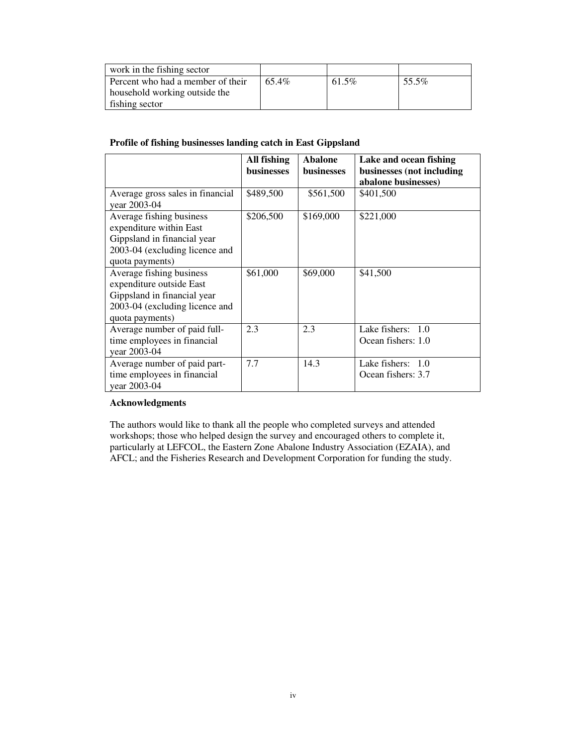| work in the fishing sector | | | |
|---|---|---|---|
| Percent who had a member of their household working outside the fishing sector | 65.4% | 61.5% | 55.5% |

**Profile of fishing businesses landing catch in East Gippsland**

| | All fishing businesses | Abalone businesses | Lake and ocean fishing businesses (not including abalone businesses) |
|---|---|---|---|
| Average gross sales in financial year 2003-04 | $489,500 | $561,500 | $401,500 |
| Average fishing business expenditure within East Gippsland in financial year 2003-04 (excluding licence and quota payments) | $206,500 | $169,000 | $221,000 |
| Average fishing business expenditure outside East Gippsland in financial year 2003-04 (excluding licence and quota payments) | $61,000 | $69,000 | $41,500 |
| Average number of paid full-time employees in financial year 2003-04 | 2.3 | 2.3 | Lake fishers: 1.0<br>Ocean fishers: 1.0 |
| Average number of paid part-time employees in financial year 2003-04 | 7.7 | 14.3 | Lake fishers: 1.0<br>Ocean fishers: 3.7 |

**Acknowledgments**

The authors would like to thank all the people who completed surveys and attended workshops; those who helped design the survey and encouraged others to complete it, particularly at LEFCOL, the Eastern Zone Abalone Industry Association (EZAIA), and AFCL; and the Fisheries Research and Development Corporation for funding the study.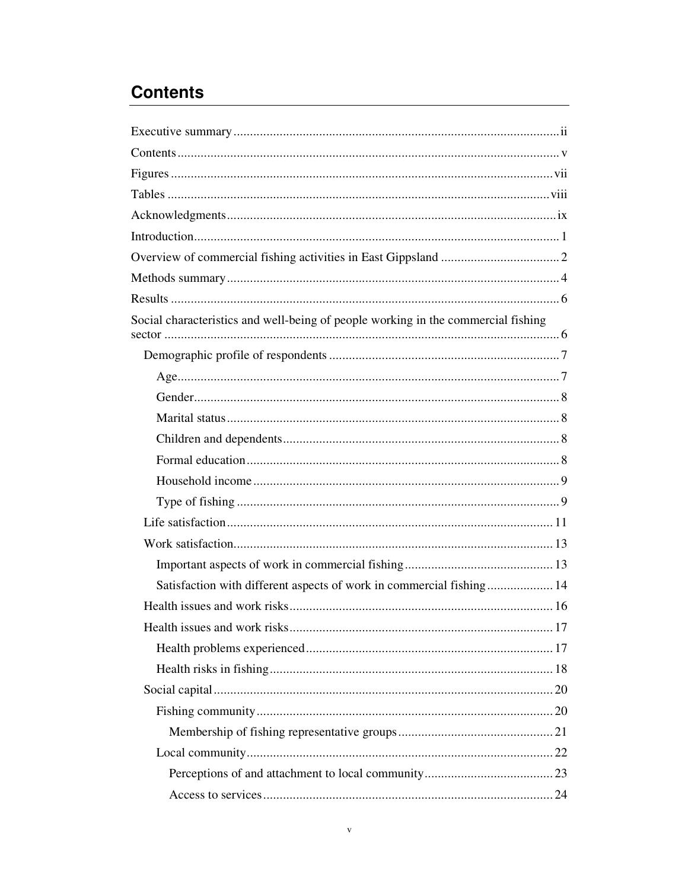# Contents

Executive summary ii
Contents v
Figures vii
Tables viii
Acknowledgments ix
Introduction 1
Overview of commercial fishing activities in East Gippsland 2
Methods summary 4
Results 6
Social characteristics and well-being of people working in the commercial fishing sector 6
- Demographic profile of respondents 7
  - Age 7
  - Gender 8
  - Marital status 8
  - Children and dependents 8
  - Formal education 8
  - Household income 9
  - Type of fishing 9
- Life satisfaction 11
- Work satisfaction 13
  - Important aspects of work in commercial fishing 13
  - Satisfaction with different aspects of work in commercial fishing 14
- Health issues and work risks 16
- Health issues and work risks 17
  - Health problems experienced 17
  - Health risks in fishing 18
- Social capital 20
  - Fishing community 20
    - Membership of fishing representative groups 21
  - Local community 22
    - Perceptions of and attachment to local community 23
    - Access to services 24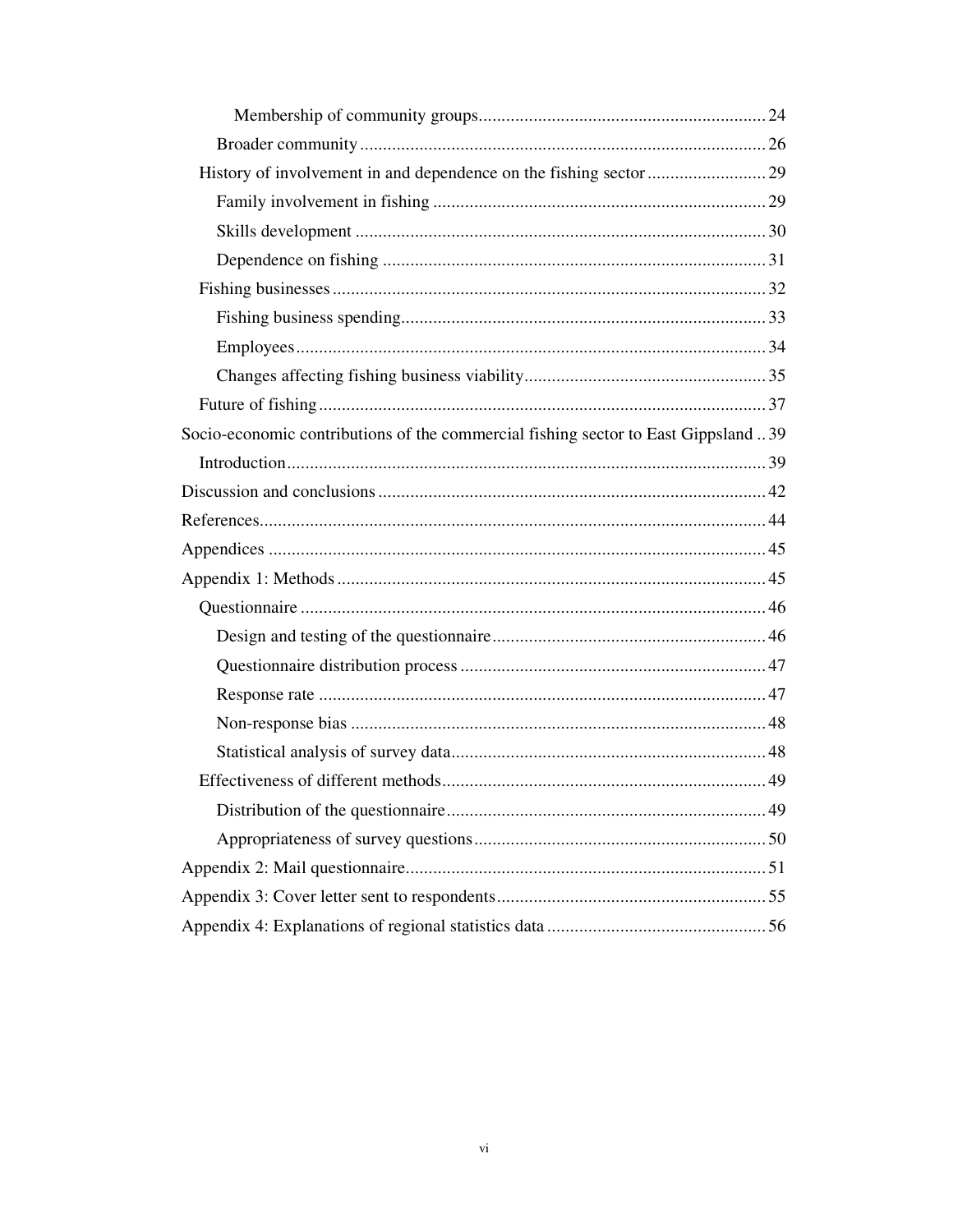Membership of community groups .............................................................. 24

Broader community ........................................................................................ 26

History of involvement in and dependence on the fishing sector .......................... 29

Family involvement in fishing ......................................................................... 29

Skills development .......................................................................................... 30

Dependence on fishing .................................................................................... 31

Fishing businesses ............................................................................................... 32

Fishing business spending ................................................................................ 33

Employees ....................................................................................................... 34

Changes affecting fishing business viability ..................................................... 35

Future of fishing .................................................................................................. 37

Socio-economic contributions of the commercial fishing sector to East Gippsland .. 39

Introduction ......................................................................................................... 39

Discussion and conclusions ..................................................................................... 42

References ............................................................................................................... 44

Appendices ............................................................................................................. 45

Appendix 1: Methods .............................................................................................. 45

Questionnaire ...................................................................................................... 46

Design and testing of the questionnaire ............................................................ 46

Questionnaire distribution process ................................................................... 47

Response rate .................................................................................................. 47

Non-response bias ........................................................................................... 48

Statistical analysis of survey data ..................................................................... 48

Effectiveness of different methods ....................................................................... 49

Distribution of the questionnaire ...................................................................... 49

Appropriateness of survey questions ................................................................ 50

Appendix 2: Mail questionnaire ............................................................................... 51

Appendix 3: Cover letter sent to respondents ........................................................... 55

Appendix 4: Explanations of regional statistics data ................................................ 56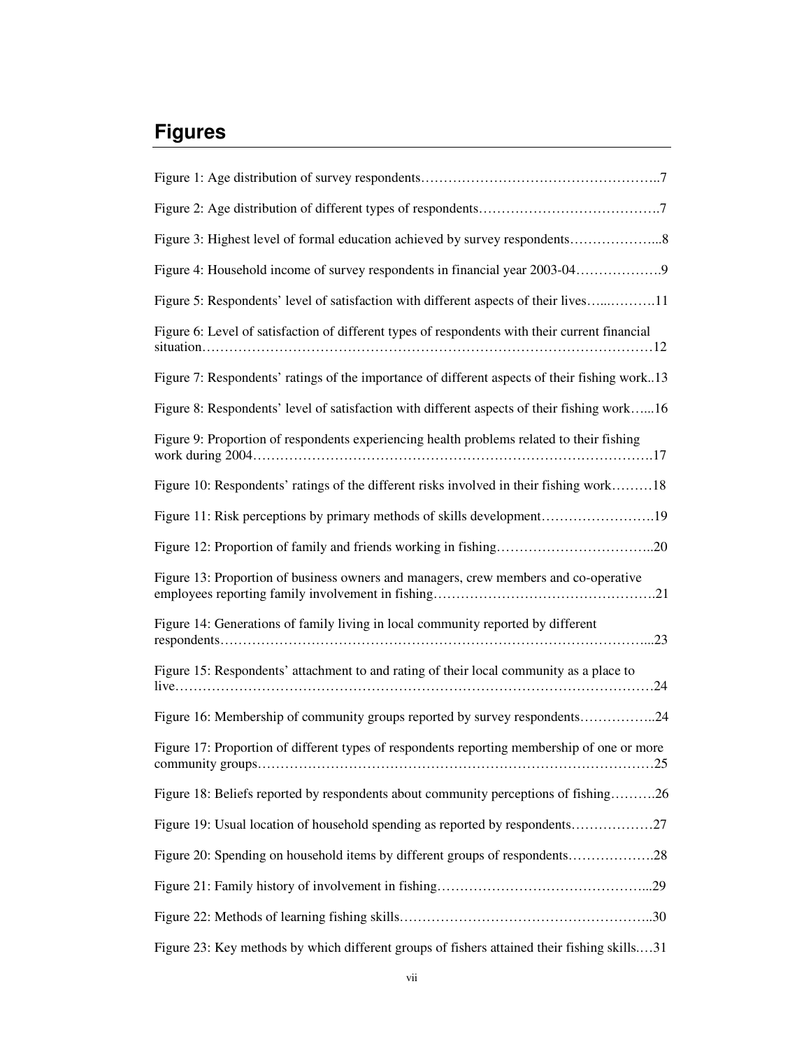## Figures

Figure 1: Age distribution of survey respondents……………………………………………..7

Figure 2: Age distribution of different types of respondents………………………………….7

Figure 3: Highest level of formal education achieved by survey respondents………………...8

Figure 4: Household income of survey respondents in financial year 2003-04……………….9

Figure 5: Respondents' level of satisfaction with different aspects of their lives…..……….11

Figure 6: Level of satisfaction of different types of respondents with their current financial situation……………………………………………………………………………………12

Figure 7: Respondents' ratings of the importance of different aspects of their fishing work..13

Figure 8: Respondents' level of satisfaction with different aspects of their fishing work…...16

Figure 9: Proportion of respondents experiencing health problems related to their fishing work during 2004…………………………………………………………………………….17

Figure 10: Respondents' ratings of the different risks involved in their fishing work………18

Figure 11: Risk perceptions by primary methods of skills development…………………….19

Figure 12: Proportion of family and friends working in fishing……………………………..20

Figure 13: Proportion of business owners and managers, crew members and co-operative employees reporting family involvement in fishing………………………………………….21

Figure 14: Generations of family living in local community reported by different respondents………………………………………………………………………………...23

Figure 15: Respondents' attachment to and rating of their local community as a place to live………………………………………………………………………………………….24

Figure 16: Membership of community groups reported by survey respondents……………..24

Figure 17: Proportion of different types of respondents reporting membership of one or more community groups……………………………………………………………………………25

Figure 18: Beliefs reported by respondents about community perceptions of fishing……….26

Figure 19: Usual location of household spending as reported by respondents………………27

Figure 20: Spending on household items by different groups of respondents……………….28

Figure 21: Family history of involvement in fishing………………………………………...29

Figure 22: Methods of learning fishing skills………………………………………………..30

Figure 23: Key methods by which different groups of fishers attained their fishing skills.…31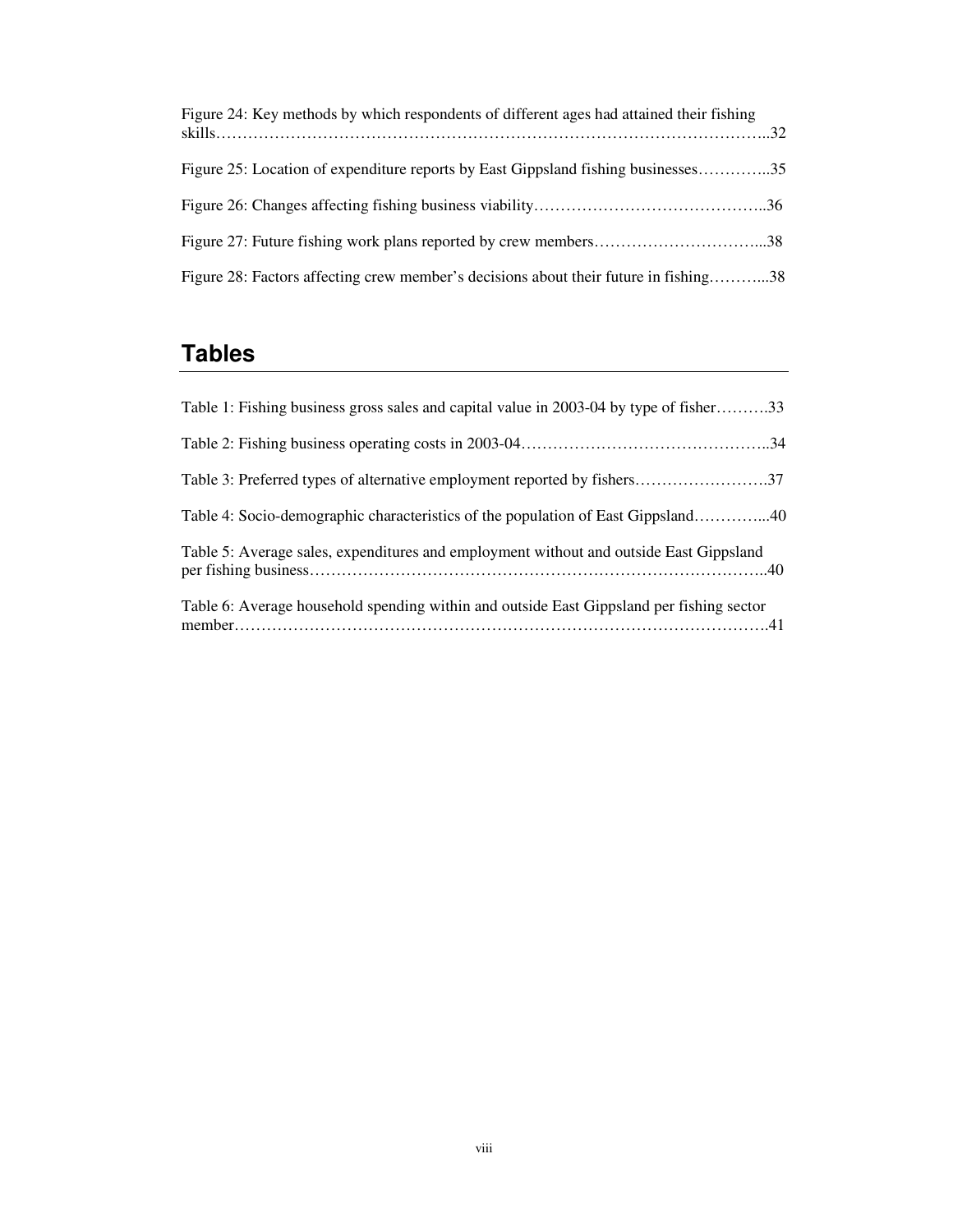Figure 24: Key methods by which respondents of different ages had attained their fishing skills……………………………………………………………………………………………..32

Figure 25: Location of expenditure reports by East Gippsland fishing businesses…………..35

Figure 26: Changes affecting fishing business viability……………………………………..36

Figure 27: Future fishing work plans reported by crew members…………………………...38

Figure 28: Factors affecting crew member's decisions about their future in fishing………...38

## Tables

Table 1: Fishing business gross sales and capital value in 2003-04 by type of fisher……….33

Table 2: Fishing business operating costs in 2003-04………………………………………..34

Table 3: Preferred types of alternative employment reported by fishers…………………….37

Table 4: Socio-demographic characteristics of the population of East Gippsland…………...40

Table 5: Average sales, expenditures and employment without and outside East Gippsland per fishing business…………………………………………………………………………..40

Table 6: Average household spending within and outside East Gippsland per fishing sector member……………………………………………………………………………………….41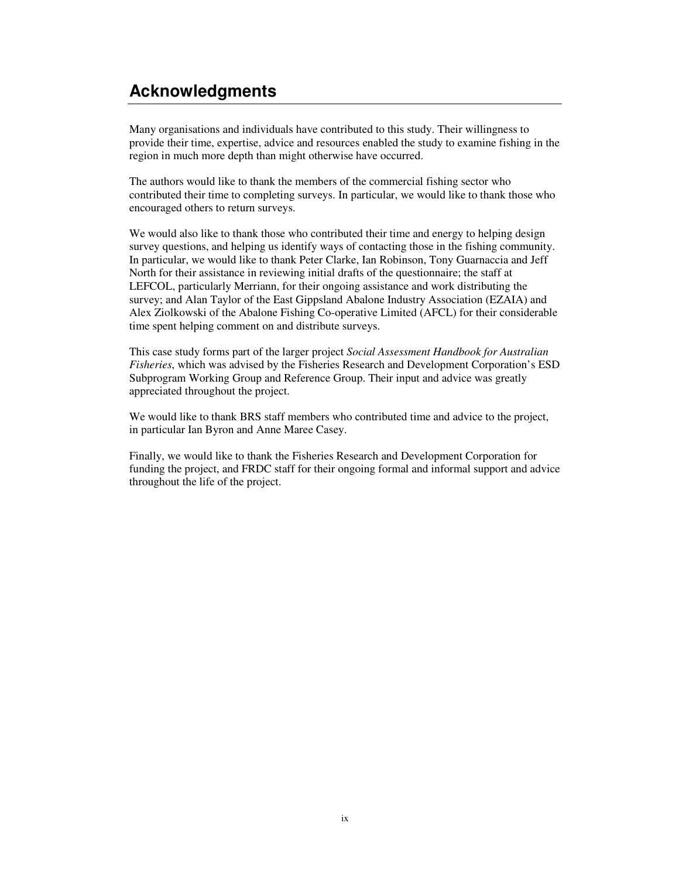# Acknowledgments

Many organisations and individuals have contributed to this study. Their willingness to provide their time, expertise, advice and resources enabled the study to examine fishing in the region in much more depth than might otherwise have occurred.

The authors would like to thank the members of the commercial fishing sector who contributed their time to completing surveys. In particular, we would like to thank those who encouraged others to return surveys.

We would also like to thank those who contributed their time and energy to helping design survey questions, and helping us identify ways of contacting those in the fishing community. In particular, we would like to thank Peter Clarke, Ian Robinson, Tony Guarnaccia and Jeff North for their assistance in reviewing initial drafts of the questionnaire; the staff at LEFCOL, particularly Merriann, for their ongoing assistance and work distributing the survey; and Alan Taylor of the East Gippsland Abalone Industry Association (EZAIA) and Alex Ziolkowski of the Abalone Fishing Co-operative Limited (AFCL) for their considerable time spent helping comment on and distribute surveys.

This case study forms part of the larger project *Social Assessment Handbook for Australian Fisheries*, which was advised by the Fisheries Research and Development Corporation's ESD Subprogram Working Group and Reference Group. Their input and advice was greatly appreciated throughout the project.

We would like to thank BRS staff members who contributed time and advice to the project, in particular Ian Byron and Anne Maree Casey.

Finally, we would like to thank the Fisheries Research and Development Corporation for funding the project, and FRDC staff for their ongoing formal and informal support and advice throughout the life of the project.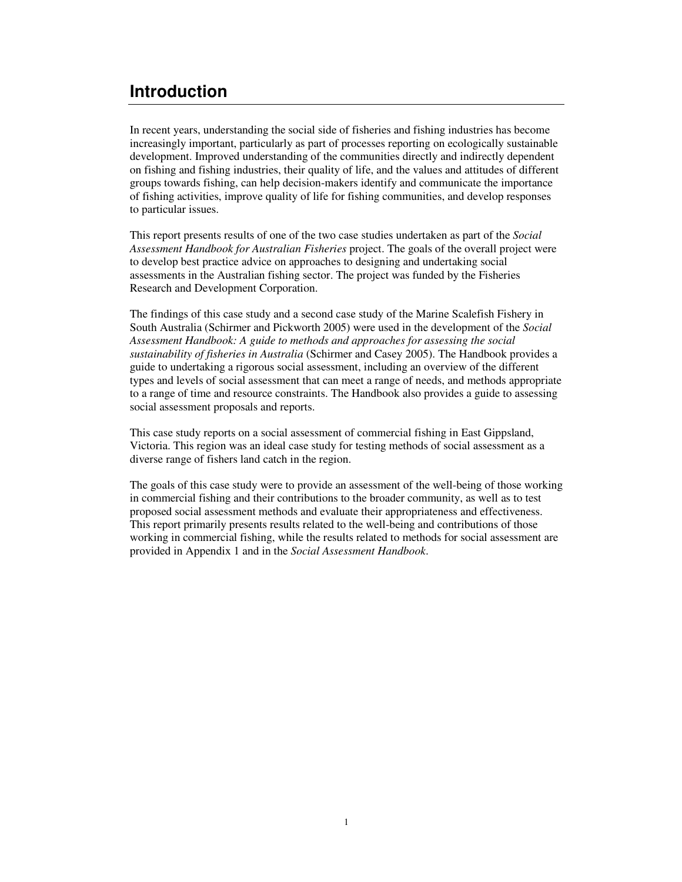# Introduction

In recent years, understanding the social side of fisheries and fishing industries has become increasingly important, particularly as part of processes reporting on ecologically sustainable development. Improved understanding of the communities directly and indirectly dependent on fishing and fishing industries, their quality of life, and the values and attitudes of different groups towards fishing, can help decision-makers identify and communicate the importance of fishing activities, improve quality of life for fishing communities, and develop responses to particular issues.

This report presents results of one of the two case studies undertaken as part of the *Social Assessment Handbook for Australian Fisheries* project. The goals of the overall project were to develop best practice advice on approaches to designing and undertaking social assessments in the Australian fishing sector. The project was funded by the Fisheries Research and Development Corporation.

The findings of this case study and a second case study of the Marine Scalefish Fishery in South Australia (Schirmer and Pickworth 2005) were used in the development of the *Social Assessment Handbook: A guide to methods and approaches for assessing the social sustainability of fisheries in Australia* (Schirmer and Casey 2005). The Handbook provides a guide to undertaking a rigorous social assessment, including an overview of the different types and levels of social assessment that can meet a range of needs, and methods appropriate to a range of time and resource constraints. The Handbook also provides a guide to assessing social assessment proposals and reports.

This case study reports on a social assessment of commercial fishing in East Gippsland, Victoria. This region was an ideal case study for testing methods of social assessment as a diverse range of fishers land catch in the region.

The goals of this case study were to provide an assessment of the well-being of those working in commercial fishing and their contributions to the broader community, as well as to test proposed social assessment methods and evaluate their appropriateness and effectiveness. This report primarily presents results related to the well-being and contributions of those working in commercial fishing, while the results related to methods for social assessment are provided in Appendix 1 and in the *Social Assessment Handbook*.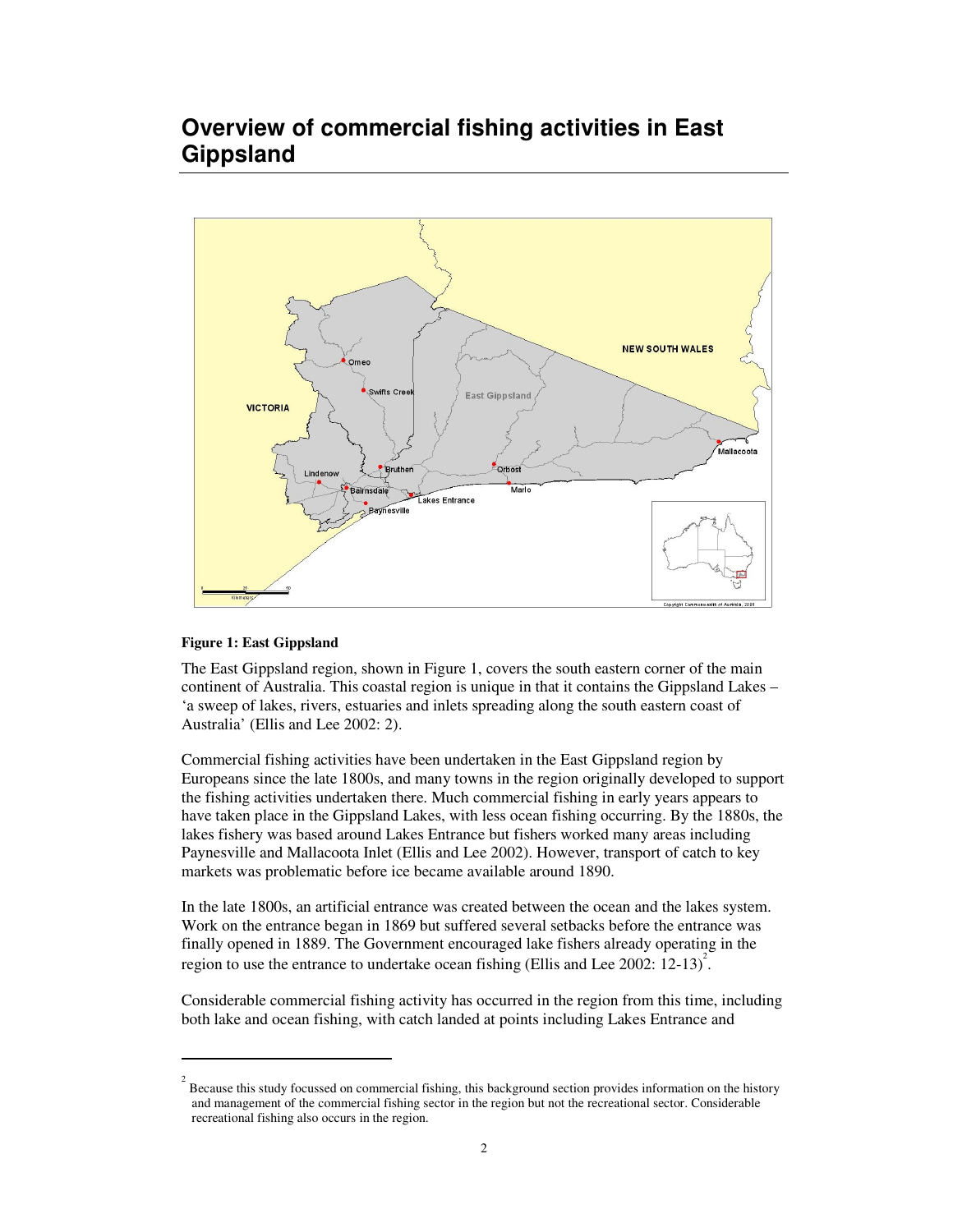# Overview of commercial fishing activities in East Gippsland

**Figure 1: East Gippsland**

The East Gippsland region, shown in Figure 1, covers the south eastern corner of the main continent of Australia. This coastal region is unique in that it contains the Gippsland Lakes – 'a sweep of lakes, rivers, estuaries and inlets spreading along the south eastern coast of Australia' (Ellis and Lee 2002: 2).

Commercial fishing activities have been undertaken in the East Gippsland region by Europeans since the late 1800s, and many towns in the region originally developed to support the fishing activities undertaken there. Much commercial fishing in early years appears to have taken place in the Gippsland Lakes, with less ocean fishing occurring. By the 1880s, the lakes fishery was based around Lakes Entrance but fishers worked many areas including Paynesville and Mallacoota Inlet (Ellis and Lee 2002). However, transport of catch to key markets was problematic before ice became available around 1890.

In the late 1800s, an artificial entrance was created between the ocean and the lakes system. Work on the entrance began in 1869 but suffered several setbacks before the entrance was finally opened in 1889. The Government encouraged lake fishers already operating in the region to use the entrance to undertake ocean fishing (Ellis and Lee 2002: 12-13)[2].

Considerable commercial fishing activity has occurred in the region from this time, including both lake and ocean fishing, with catch landed at points including Lakes Entrance and

---

[2] Because this study focussed on commercial fishing, this background section provides information on the history and management of the commercial fishing sector in the region but not the recreational sector. Considerable recreational fishing also occurs in the region.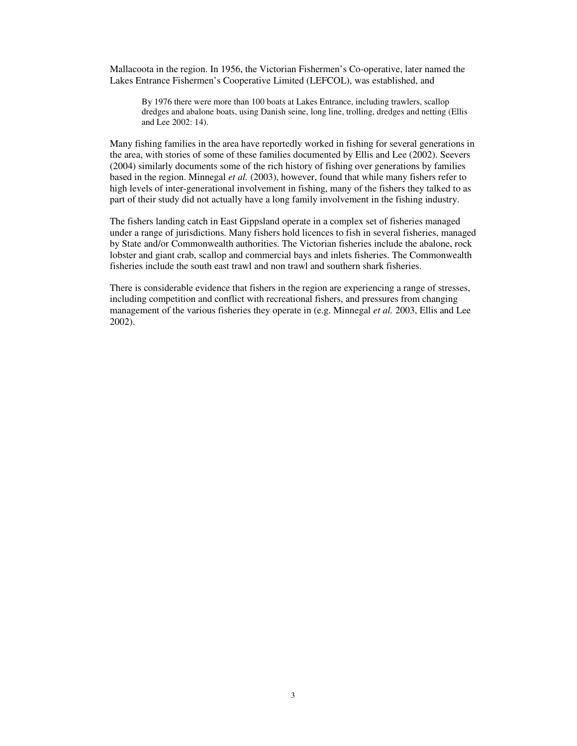Mallacoota in the region. In 1956, the Victorian Fishermen's Co-operative, later named the Lakes Entrance Fishermen's Cooperative Limited (LEFCOL), was established, and

> By 1976 there were more than 100 boats at Lakes Entrance, including trawlers, scallop dredges and abalone boats, using Danish seine, long line, trolling, dredges and netting (Ellis and Lee 2002: 14).

Many fishing families in the area have reportedly worked in fishing for several generations in the area, with stories of some of these families documented by Ellis and Lee (2002). Seevers (2004) similarly documents some of the rich history of fishing over generations by families based in the region. Minnegal *et al.* (2003), however, found that while many fishers refer to high levels of inter-generational involvement in fishing, many of the fishers they talked to as part of their study did not actually have a long family involvement in the fishing industry.

The fishers landing catch in East Gippsland operate in a complex set of fisheries managed under a range of jurisdictions. Many fishers hold licences to fish in several fisheries, managed by State and/or Commonwealth authorities. The Victorian fisheries include the abalone, rock lobster and giant crab, scallop and commercial bays and inlets fisheries. The Commonwealth fisheries include the south east trawl and non trawl and southern shark fisheries.

There is considerable evidence that fishers in the region are experiencing a range of stresses, including competition and conflict with recreational fishers, and pressures from changing management of the various fisheries they operate in (e.g. Minnegal *et al.* 2003, Ellis and Lee 2002).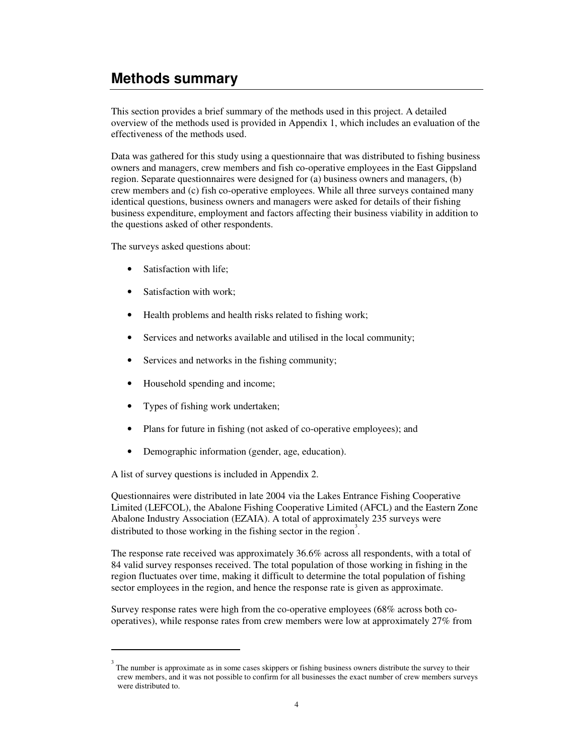# Methods summary

This section provides a brief summary of the methods used in this project. A detailed overview of the methods used is provided in Appendix 1, which includes an evaluation of the effectiveness of the methods used.

Data was gathered for this study using a questionnaire that was distributed to fishing business owners and managers, crew members and fish co-operative employees in the East Gippsland region. Separate questionnaires were designed for (a) business owners and managers, (b) crew members and (c) fish co-operative employees. While all three surveys contained many identical questions, business owners and managers were asked for details of their fishing business expenditure, employment and factors affecting their business viability in addition to the questions asked of other respondents.

The surveys asked questions about:

- Satisfaction with life;
- Satisfaction with work;
- Health problems and health risks related to fishing work;
- Services and networks available and utilised in the local community;
- Services and networks in the fishing community;
- Household spending and income;
- Types of fishing work undertaken;
- Plans for future in fishing (not asked of co-operative employees); and
- Demographic information (gender, age, education).

A list of survey questions is included in Appendix 2.

Questionnaires were distributed in late 2004 via the Lakes Entrance Fishing Cooperative Limited (LEFCOL), the Abalone Fishing Cooperative Limited (AFCL) and the Eastern Zone Abalone Industry Association (EZAIA). A total of approximately 235 surveys were distributed to those working in the fishing sector in the region[3].

The response rate received was approximately 36.6% across all respondents, with a total of 84 valid survey responses received. The total population of those working in fishing in the region fluctuates over time, making it difficult to determine the total population of fishing sector employees in the region, and hence the response rate is given as approximate.

Survey response rates were high from the co-operative employees (68% across both co-operatives), while response rates from crew members were low at approximately 27% from

[3] The number is approximate as in some cases skippers or fishing business owners distribute the survey to their crew members, and it was not possible to confirm for all businesses the exact number of crew members surveys were distributed to.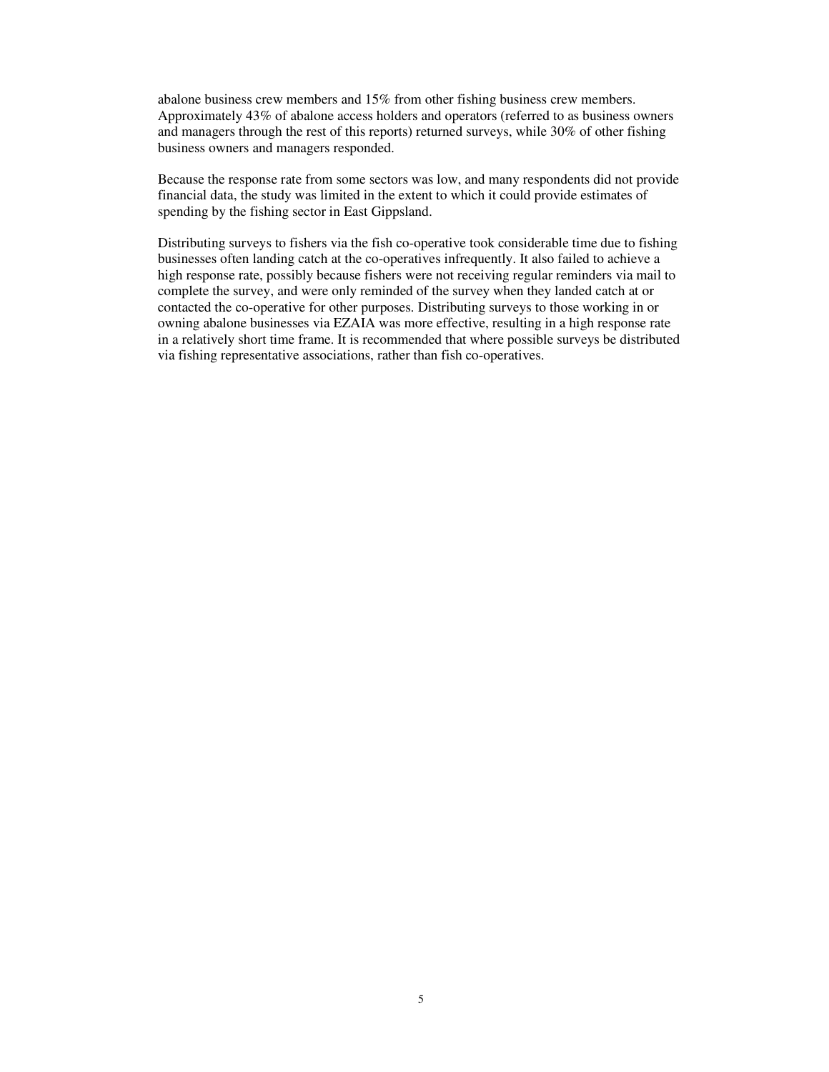abalone business crew members and 15% from other fishing business crew members. Approximately 43% of abalone access holders and operators (referred to as business owners and managers through the rest of this reports) returned surveys, while 30% of other fishing business owners and managers responded.

Because the response rate from some sectors was low, and many respondents did not provide financial data, the study was limited in the extent to which it could provide estimates of spending by the fishing sector in East Gippsland.

Distributing surveys to fishers via the fish co-operative took considerable time due to fishing businesses often landing catch at the co-operatives infrequently. It also failed to achieve a high response rate, possibly because fishers were not receiving regular reminders via mail to complete the survey, and were only reminded of the survey when they landed catch at or contacted the co-operative for other purposes. Distributing surveys to those working in or owning abalone businesses via EZAIA was more effective, resulting in a high response rate in a relatively short time frame. It is recommended that where possible surveys be distributed via fishing representative associations, rather than fish co-operatives.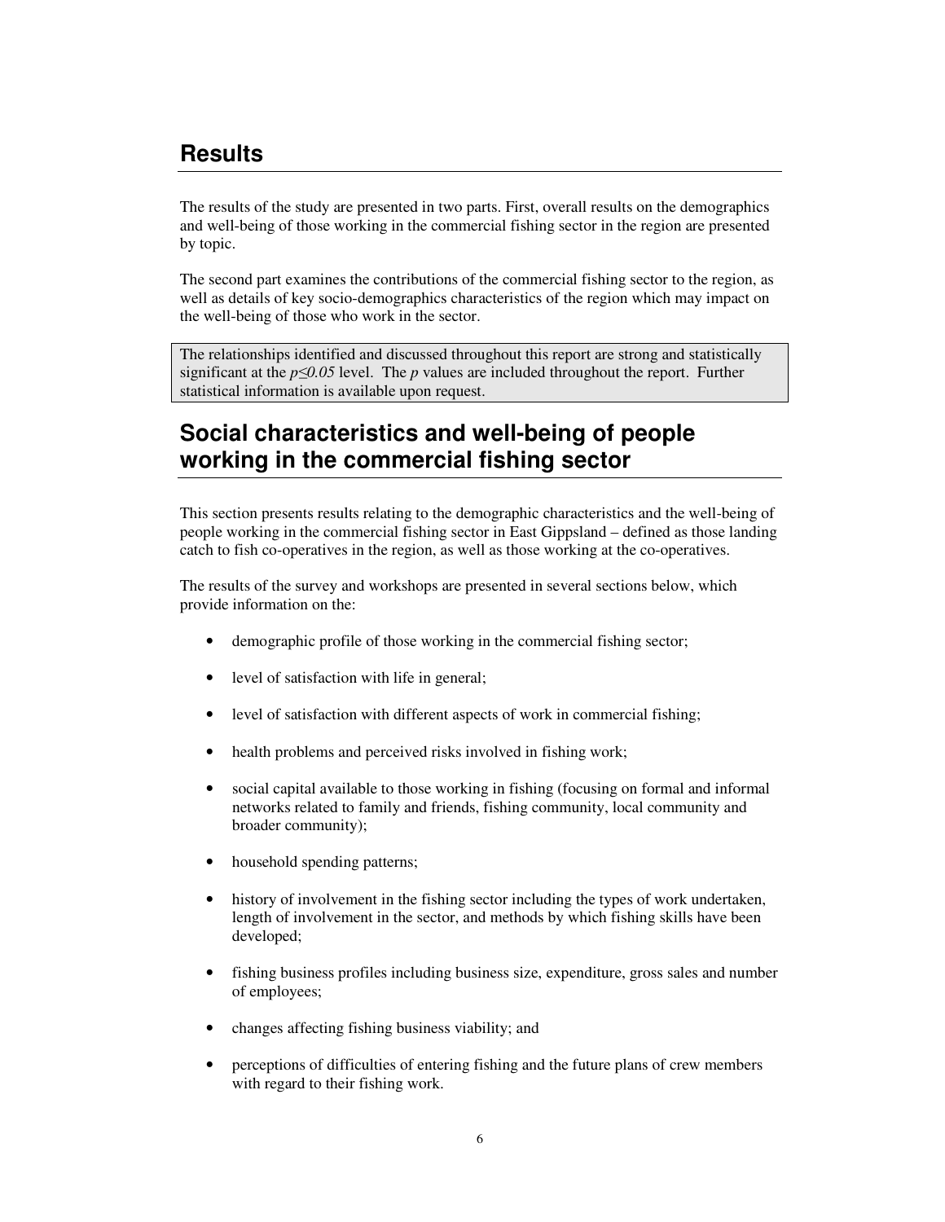# Results

The results of the study are presented in two parts. First, overall results on the demographics and well-being of those working in the commercial fishing sector in the region are presented by topic.

The second part examines the contributions of the commercial fishing sector to the region, as well as details of key socio-demographics characteristics of the region which may impact on the well-being of those who work in the sector.

> The relationships identified and discussed throughout this report are strong and statistically significant at the $p \leq 0.05$ level. The $p$ values are included throughout the report. Further statistical information is available upon request.

# Social characteristics and well-being of people working in the commercial fishing sector

This section presents results relating to the demographic characteristics and the well-being of people working in the commercial fishing sector in East Gippsland – defined as those landing catch to fish co-operatives in the region, as well as those working at the co-operatives.

The results of the survey and workshops are presented in several sections below, which provide information on the:

- demographic profile of those working in the commercial fishing sector;
- level of satisfaction with life in general;
- level of satisfaction with different aspects of work in commercial fishing;
- health problems and perceived risks involved in fishing work;
- social capital available to those working in fishing (focusing on formal and informal networks related to family and friends, fishing community, local community and broader community);
- household spending patterns;
- history of involvement in the fishing sector including the types of work undertaken, length of involvement in the sector, and methods by which fishing skills have been developed;
- fishing business profiles including business size, expenditure, gross sales and number of employees;
- changes affecting fishing business viability; and
- perceptions of difficulties of entering fishing and the future plans of crew members with regard to their fishing work.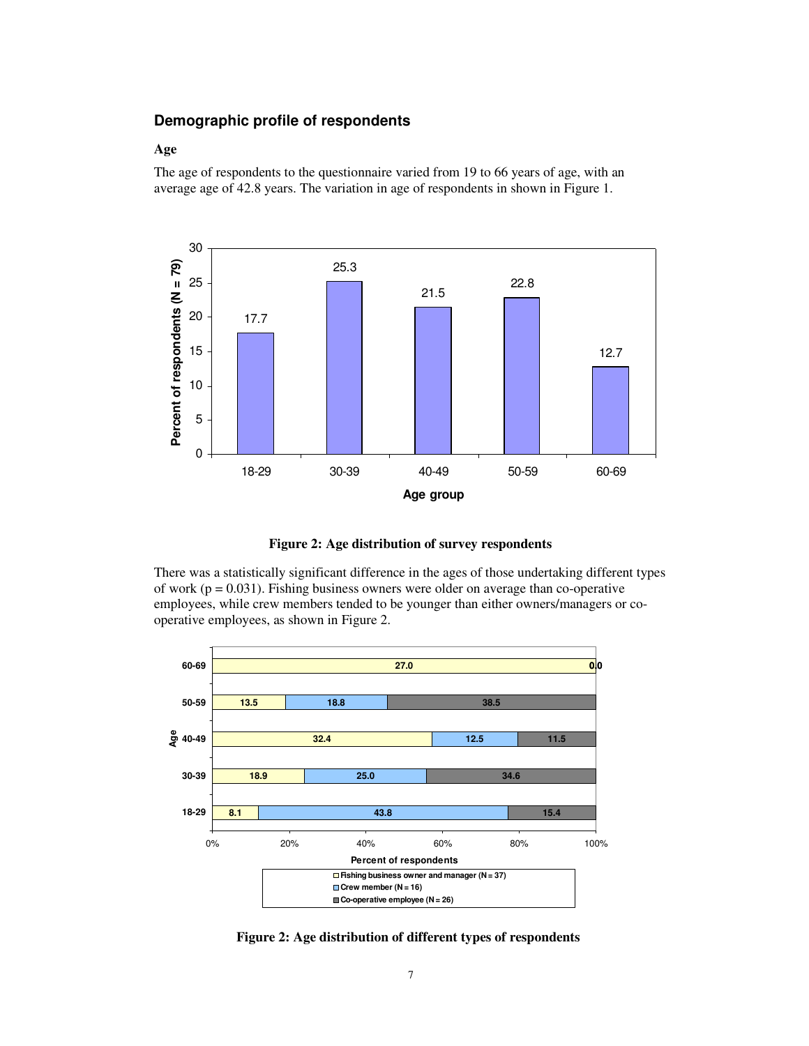## Demographic profile of respondents

### Age

The age of respondents to the questionnaire varied from 19 to 66 years of age, with an average age of 42.8 years. The variation in age of respondents in shown in Figure 1.

| Age group | Percent of respondents (N = 79) |
|---|---|
| 18-29 | 17.7 |
| 30-39 | 25.3 |
| 40-49 | 21.5 |
| 50-59 | 22.8 |
| 60-69 | 12.7 |

**Figure 2: Age distribution of survey respondents**

There was a statistically significant difference in the ages of those undertaking different types of work ($p = 0.031$). Fishing business owners were older on average than co-operative employees, while crew members tended to be younger than either owners/managers or co-operative employees, as shown in Figure 2.

| Age | Fishing business owner and manager (N = 37) | Crew member (N = 16) | Co-operative employee (N = 26) |
|---|---|---|---|
| 60-69 | 27.0 | 0.0 | 0.0 |
| 50-59 | 13.5 | 18.8 | 38.5 |
| 40-49 | 32.4 | 12.5 | 11.5 |
| 30-39 | 18.9 | 25.0 | 34.6 |
| 18-29 | 8.1 | 43.8 | 15.4 |

**Figure 2: Age distribution of different types of respondents**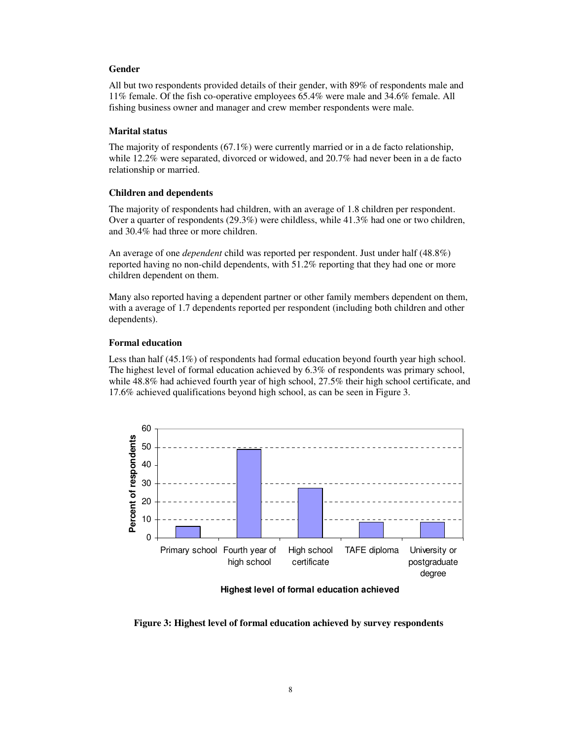**Gender**

All but two respondents provided details of their gender, with 89% of respondents male and 11% female. Of the fish co-operative employees 65.4% were male and 34.6% female. All fishing business owner and manager and crew member respondents were male.

**Marital status**

The majority of respondents (67.1%) were currently married or in a de facto relationship, while 12.2% were separated, divorced or widowed, and 20.7% had never been in a de facto relationship or married.

**Children and dependents**

The majority of respondents had children, with an average of 1.8 children per respondent. Over a quarter of respondents (29.3%) were childless, while 41.3% had one or two children, and 30.4% had three or more children.

An average of one *dependent* child was reported per respondent. Just under half (48.8%) reported having no non-child dependents, with 51.2% reporting that they had one or more children dependent on them.

Many also reported having a dependent partner or other family members dependent on them, with a average of 1.7 dependents reported per respondent (including both children and other dependents).

**Formal education**

Less than half (45.1%) of respondents had formal education beyond fourth year high school. The highest level of formal education achieved by 6.3% of respondents was primary school, while 48.8% had achieved fourth year of high school, 27.5% their high school certificate, and 17.6% achieved qualifications beyond high school, as can be seen in Figure 3.

**Figure 3: Highest level of formal education achieved by survey respondents**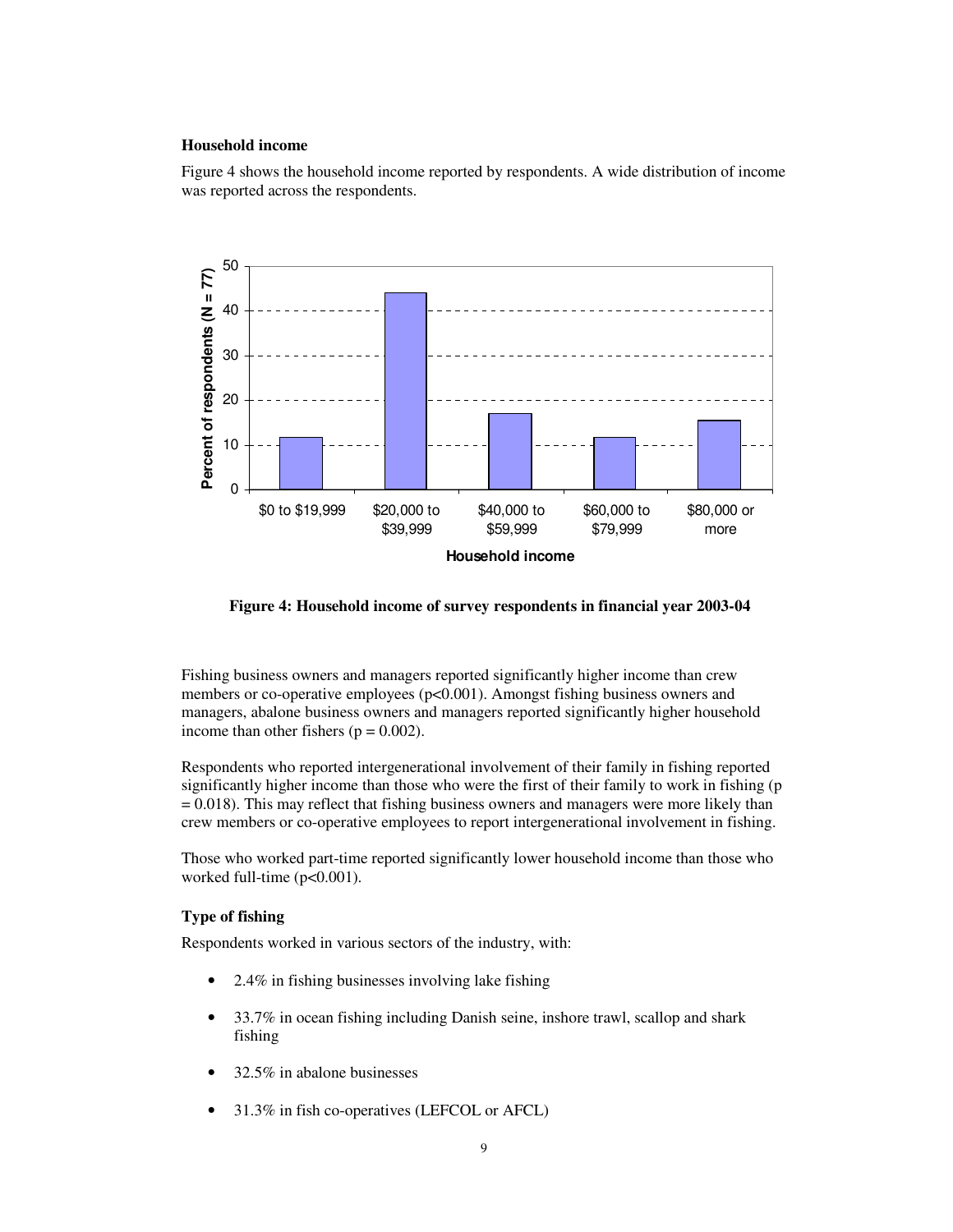### Household income

Figure 4 shows the household income reported by respondents. A wide distribution of income was reported across the respondents.

**Figure 4: Household income of survey respondents in financial year 2003-04**

Fishing business owners and managers reported significantly higher income than crew members or co-operative employees ($p<0.001$). Amongst fishing business owners and managers, abalone business owners and managers reported significantly higher household income than other fishers ($p = 0.002$).

Respondents who reported intergenerational involvement of their family in fishing reported significantly higher income than those who were the first of their family to work in fishing ($p = 0.018$). This may reflect that fishing business owners and managers were more likely than crew members or co-operative employees to report intergenerational involvement in fishing.

Those who worked part-time reported significantly lower household income than those who worked full-time ($p<0.001$).

### Type of fishing

Respondents worked in various sectors of the industry, with:

- 2.4% in fishing businesses involving lake fishing
- 33.7% in ocean fishing including Danish seine, inshore trawl, scallop and shark fishing
- 32.5% in abalone businesses
- 31.3% in fish co-operatives (LEFCOL or AFCL)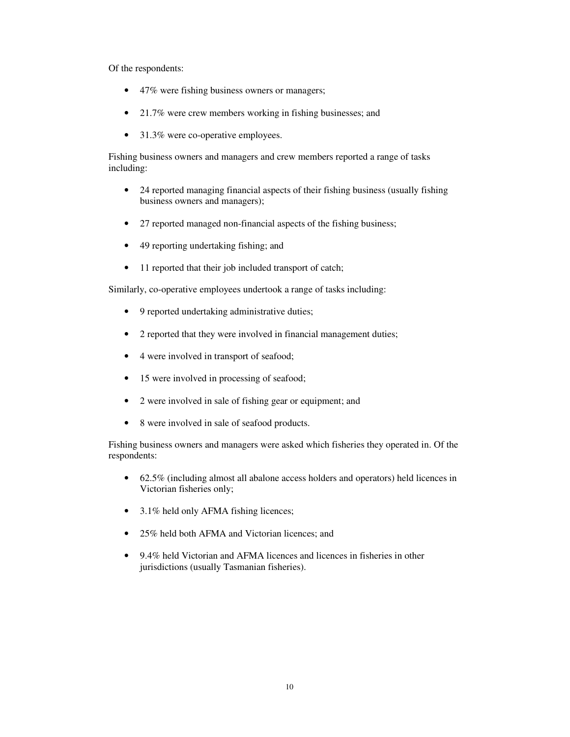Of the respondents:

- 47% were fishing business owners or managers;
- 21.7% were crew members working in fishing businesses; and
- 31.3% were co-operative employees.

Fishing business owners and managers and crew members reported a range of tasks including:

- 24 reported managing financial aspects of their fishing business (usually fishing business owners and managers);
- 27 reported managed non-financial aspects of the fishing business;
- 49 reporting undertaking fishing; and
- 11 reported that their job included transport of catch;

Similarly, co-operative employees undertook a range of tasks including:

- 9 reported undertaking administrative duties;
- 2 reported that they were involved in financial management duties;
- 4 were involved in transport of seafood;
- 15 were involved in processing of seafood;
- 2 were involved in sale of fishing gear or equipment; and
- 8 were involved in sale of seafood products.

Fishing business owners and managers were asked which fisheries they operated in. Of the respondents:

- 62.5% (including almost all abalone access holders and operators) held licences in Victorian fisheries only;
- 3.1% held only AFMA fishing licences;
- 25% held both AFMA and Victorian licences; and
- 9.4% held Victorian and AFMA licences and licences in fisheries in other jurisdictions (usually Tasmanian fisheries).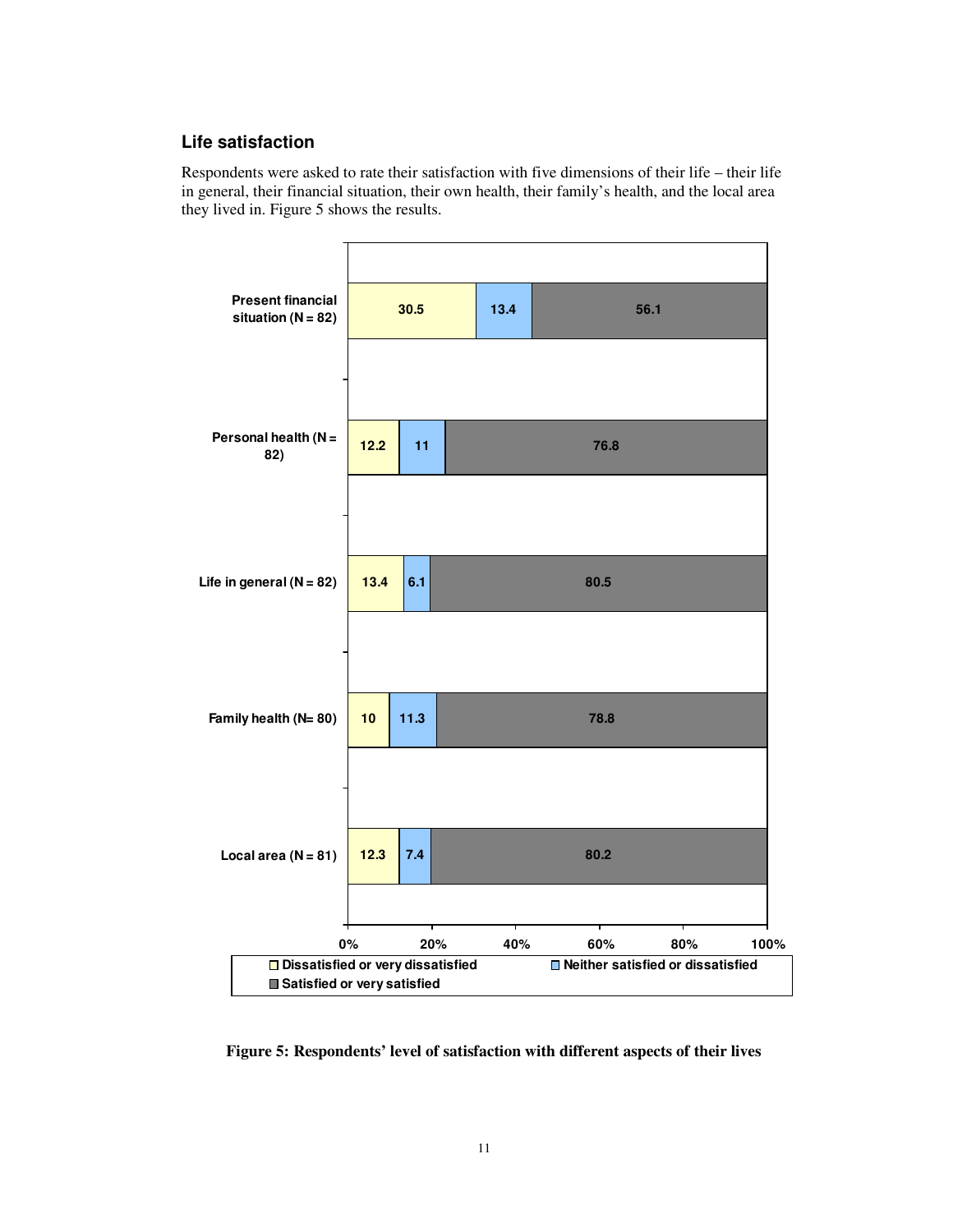## Life satisfaction

Respondents were asked to rate their satisfaction with five dimensions of their life – their life in general, their financial situation, their own health, their family's health, and the local area they lived in. Figure 5 shows the results.

| | Dissatisfied or very dissatisfied | Neither satisfied or dissatisfied | Satisfied or very satisfied |
|---|---|---|---|
| Present financial situation (N = 82) | 30.5 | 13.4 | 56.1 |
| Personal health (N = 82) | 12.2 | 11 | 76.8 |
| Life in general (N = 82) | 13.4 | 6.1 | 80.5 |
| Family health (N= 80) | 10 | 11.3 | 78.8 |
| Local area (N = 81) | 12.3 | 7.4 | 80.2 |

**Figure 5: Respondents' level of satisfaction with different aspects of their lives**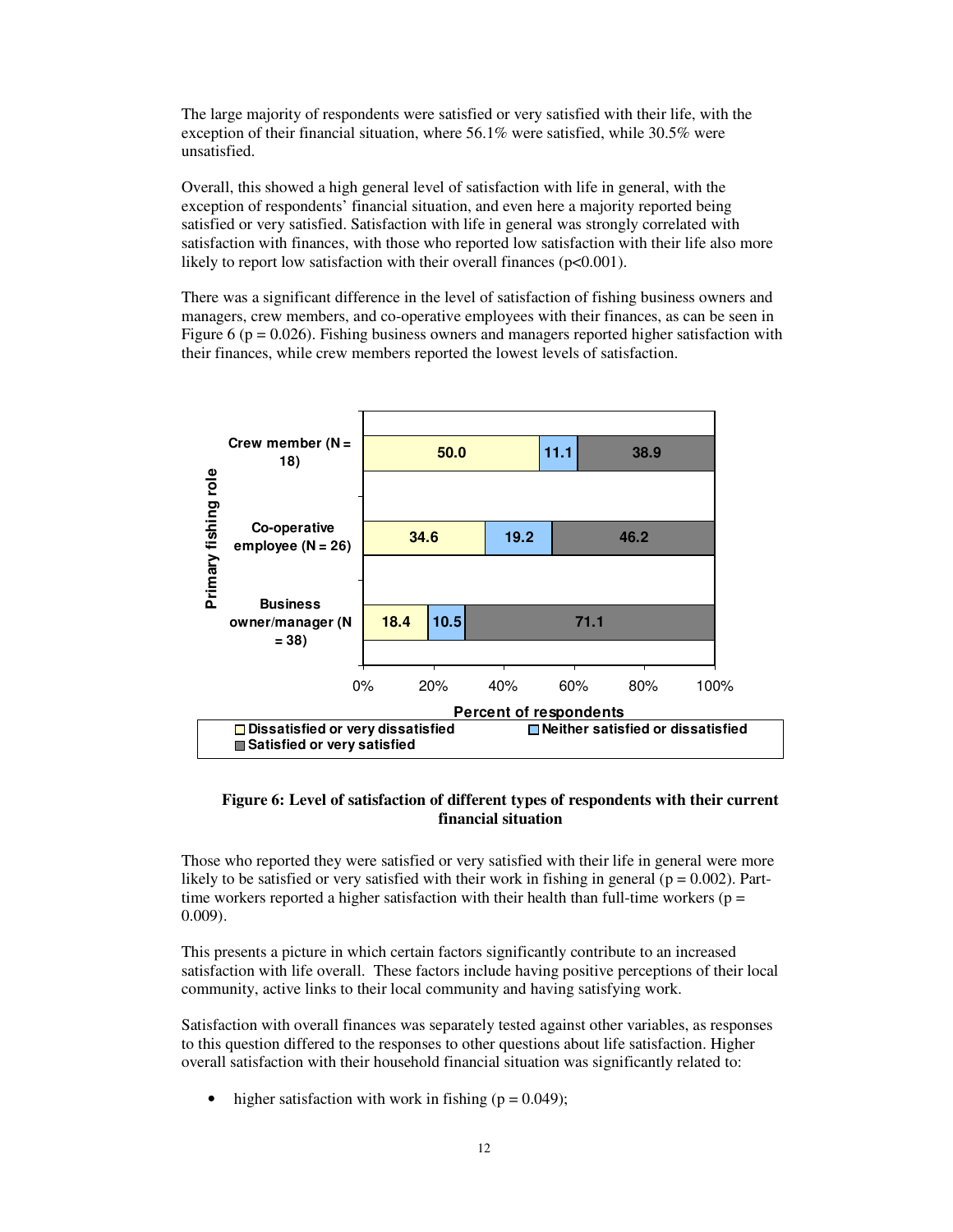The large majority of respondents were satisfied or very satisfied with their life, with the exception of their financial situation, where 56.1% were satisfied, while 30.5% were unsatisfied.

Overall, this showed a high general level of satisfaction with life in general, with the exception of respondents' financial situation, and even here a majority reported being satisfied or very satisfied. Satisfaction with life in general was strongly correlated with satisfaction with finances, with those who reported low satisfaction with their life also more likely to report low satisfaction with their overall finances ($p<0.001$).

There was a significant difference in the level of satisfaction of fishing business owners and managers, crew members, and co-operative employees with their finances, as can be seen in Figure 6 ($p = 0.026$). Fishing business owners and managers reported higher satisfaction with their finances, while crew members reported the lowest levels of satisfaction.

| Primary fishing role | Dissatisfied or very dissatisfied | Neither satisfied or dissatisfied | Satisfied or very satisfied |
| --- | --- | --- | --- |
| Crew member (N = 18) | 50.0 | 11.1 | 38.9 |
| Co-operative employee (N = 26) | 34.6 | 19.2 | 46.2 |
| Business owner/manager (N = 38) | 18.4 | 10.5 | 71.1 |

**Figure 6: Level of satisfaction of different types of respondents with their current financial situation**

Those who reported they were satisfied or very satisfied with their life in general were more likely to be satisfied or very satisfied with their work in fishing in general ($p = 0.002$). Part-time workers reported a higher satisfaction with their health than full-time workers ($p = 0.009$).

This presents a picture in which certain factors significantly contribute to an increased satisfaction with life overall. These factors include having positive perceptions of their local community, active links to their local community and having satisfying work.

Satisfaction with overall finances was separately tested against other variables, as responses to this question differed to the responses to other questions about life satisfaction. Higher overall satisfaction with their household financial situation was significantly related to:

- higher satisfaction with work in fishing ($p = 0.049$);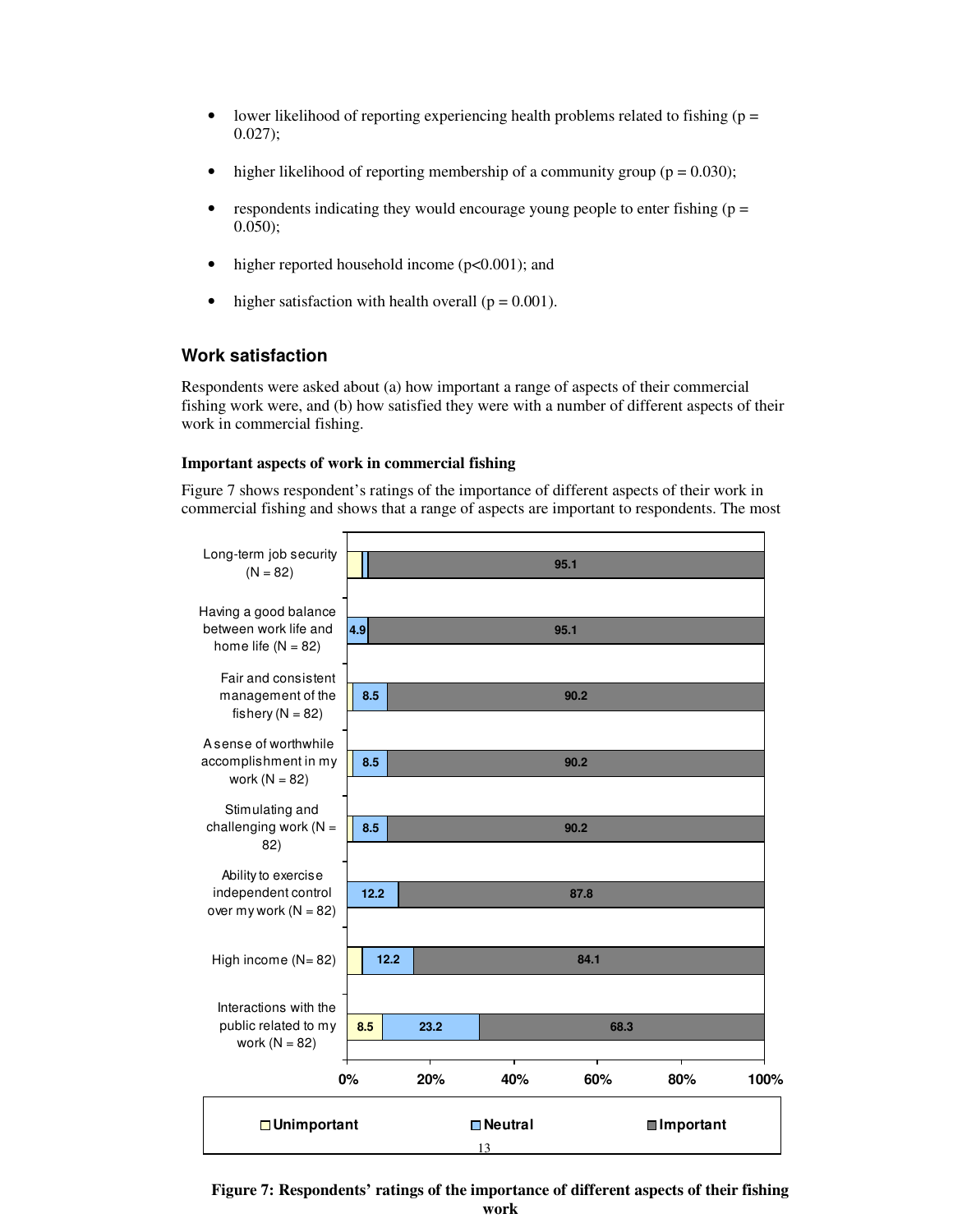- lower likelihood of reporting experiencing health problems related to fishing (p = 0.027);
- higher likelihood of reporting membership of a community group (p = 0.030);
- respondents indicating they would encourage young people to enter fishing (p = 0.050);
- higher reported household income (p<0.001); and
- higher satisfaction with health overall (p = 0.001).

## Work satisfaction

Respondents were asked about (a) how important a range of aspects of their commercial fishing work were, and (b) how satisfied they were with a number of different aspects of their work in commercial fishing.

### Important aspects of work in commercial fishing

Figure 7 shows respondent's ratings of the importance of different aspects of their work in commercial fishing and shows that a range of aspects are important to respondents. The most

| Aspect | Unimportant | Neutral | Important |
|---|---|---|---|
| Long-term job security (N = 82) | | | 95.1 |
| Having a good balance between work life and home life (N = 82) | | 4.9 | 95.1 |
| Fair and consistent management of the fishery (N = 82) | | 8.5 | 90.2 |
| A sense of worthwhile accomplishment in my work (N = 82) | | 8.5 | 90.2 |
| Stimulating and challenging work (N = 82) | | 8.5 | 90.2 |
| Ability to exercise independent control over my work (N = 82) | | 12.2 | 87.8 |
| High income (N= 82) | | 12.2 | 84.1 |
| Interactions with the public related to my work (N = 82) | 8.5 | 23.2 | 68.3 |

**Figure 7: Respondents' ratings of the importance of different aspects of their fishing work**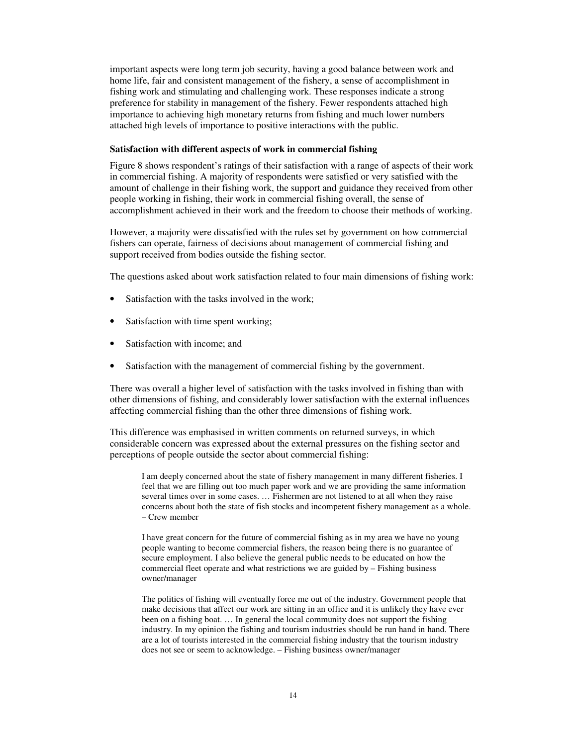important aspects were long term job security, having a good balance between work and home life, fair and consistent management of the fishery, a sense of accomplishment in fishing work and stimulating and challenging work. These responses indicate a strong preference for stability in management of the fishery. Fewer respondents attached high importance to achieving high monetary returns from fishing and much lower numbers attached high levels of importance to positive interactions with the public.

**Satisfaction with different aspects of work in commercial fishing**

Figure 8 shows respondent's ratings of their satisfaction with a range of aspects of their work in commercial fishing. A majority of respondents were satisfied or very satisfied with the amount of challenge in their fishing work, the support and guidance they received from other people working in fishing, their work in commercial fishing overall, the sense of accomplishment achieved in their work and the freedom to choose their methods of working.

However, a majority were dissatisfied with the rules set by government on how commercial fishers can operate, fairness of decisions about management of commercial fishing and support received from bodies outside the fishing sector.

The questions asked about work satisfaction related to four main dimensions of fishing work:

- Satisfaction with the tasks involved in the work;
- Satisfaction with time spent working;
- Satisfaction with income; and
- Satisfaction with the management of commercial fishing by the government.

There was overall a higher level of satisfaction with the tasks involved in fishing than with other dimensions of fishing, and considerably lower satisfaction with the external influences affecting commercial fishing than the other three dimensions of fishing work.

This difference was emphasised in written comments on returned surveys, in which considerable concern was expressed about the external pressures on the fishing sector and perceptions of people outside the sector about commercial fishing:

> I am deeply concerned about the state of fishery management in many different fisheries. I feel that we are filling out too much paper work and we are providing the same information several times over in some cases. … Fishermen are not listened to at all when they raise concerns about both the state of fish stocks and incompetent fishery management as a whole. – Crew member

> I have great concern for the future of commercial fishing as in my area we have no young people wanting to become commercial fishers, the reason being there is no guarantee of secure employment. I also believe the general public needs to be educated on how the commercial fleet operate and what restrictions we are guided by – Fishing business owner/manager

> The politics of fishing will eventually force me out of the industry. Government people that make decisions that affect our work are sitting in an office and it is unlikely they have ever been on a fishing boat. … In general the local community does not support the fishing industry. In my opinion the fishing and tourism industries should be run hand in hand. There are a lot of tourists interested in the commercial fishing industry that the tourism industry does not see or seem to acknowledge. – Fishing business owner/manager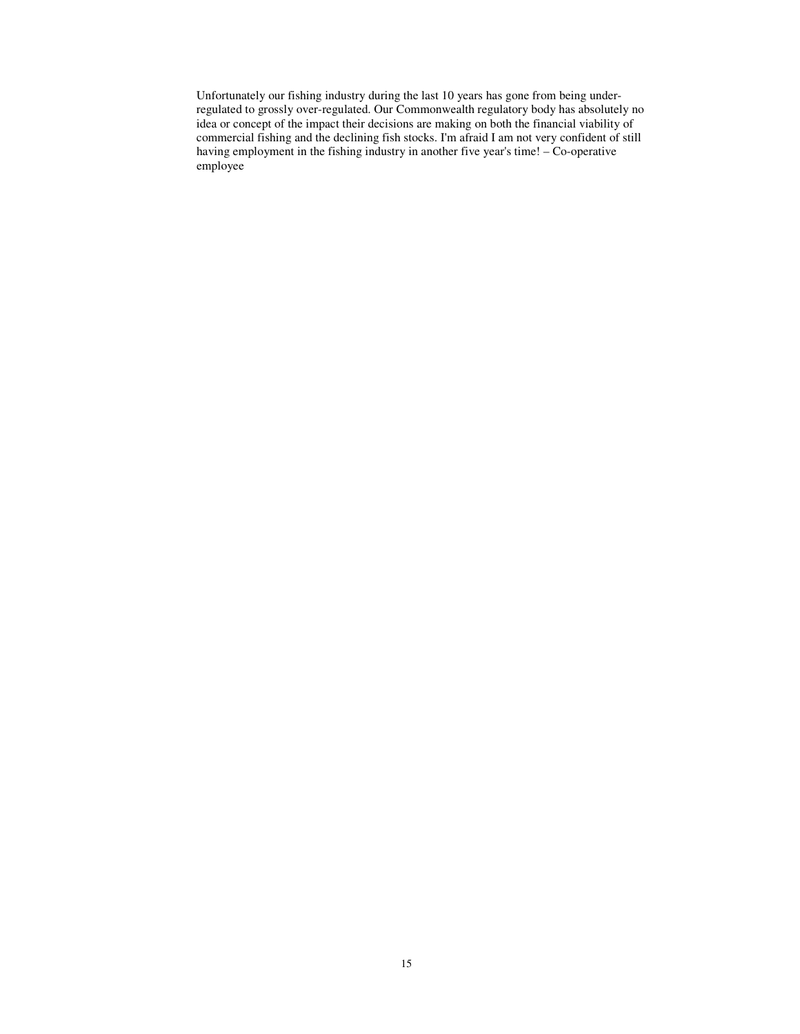Unfortunately our fishing industry during the last 10 years has gone from being under-regulated to grossly over-regulated. Our Commonwealth regulatory body has absolutely no idea or concept of the impact their decisions are making on both the financial viability of commercial fishing and the declining fish stocks. I'm afraid I am not very confident of still having employment in the fishing industry in another five year's time! – Co-operative employee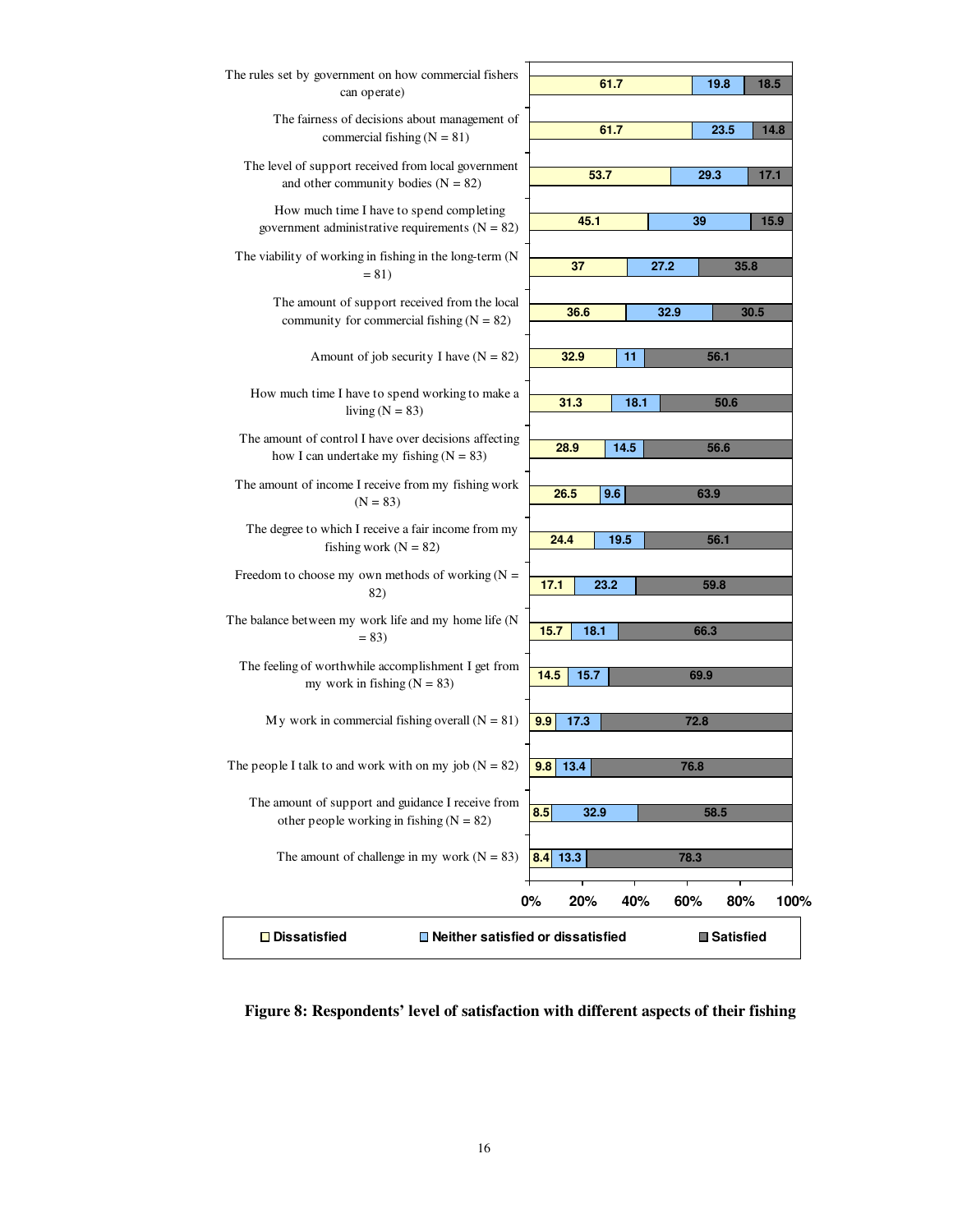| Aspect | Dissatisfied | Neither satisfied or dissatisfied | Satisfied |
|---|---|---|---|
| The rules set by government on how commercial fishers can operate) | 61.7 | 19.8 | 18.5 |
| The fairness of decisions about management of commercial fishing (N = 81) | 61.7 | 23.5 | 14.8 |
| The level of support received from local government and other community bodies (N = 82) | 53.7 | 29.3 | 17.1 |
| How much time I have to spend completing government administrative requirements (N = 82) | 45.1 | 39 | 15.9 |
| The viability of working in fishing in the long-term (N = 81) | 37 | 27.2 | 35.8 |
| The amount of support received from the local community for commercial fishing (N = 82) | 36.6 | 32.9 | 30.5 |
| Amount of job security I have (N = 82) | 32.9 | 11 | 56.1 |
| How much time I have to spend working to make a living (N = 83) | 31.3 | 18.1 | 50.6 |
| The amount of control I have over decisions affecting how I can undertake my fishing (N = 83) | 28.9 | 14.5 | 56.6 |
| The amount of income I receive from my fishing work (N = 83) | 26.5 | 9.6 | 63.9 |
| The degree to which I receive a fair income from my fishing work (N = 82) | 24.4 | 19.5 | 56.1 |
| Freedom to choose my own methods of working (N = 82) | 17.1 | 23.2 | 59.8 |
| The balance between my work life and my home life (N = 83) | 15.7 | 18.1 | 66.3 |
| The feeling of worthwhile accomplishment I get from my work in fishing (N = 83) | 14.5 | 15.7 | 69.9 |
| My work in commercial fishing overall (N = 81) | 9.9 | 17.3 | 72.8 |
| The people I talk to and work with on my job (N = 82) | 9.8 | 13.4 | 76.8 |
| The amount of support and guidance I receive from other people working in fishing (N = 82) | 8.5 | 32.9 | 58.5 |
| The amount of challenge in my work (N = 83) | 8.4 | 13.3 | 78.3 |

**Figure 8: Respondents' level of satisfaction with different aspects of their fishing**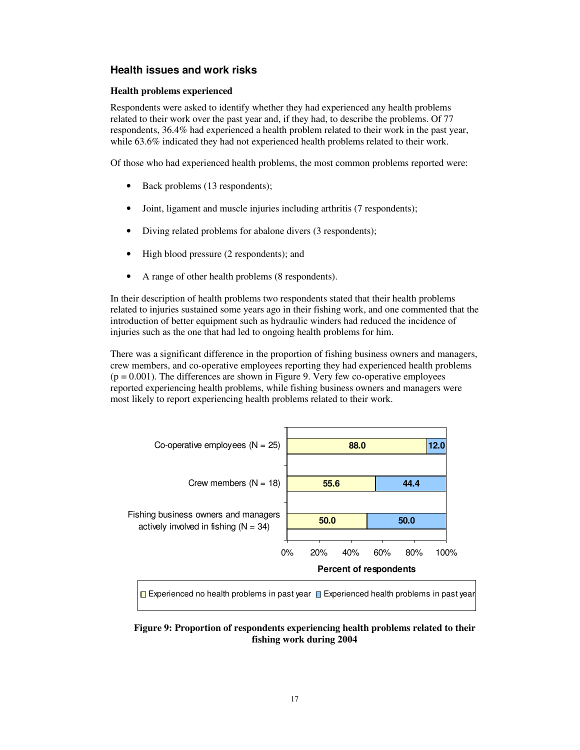## Health issues and work risks

### Health problems experienced

Respondents were asked to identify whether they had experienced any health problems related to their work over the past year and, if they had, to describe the problems. Of 77 respondents, 36.4% had experienced a health problem related to their work in the past year, while 63.6% indicated they had not experienced health problems related to their work.

Of those who had experienced health problems, the most common problems reported were:

- Back problems (13 respondents);
- Joint, ligament and muscle injuries including arthritis (7 respondents);
- Diving related problems for abalone divers (3 respondents);
- High blood pressure (2 respondents); and
- A range of other health problems (8 respondents).

In their description of health problems two respondents stated that their health problems related to injuries sustained some years ago in their fishing work, and one commented that the introduction of better equipment such as hydraulic winders had reduced the incidence of injuries such as the one that had led to ongoing health problems for him.

There was a significant difference in the proportion of fishing business owners and managers, crew members, and co-operative employees reporting they had experienced health problems ($p = 0.001$). The differences are shown in Figure 9. Very few co-operative employees reported experiencing health problems, while fishing business owners and managers were most likely to report experiencing health problems related to their work.

| | Experienced no health problems in past year | Experienced health problems in past year |
|---|---|---|
| Co-operative employees (N = 25) | 88.0 | 12.0 |
| Crew members (N = 18) | 55.6 | 44.4 |
| Fishing business owners and managers actively involved in fishing (N = 34) | 50.0 | 50.0 |

Percent of respondents

**Figure 9: Proportion of respondents experiencing health problems related to their fishing work during 2004**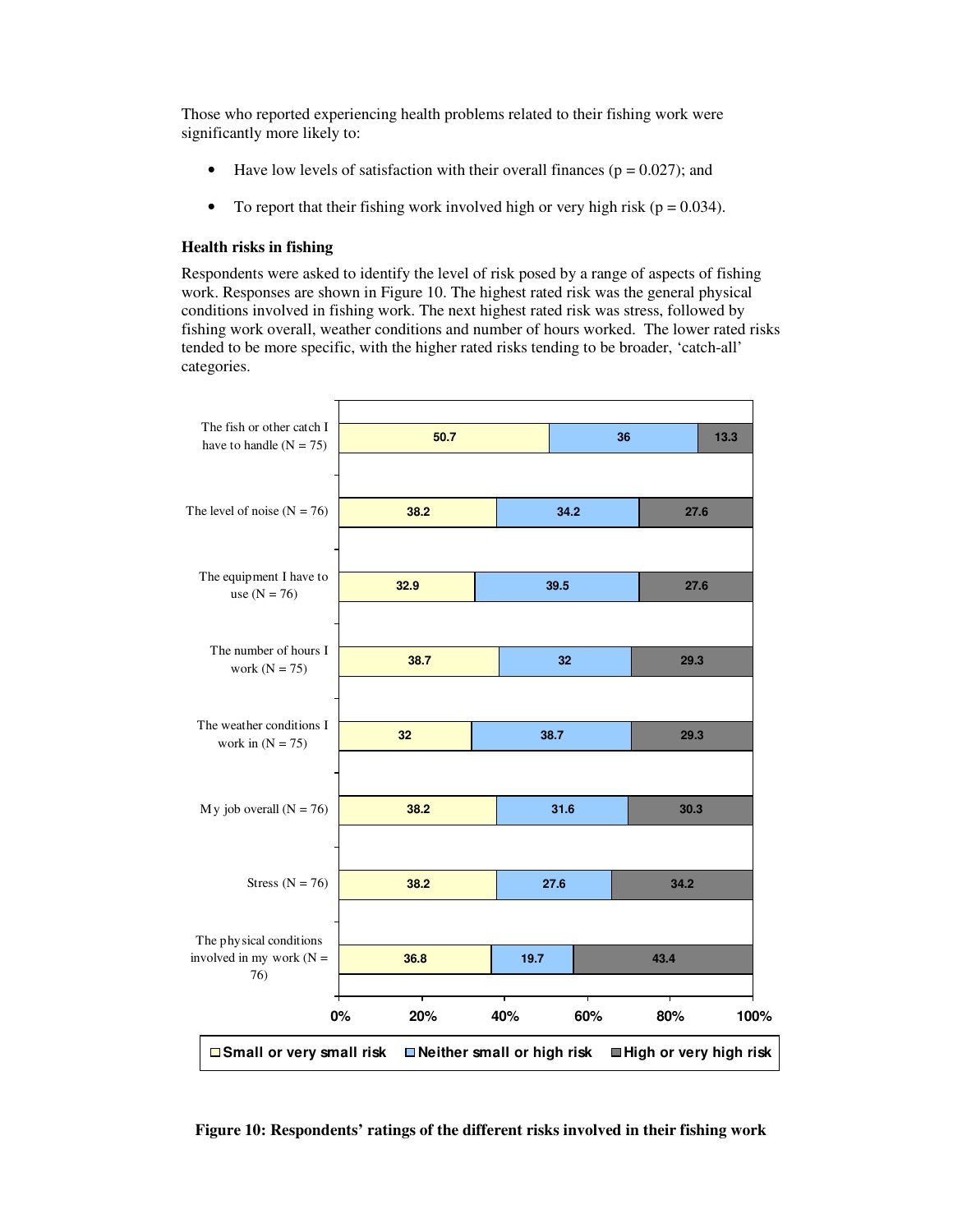Those who reported experiencing health problems related to their fishing work were significantly more likely to:

- Have low levels of satisfaction with their overall finances ($p = 0.027$); and
- To report that their fishing work involved high or very high risk ($p = 0.034$).

### Health risks in fishing

Respondents were asked to identify the level of risk posed by a range of aspects of fishing work. Responses are shown in Figure 10. The highest rated risk was the general physical conditions involved in fishing work. The next highest rated risk was stress, followed by fishing work overall, weather conditions and number of hours worked. The lower rated risks tended to be more specific, with the higher rated risks tending to be broader, 'catch-all' categories.

| | Small or very small risk | Neither small or high risk | High or very high risk |
|---|---|---|---|
| The fish or other catch I have to handle (N = 75) | 50.7 | 36 | 13.3 |
| The level of noise (N = 76) | 38.2 | 34.2 | 27.6 |
| The equipment I have to use (N = 76) | 32.9 | 39.5 | 27.6 |
| The number of hours I work (N = 75) | 38.7 | 32 | 29.3 |
| The weather conditions I work in (N = 75) | 32 | 38.7 | 29.3 |
| My job overall (N = 76) | 38.2 | 31.6 | 30.3 |
| Stress (N = 76) | 38.2 | 27.6 | 34.2 |
| The physical conditions involved in my work (N = 76) | 36.8 | 19.7 | 43.4 |

**Figure 10: Respondents' ratings of the different risks involved in their fishing work**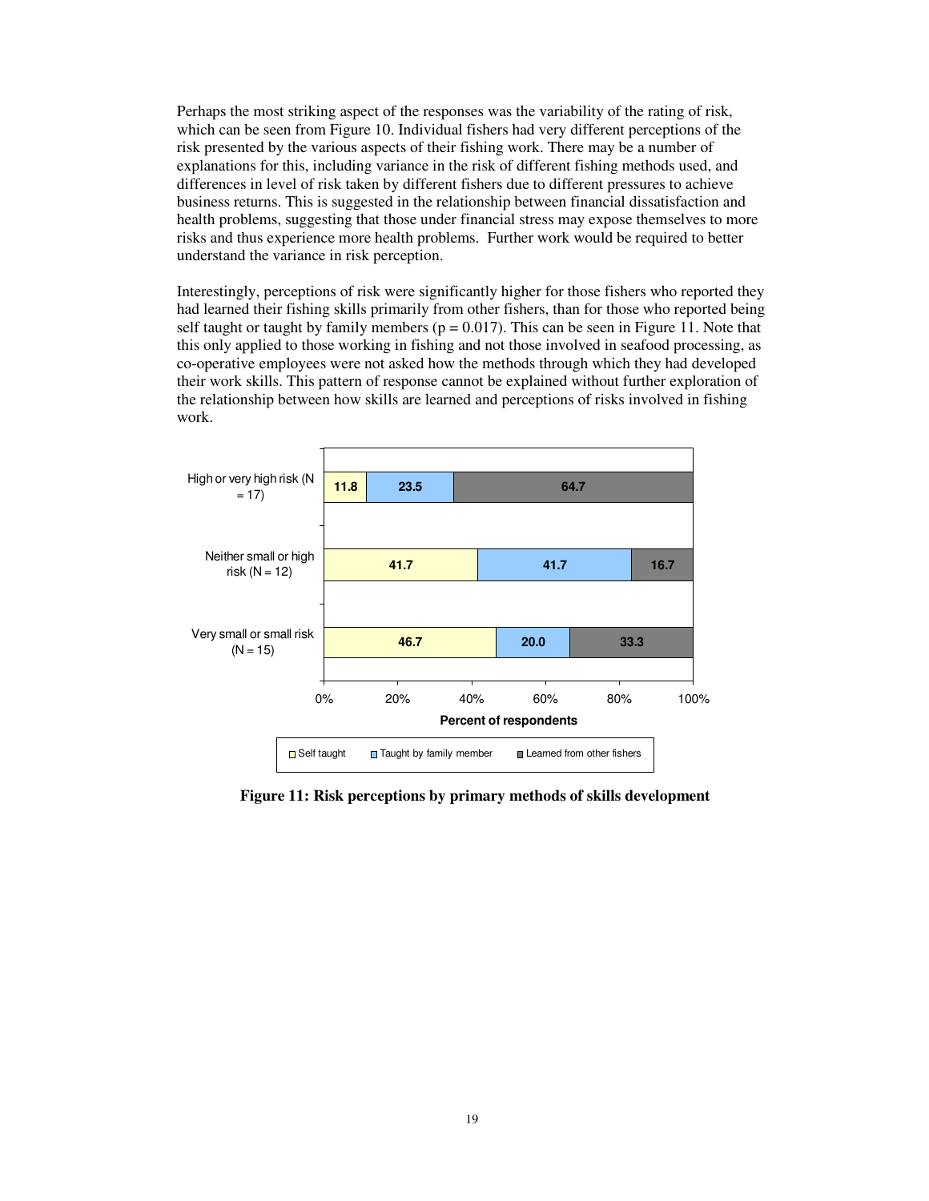Perhaps the most striking aspect of the responses was the variability of the rating of risk, which can be seen from Figure 10. Individual fishers had very different perceptions of the risk presented by the various aspects of their fishing work. There may be a number of explanations for this, including variance in the risk of different fishing methods used, and differences in level of risk taken by different fishers due to different pressures to achieve business returns. This is suggested in the relationship between financial dissatisfaction and health problems, suggesting that those under financial stress may expose themselves to more risks and thus experience more health problems. Further work would be required to better understand the variance in risk perception.

Interestingly, perceptions of risk were significantly higher for those fishers who reported they had learned their fishing skills primarily from other fishers, than for those who reported being self taught or taught by family members ($p = 0.017$). This can be seen in Figure 11. Note that this only applied to those working in fishing and not those involved in seafood processing, as co-operative employees were not asked how the methods through which they had developed their work skills. This pattern of response cannot be explained without further exploration of the relationship between how skills are learned and perceptions of risks involved in fishing work.

| Percent of respondents | Self taught | Taught by family member | Learned from other fishers |
|---|---|---|---|
| High or very high risk (N = 17) | 11.8 | 23.5 | 64.7 |
| Neither small or high risk (N = 12) | 41.7 | 41.7 | 16.7 |
| Very small or small risk (N = 15) | 46.7 | 20.0 | 33.3 |

**Figure 11: Risk perceptions by primary methods of skills development**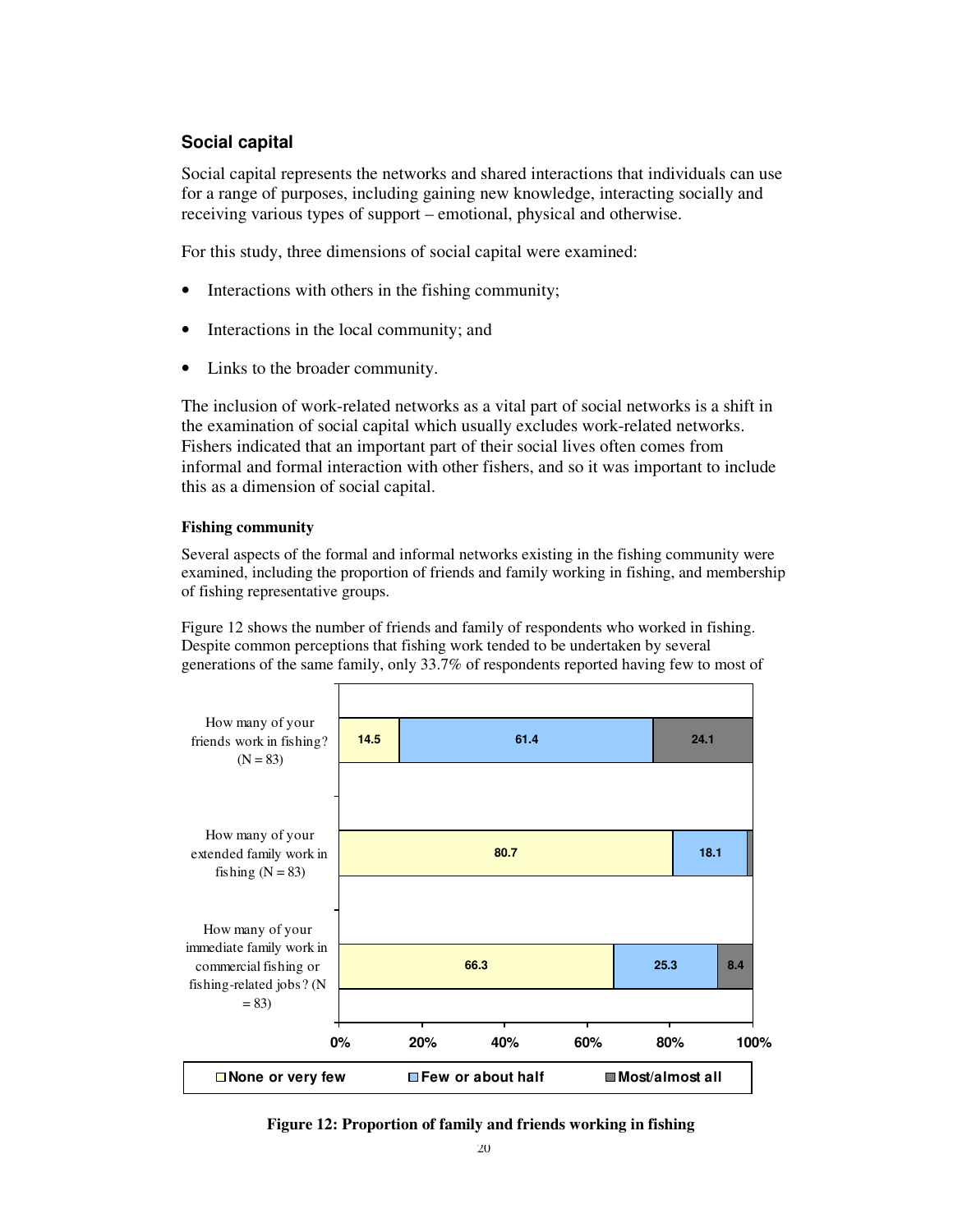## Social capital

Social capital represents the networks and shared interactions that individuals can use for a range of purposes, including gaining new knowledge, interacting socially and receiving various types of support – emotional, physical and otherwise.

For this study, three dimensions of social capital were examined:

- Interactions with others in the fishing community;
- Interactions in the local community; and
- Links to the broader community.

The inclusion of work-related networks as a vital part of social networks is a shift in the examination of social capital which usually excludes work-related networks. Fishers indicated that an important part of their social lives often comes from informal and formal interaction with other fishers, and so it was important to include this as a dimension of social capital.

### Fishing community

Several aspects of the formal and informal networks existing in the fishing community were examined, including the proportion of friends and family working in fishing, and membership of fishing representative groups.

Figure 12 shows the number of friends and family of respondents who worked in fishing. Despite common perceptions that fishing work tended to be undertaken by several generations of the same family, only 33.7% of respondents reported having few to most of

| | None or very few | Few or about half | Most/almost all |
|---|---|---|---|
| How many of your friends work in fishing? (N = 83) | 14.5 | 61.4 | 24.1 |
| How many of your extended family work in fishing (N = 83) | 80.7 | 18.1 | |
| How many of your immediate family work in commercial fishing or fishing-related jobs? (N = 83) | 66.3 | 25.3 | 8.4 |

**Figure 12: Proportion of family and friends working in fishing**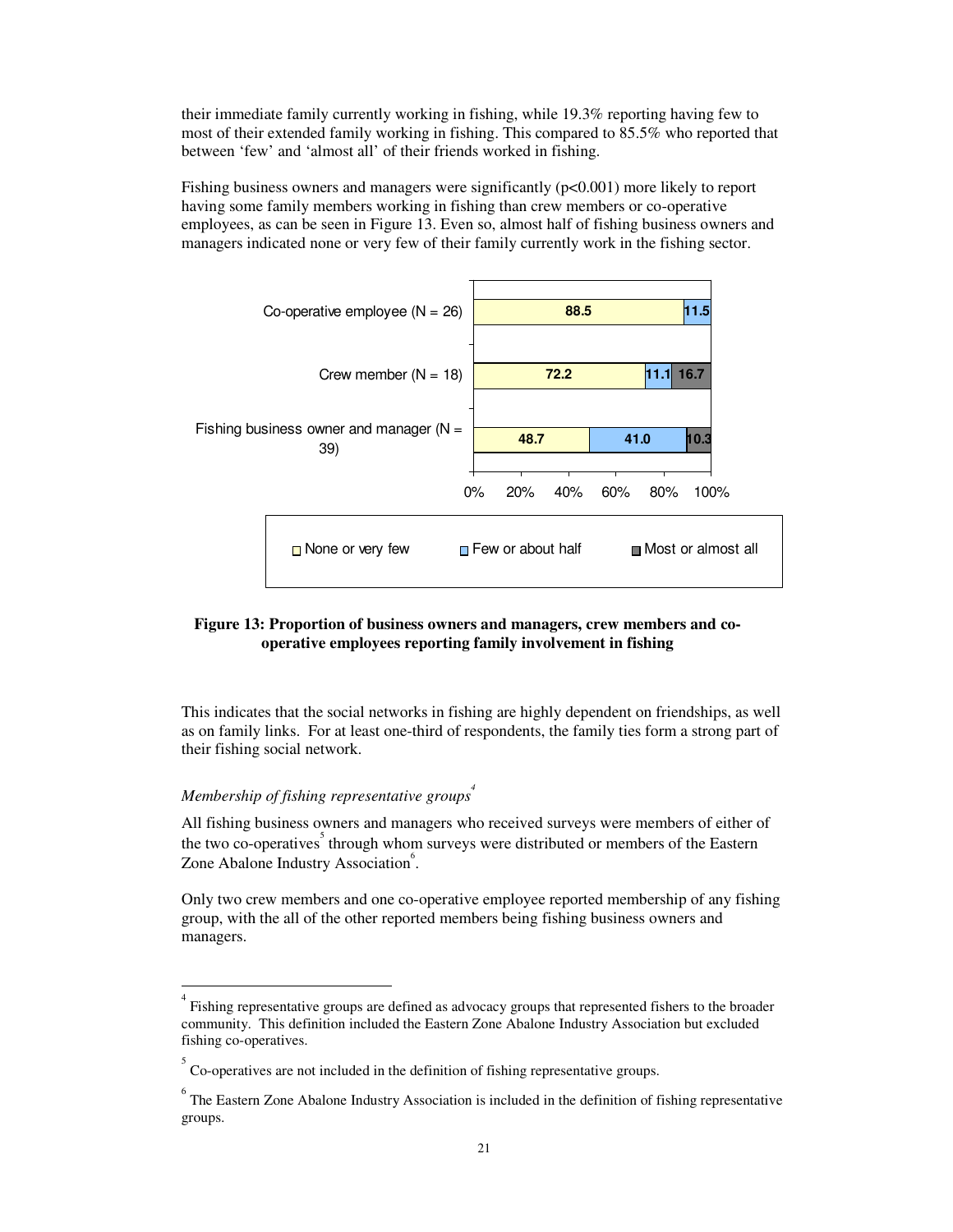their immediate family currently working in fishing, while 19.3% reporting having few to most of their extended family working in fishing. This compared to 85.5% who reported that between 'few' and 'almost all' of their friends worked in fishing.

Fishing business owners and managers were significantly ($p<0.001$) more likely to report having some family members working in fishing than crew members or co-operative employees, as can be seen in Figure 13. Even so, almost half of fishing business owners and managers indicated none or very few of their family currently work in the fishing sector.

| | None or very few | Few or about half | Most or almost all |
|---|---|---|---|
| Co-operative employee (N = 26) | 88.5 | 11.5 | |
| Crew member (N = 18) | 72.2 | 11.1 | 16.7 |
| Fishing business owner and manager (N = 39) | 48.7 | 41.0 | 10.3 |

**Figure 13: Proportion of business owners and managers, crew members and co-operative employees reporting family involvement in fishing**

This indicates that the social networks in fishing are highly dependent on friendships, as well as on family links. For at least one-third of respondents, the family ties form a strong part of their fishing social network.

*Membership of fishing representative groups*[4]

All fishing business owners and managers who received surveys were members of either of the two co-operatives[5] through whom surveys were distributed or members of the Eastern Zone Abalone Industry Association[6].

Only two crew members and one co-operative employee reported membership of any fishing group, with the all of the other reported members being fishing business owners and managers.

---

[4] Fishing representative groups are defined as advocacy groups that represented fishers to the broader community. This definition included the Eastern Zone Abalone Industry Association but excluded fishing co-operatives.

[5] Co-operatives are not included in the definition of fishing representative groups.

[6] The Eastern Zone Abalone Industry Association is included in the definition of fishing representative groups.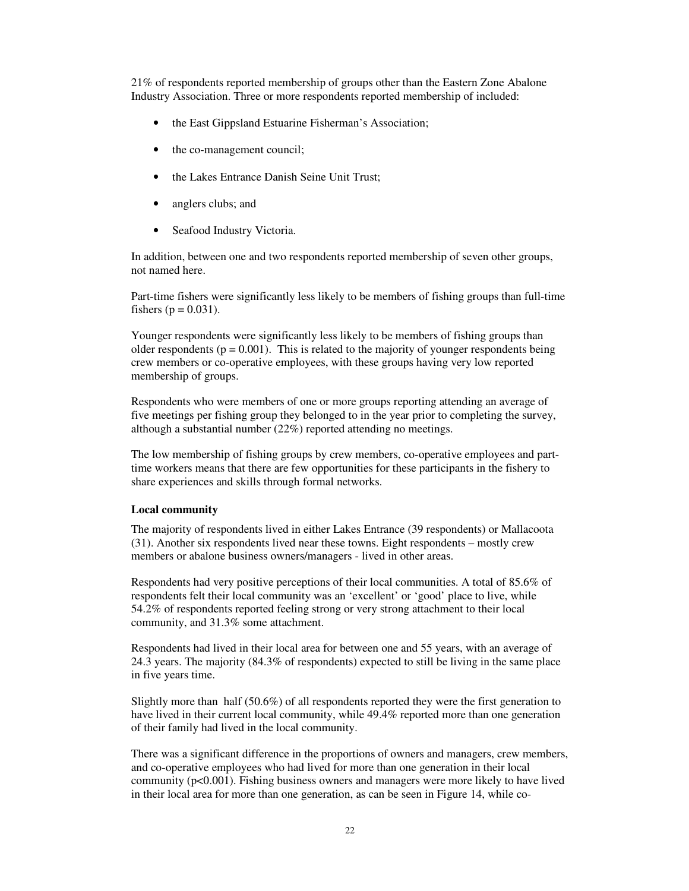21% of respondents reported membership of groups other than the Eastern Zone Abalone Industry Association. Three or more respondents reported membership of included:

- the East Gippsland Estuarine Fisherman's Association;
- the co-management council;
- the Lakes Entrance Danish Seine Unit Trust;
- anglers clubs; and
- Seafood Industry Victoria.

In addition, between one and two respondents reported membership of seven other groups, not named here.

Part-time fishers were significantly less likely to be members of fishing groups than full-time fishers ($p = 0.031$).

Younger respondents were significantly less likely to be members of fishing groups than older respondents ($p = 0.001$). This is related to the majority of younger respondents being crew members or co-operative employees, with these groups having very low reported membership of groups.

Respondents who were members of one or more groups reporting attending an average of five meetings per fishing group they belonged to in the year prior to completing the survey, although a substantial number (22%) reported attending no meetings.

The low membership of fishing groups by crew members, co-operative employees and part-time workers means that there are few opportunities for these participants in the fishery to share experiences and skills through formal networks.

**Local community**

The majority of respondents lived in either Lakes Entrance (39 respondents) or Mallacoota (31). Another six respondents lived near these towns. Eight respondents – mostly crew members or abalone business owners/managers - lived in other areas.

Respondents had very positive perceptions of their local communities. A total of 85.6% of respondents felt their local community was an 'excellent' or 'good' place to live, while 54.2% of respondents reported feeling strong or very strong attachment to their local community, and 31.3% some attachment.

Respondents had lived in their local area for between one and 55 years, with an average of 24.3 years. The majority (84.3% of respondents) expected to still be living in the same place in five years time.

Slightly more than half (50.6%) of all respondents reported they were the first generation to have lived in their current local community, while 49.4% reported more than one generation of their family had lived in the local community.

There was a significant difference in the proportions of owners and managers, crew members, and co-operative employees who had lived for more than one generation in their local community ($p<0.001$). Fishing business owners and managers were more likely to have lived in their local area for more than one generation, as can be seen in Figure 14, while co-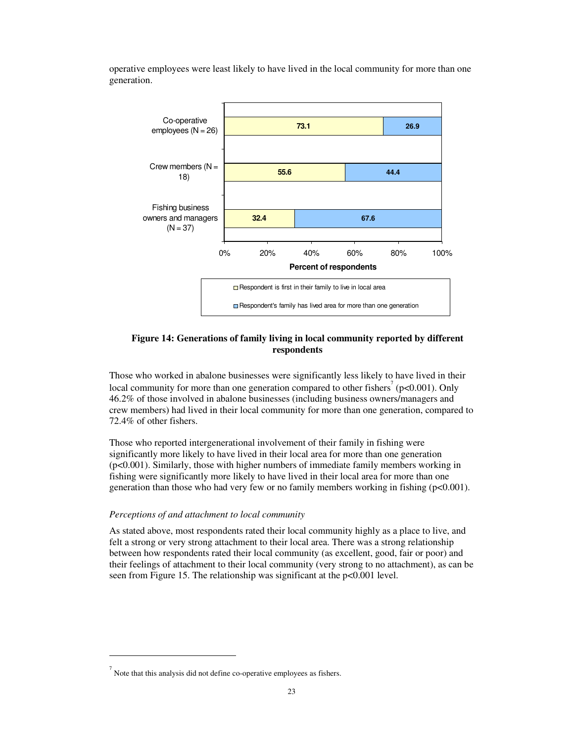operative employees were least likely to have lived in the local community for more than one generation.

**Figure 14: Generations of family living in local community reported by different respondents**

Those who worked in abalone businesses were significantly less likely to have lived in their local community for more than one generation compared to other fishers[7] ($p<0.001$). Only 46.2% of those involved in abalone businesses (including business owners/managers and crew members) had lived in their local community for more than one generation, compared to 72.4% of other fishers.

Those who reported intergenerational involvement of their family in fishing were significantly more likely to have lived in their local area for more than one generation ($p<0.001$). Similarly, those with higher numbers of immediate family members working in fishing were significantly more likely to have lived in their local area for more than one generation than those who had very few or no family members working in fishing ($p<0.001$).

*Perceptions of and attachment to local community*

As stated above, most respondents rated their local community highly as a place to live, and felt a strong or very strong attachment to their local area. There was a strong relationship between how respondents rated their local community (as excellent, good, fair or poor) and their feelings of attachment to their local community (very strong to no attachment), as can be seen from Figure 15. The relationship was significant at the $p<0.001$ level.

[7] Note that this analysis did not define co-operative employees as fishers.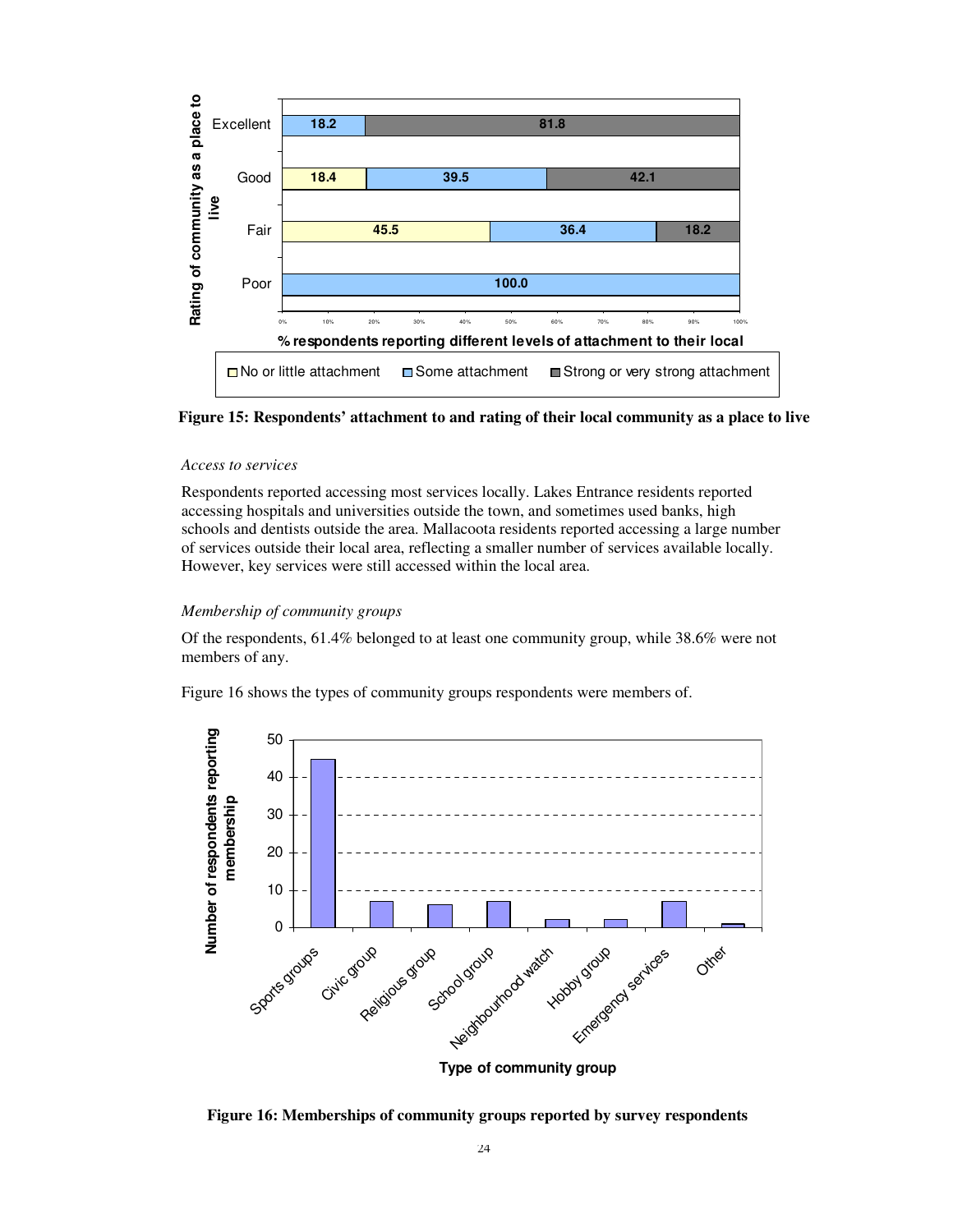Figure 15: Respondents' attachment to and rating of their local community as a place to live

*Access to services*

Respondents reported accessing most services locally. Lakes Entrance residents reported accessing hospitals and universities outside the town, and sometimes used banks, high schools and dentists outside the area. Mallacoota residents reported accessing a large number of services outside their local area, reflecting a smaller number of services available locally. However, key services were still accessed within the local area.

*Membership of community groups*

Of the respondents, 61.4% belonged to at least one community group, while 38.6% were not members of any.

Figure 16 shows the types of community groups respondents were members of.

Figure 16: Memberships of community groups reported by survey respondents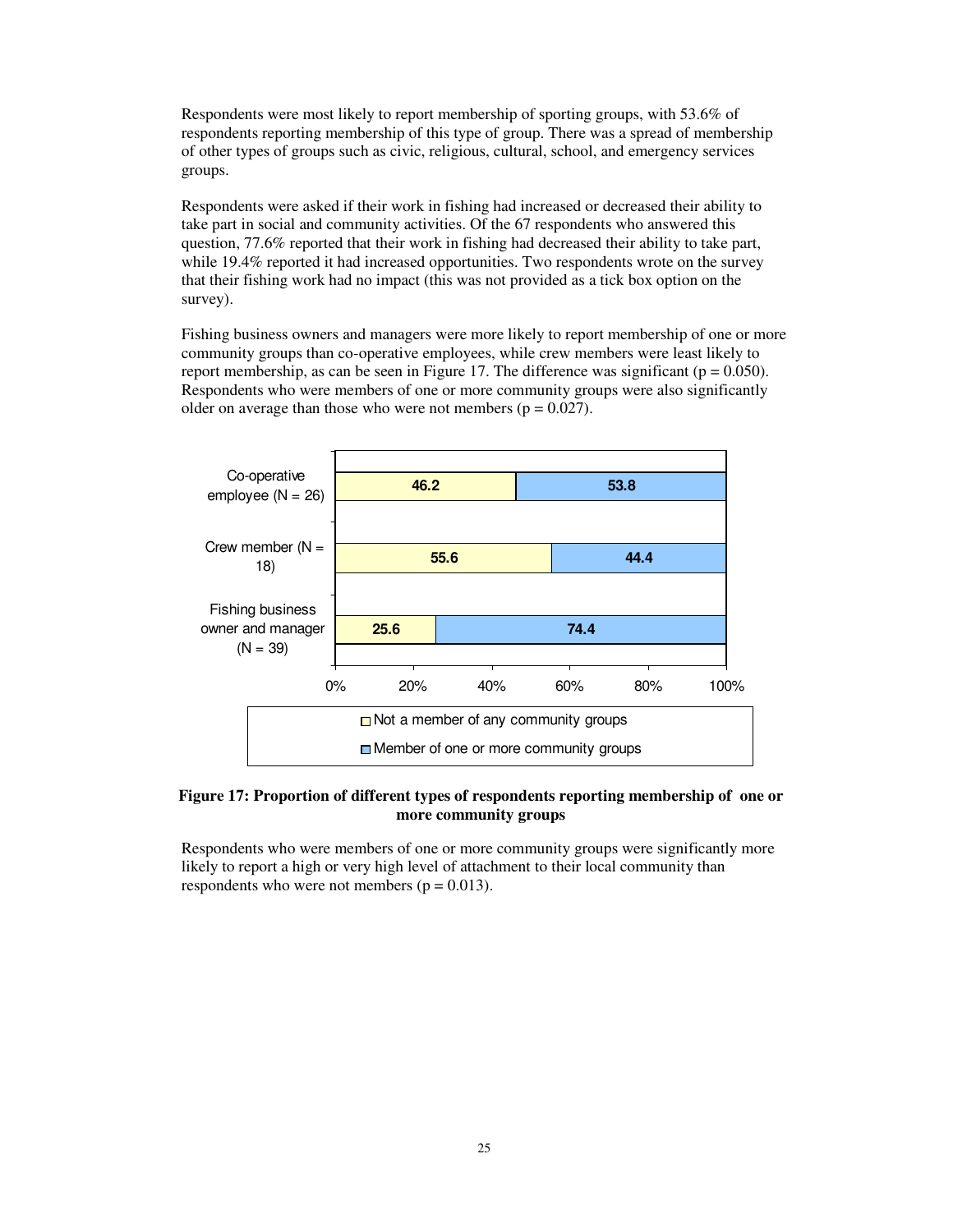Respondents were most likely to report membership of sporting groups, with 53.6% of respondents reporting membership of this type of group. There was a spread of membership of other types of groups such as civic, religious, cultural, school, and emergency services groups.

Respondents were asked if their work in fishing had increased or decreased their ability to take part in social and community activities. Of the 67 respondents who answered this question, 77.6% reported that their work in fishing had decreased their ability to take part, while 19.4% reported it had increased opportunities. Two respondents wrote on the survey that their fishing work had no impact (this was not provided as a tick box option on the survey).

Fishing business owners and managers were more likely to report membership of one or more community groups than co-operative employees, while crew members were least likely to report membership, as can be seen in Figure 17. The difference was significant ($p = 0.050$). Respondents who were members of one or more community groups were also significantly older on average than those who were not members ($p = 0.027$).

| | Not a member of any community groups | Member of one or more community groups |
|---|---|---|
| Co-operative employee (N = 26) | 46.2 | 53.8 |
| Crew member (N = 18) | 55.6 | 44.4 |
| Fishing business owner and manager (N = 39) | 25.6 | 74.4 |

**Figure 17: Proportion of different types of respondents reporting membership of one or more community groups**

Respondents who were members of one or more community groups were significantly more likely to report a high or very high level of attachment to their local community than respondents who were not members ($p = 0.013$).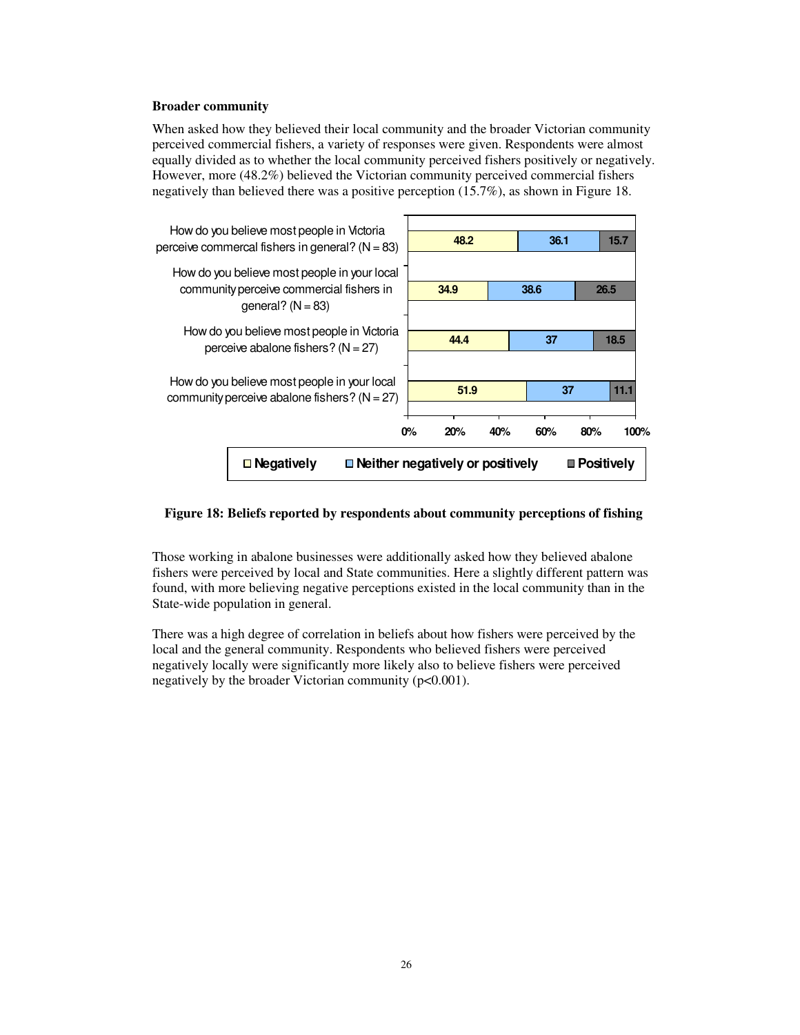### Broader community

When asked how they believed their local community and the broader Victorian community perceived commercial fishers, a variety of responses were given. Respondents were almost equally divided as to whether the local community perceived fishers positively or negatively. However, more (48.2%) believed the Victorian community perceived commercial fishers negatively than believed there was a positive perception (15.7%), as shown in Figure 18.

| | Negatively | Neither negatively or positively | Positively |
|---|---|---|---|
| How do you believe most people in Victoria perceive commercal fishers in general? (N = 83) | 48.2 | 36.1 | 15.7 |
| How do you believe most people in your local community perceive commercial fishers in general? (N = 83) | 34.9 | 38.6 | 26.5 |
| How do you believe most people in Victoria perceive abalone fishers? (N = 27) | 44.4 | 37 | 18.5 |
| How do you believe most people in your local community perceive abalone fishers? (N = 27) | 51.9 | 37 | 11.1 |

**Figure 18: Beliefs reported by respondents about community perceptions of fishing**

Those working in abalone businesses were additionally asked how they believed abalone fishers were perceived by local and State communities. Here a slightly different pattern was found, with more believing negative perceptions existed in the local community than in the State-wide population in general.

There was a high degree of correlation in beliefs about how fishers were perceived by the local and the general community. Respondents who believed fishers were perceived negatively locally were significantly more likely also to believe fishers were perceived negatively by the broader Victorian community ($p<0.001$).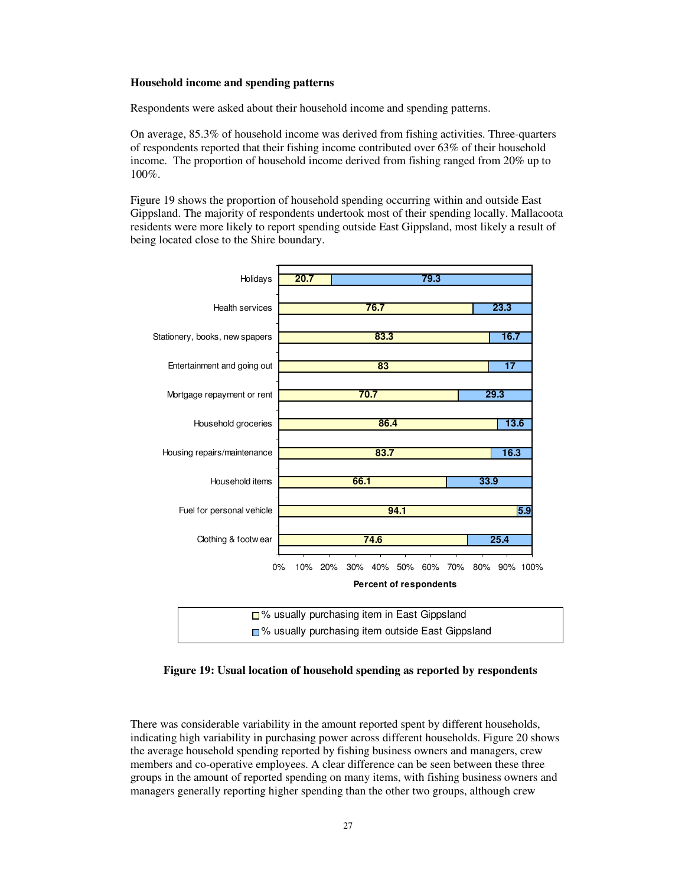**Household income and spending patterns**

Respondents were asked about their household income and spending patterns.

On average, 85.3% of household income was derived from fishing activities. Three-quarters of respondents reported that their fishing income contributed over 63% of their household income. The proportion of household income derived from fishing ranged from 20% up to 100%.

Figure 19 shows the proportion of household spending occurring within and outside East Gippsland. The majority of respondents undertook most of their spending locally. Mallacoota residents were more likely to report spending outside East Gippsland, most likely a result of being located close to the Shire boundary.

| Item | % usually purchasing item in East Gippsland | % usually purchasing item outside East Gippsland |
| --- | --- | --- |
| Holidays | 20.7 | 79.3 |
| Health services | 76.7 | 23.3 |
| Stationery, books, newspapers | 83.3 | 16.7 |
| Entertainment and going out | 83 | 17 |
| Mortgage repayment or rent | 70.7 | 29.3 |
| Household groceries | 86.4 | 13.6 |
| Housing repairs/maintenance | 83.7 | 16.3 |
| Household items | 66.1 | 33.9 |
| Fuel for personal vehicle | 94.1 | 5.9 |
| Clothing & footwear | 74.6 | 25.4 |

Percent of respondents

**Figure 19: Usual location of household spending as reported by respondents**

There was considerable variability in the amount reported spent by different households, indicating high variability in purchasing power across different households. Figure 20 shows the average household spending reported by fishing business owners and managers, crew members and co-operative employees. A clear difference can be seen between these three groups in the amount of reported spending on many items, with fishing business owners and managers generally reporting higher spending than the other two groups, although crew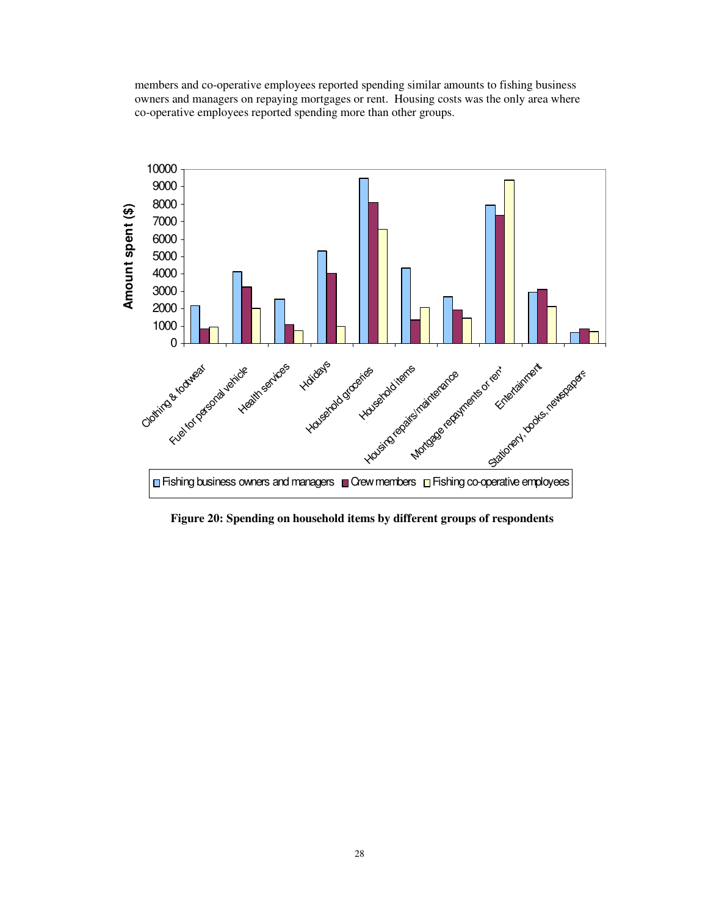members and co-operative employees reported spending similar amounts to fishing business owners and managers on repaying mortgages or rent. Housing costs was the only area where co-operative employees reported spending more than other groups.

**Figure 20: Spending on household items by different groups of respondents**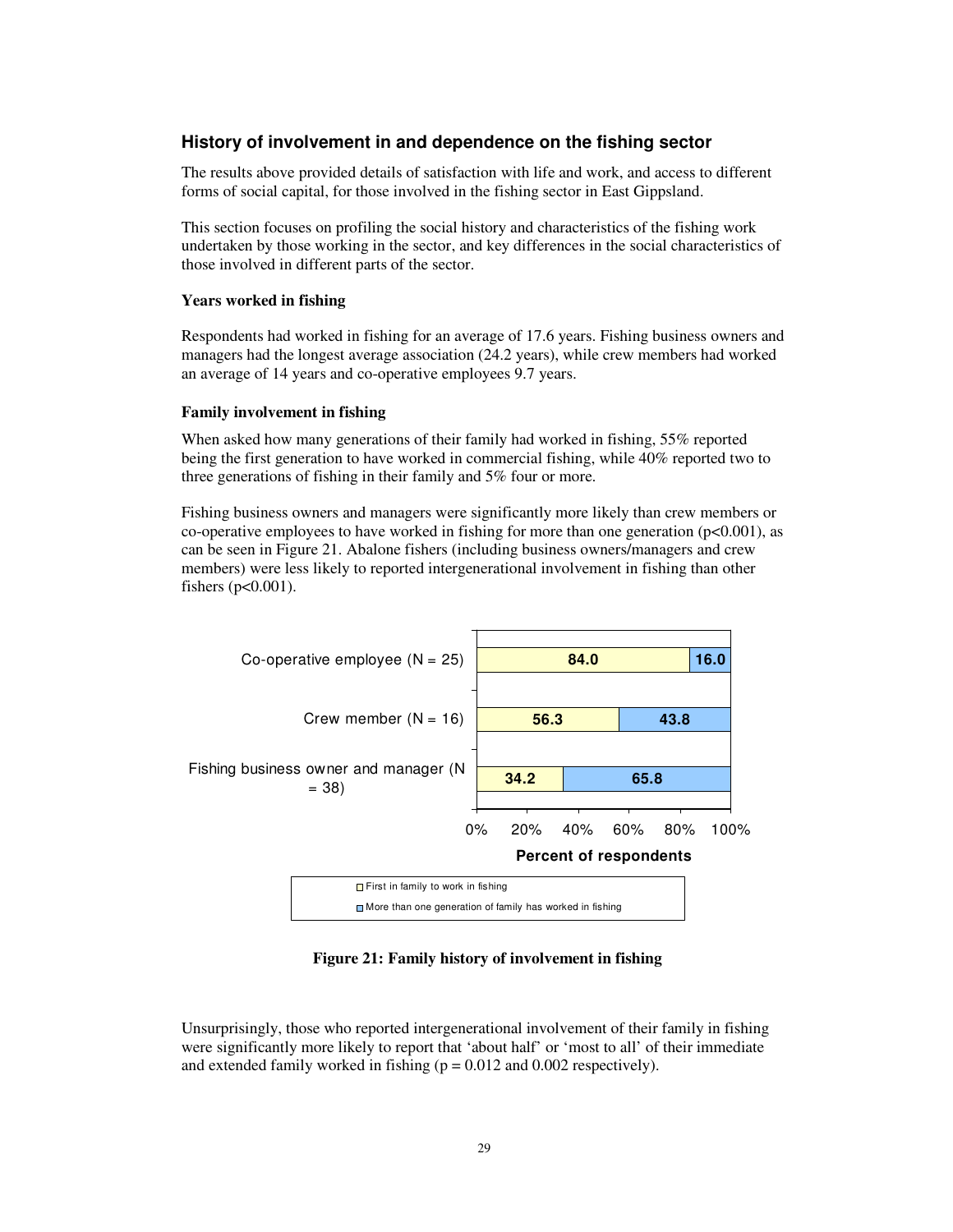## History of involvement in and dependence on the fishing sector

The results above provided details of satisfaction with life and work, and access to different forms of social capital, for those involved in the fishing sector in East Gippsland.

This section focuses on profiling the social history and characteristics of the fishing work undertaken by those working in the sector, and key differences in the social characteristics of those involved in different parts of the sector.

### Years worked in fishing

Respondents had worked in fishing for an average of 17.6 years. Fishing business owners and managers had the longest average association (24.2 years), while crew members had worked an average of 14 years and co-operative employees 9.7 years.

### Family involvement in fishing

When asked how many generations of their family had worked in fishing, 55% reported being the first generation to have worked in commercial fishing, while 40% reported two to three generations of fishing in their family and 5% four or more.

Fishing business owners and managers were significantly more likely than crew members or co-operative employees to have worked in fishing for more than one generation ($p<0.001$), as can be seen in Figure 21. Abalone fishers (including business owners/managers and crew members) were less likely to reported intergenerational involvement in fishing than other fishers ($p<0.001$).

| Percent of respondents | First in family to work in fishing | More than one generation of family has worked in fishing |
|---|---|---|
| Co-operative employee (N = 25) | 84.0 | 16.0 |
| Crew member (N = 16) | 56.3 | 43.8 |
| Fishing business owner and manager (N = 38) | 34.2 | 65.8 |

**Figure 21: Family history of involvement in fishing**

Unsurprisingly, those who reported intergenerational involvement of their family in fishing were significantly more likely to report that 'about half' or 'most to all' of their immediate and extended family worked in fishing ($p = 0.012$ and $0.002$ respectively).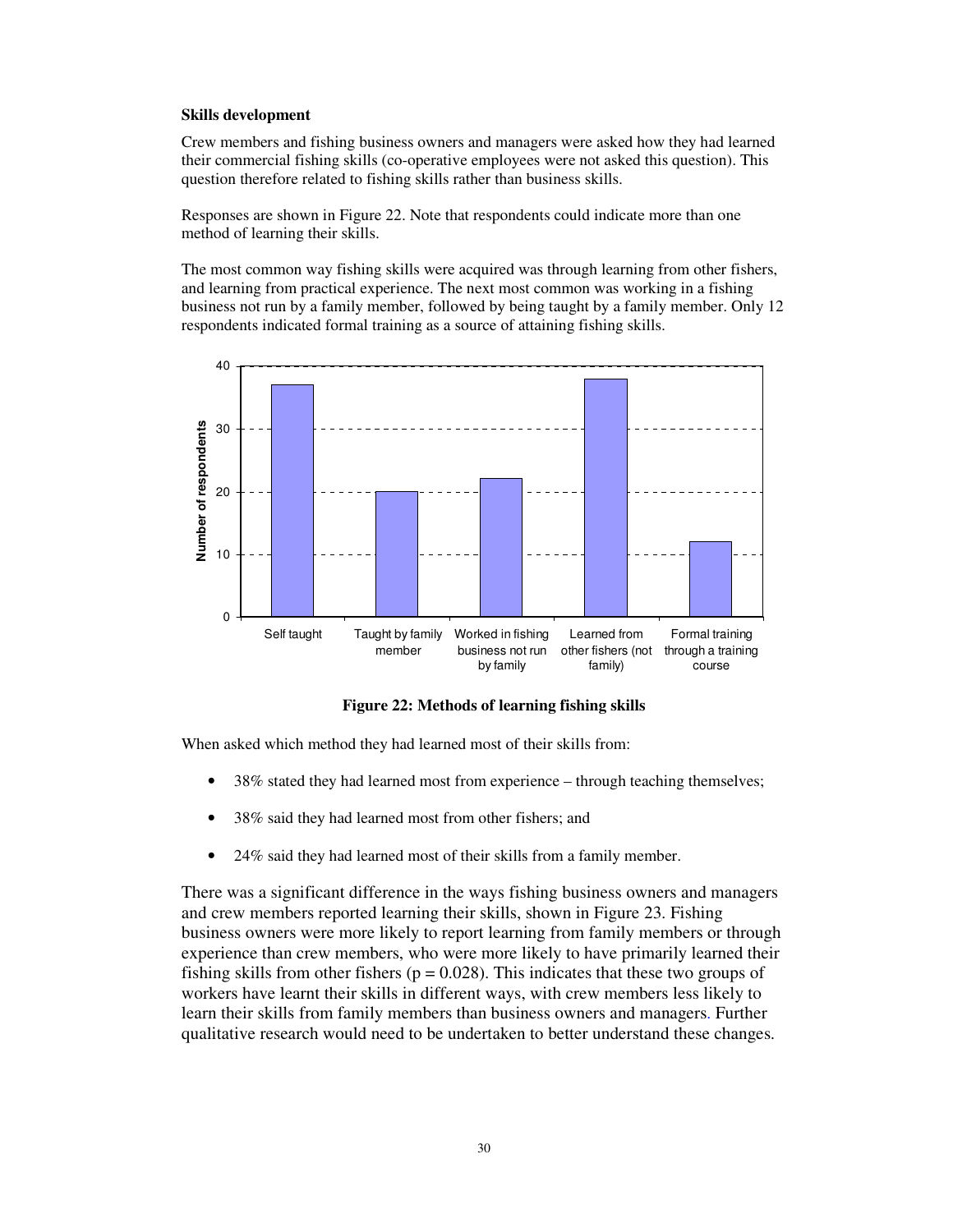### Skills development

Crew members and fishing business owners and managers were asked how they had learned their commercial fishing skills (co-operative employees were not asked this question). This question therefore related to fishing skills rather than business skills.

Responses are shown in Figure 22. Note that respondents could indicate more than one method of learning their skills.

The most common way fishing skills were acquired was through learning from other fishers, and learning from practical experience. The next most common was working in a fishing business not run by a family member, followed by being taught by a family member. Only 12 respondents indicated formal training as a source of attaining fishing skills.

**Figure 22: Methods of learning fishing skills**

When asked which method they had learned most of their skills from:

- 38% stated they had learned most from experience – through teaching themselves;
- 38% said they had learned most from other fishers; and
- 24% said they had learned most of their skills from a family member.

There was a significant difference in the ways fishing business owners and managers and crew members reported learning their skills, shown in Figure 23. Fishing business owners were more likely to report learning from family members or through experience than crew members, who were more likely to have primarily learned their fishing skills from other fishers ($p = 0.028$). This indicates that these two groups of workers have learnt their skills in different ways, with crew members less likely to learn their skills from family members than business owners and managers. Further qualitative research would need to be undertaken to better understand these changes.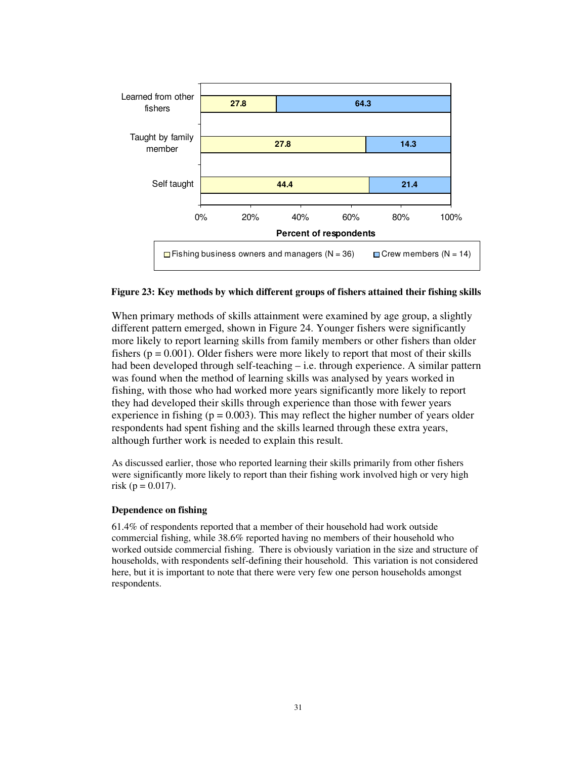| | Fishing business owners and managers (N = 36) | Crew members (N = 14) |
|---|---|---|
| Learned from other fishers | 27.8 | 64.3 |
| Taught by family member | 27.8 | 14.3 |
| Self taught | 44.4 | 21.4 |

Percent of respondents

**Figure 23: Key methods by which different groups of fishers attained their fishing skills**

When primary methods of skills attainment were examined by age group, a slightly different pattern emerged, shown in Figure 24. Younger fishers were significantly more likely to report learning skills from family members or other fishers than older fishers ($p = 0.001$). Older fishers were more likely to report that most of their skills had been developed through self-teaching – i.e. through experience. A similar pattern was found when the method of learning skills was analysed by years worked in fishing, with those who had worked more years significantly more likely to report they had developed their skills through experience than those with fewer years experience in fishing ($p = 0.003$). This may reflect the higher number of years older respondents had spent fishing and the skills learned through these extra years, although further work is needed to explain this result.

As discussed earlier, those who reported learning their skills primarily from other fishers were significantly more likely to report than their fishing work involved high or very high risk ($p = 0.017$).

**Dependence on fishing**

61.4% of respondents reported that a member of their household had work outside commercial fishing, while 38.6% reported having no members of their household who worked outside commercial fishing. There is obviously variation in the size and structure of households, with respondents self-defining their household. This variation is not considered here, but it is important to note that there were very few one person households amongst respondents.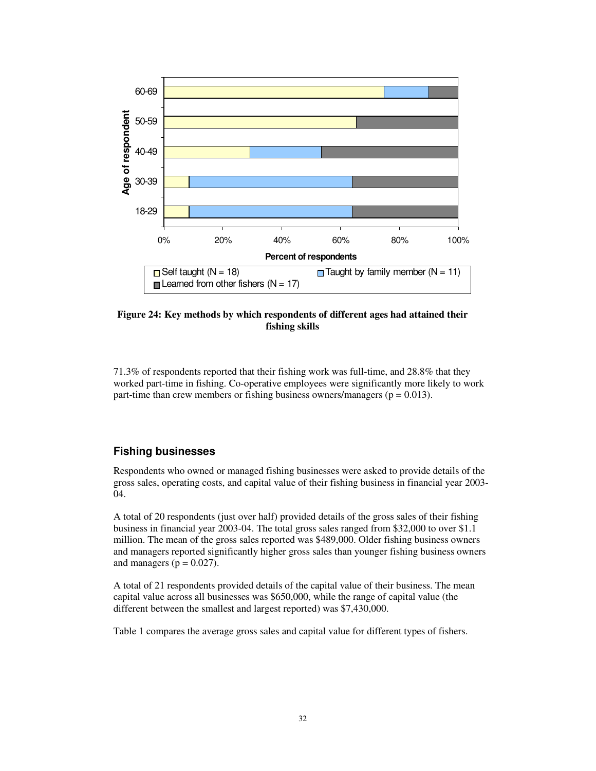**Figure 24: Key methods by which respondents of different ages had attained their fishing skills**

71.3% of respondents reported that their fishing work was full-time, and 28.8% that they worked part-time in fishing. Co-operative employees were significantly more likely to work part-time than crew members or fishing business owners/managers ($p = 0.013$).

## Fishing businesses

Respondents who owned or managed fishing businesses were asked to provide details of the gross sales, operating costs, and capital value of their fishing business in financial year 2003-04.

A total of 20 respondents (just over half) provided details of the gross sales of their fishing business in financial year 2003-04. The total gross sales ranged from $32,000 to over $1.1 million. The mean of the gross sales reported was $489,000. Older fishing business owners and managers reported significantly higher gross sales than younger fishing business owners and managers ($p = 0.027$).

A total of 21 respondents provided details of the capital value of their business. The mean capital value across all businesses was $650,000, while the range of capital value (the different between the smallest and largest reported) was $7,430,000.

Table 1 compares the average gross sales and capital value for different types of fishers.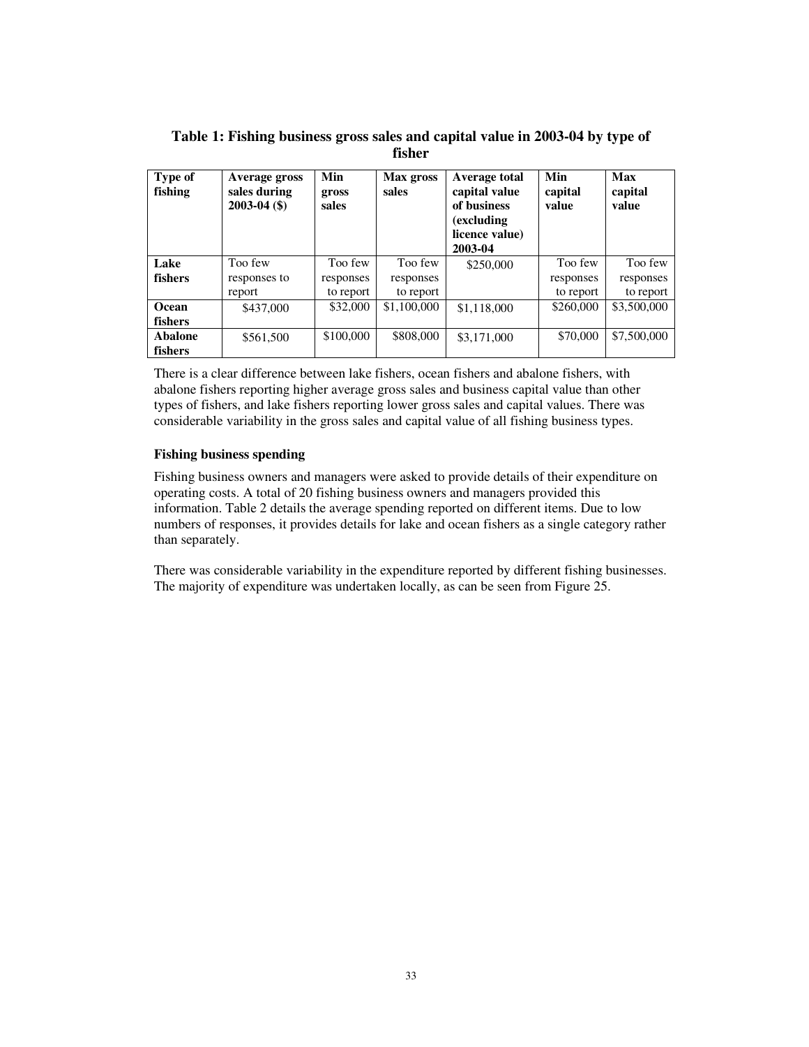**Table 1: Fishing business gross sales and capital value in 2003-04 by type of fisher**

| Type of fishing | Average gross sales during 2003-04 ($) | Min gross sales | Max gross sales | Average total capital value of business (excluding licence value) 2003-04 | Min capital value | Max capital value |
|---|---|---|---|---|---|---|
| **Lake fishers** | Too few responses to report | Too few responses to report | Too few responses to report | $250,000 | Too few responses to report | Too few responses to report |
| **Ocean fishers** | $437,000 | $32,000 | $1,100,000 | $1,118,000 | $260,000 | $3,500,000 |
| **Abalone fishers** | $561,500 | $100,000 | $808,000 | $3,171,000 | $70,000 | $7,500,000 |

There is a clear difference between lake fishers, ocean fishers and abalone fishers, with abalone fishers reporting higher average gross sales and business capital value than other types of fishers, and lake fishers reporting lower gross sales and capital values. There was considerable variability in the gross sales and capital value of all fishing business types.

**Fishing business spending**

Fishing business owners and managers were asked to provide details of their expenditure on operating costs. A total of 20 fishing business owners and managers provided this information. Table 2 details the average spending reported on different items. Due to low numbers of responses, it provides details for lake and ocean fishers as a single category rather than separately.

There was considerable variability in the expenditure reported by different fishing businesses. The majority of expenditure was undertaken locally, as can be seen from Figure 25.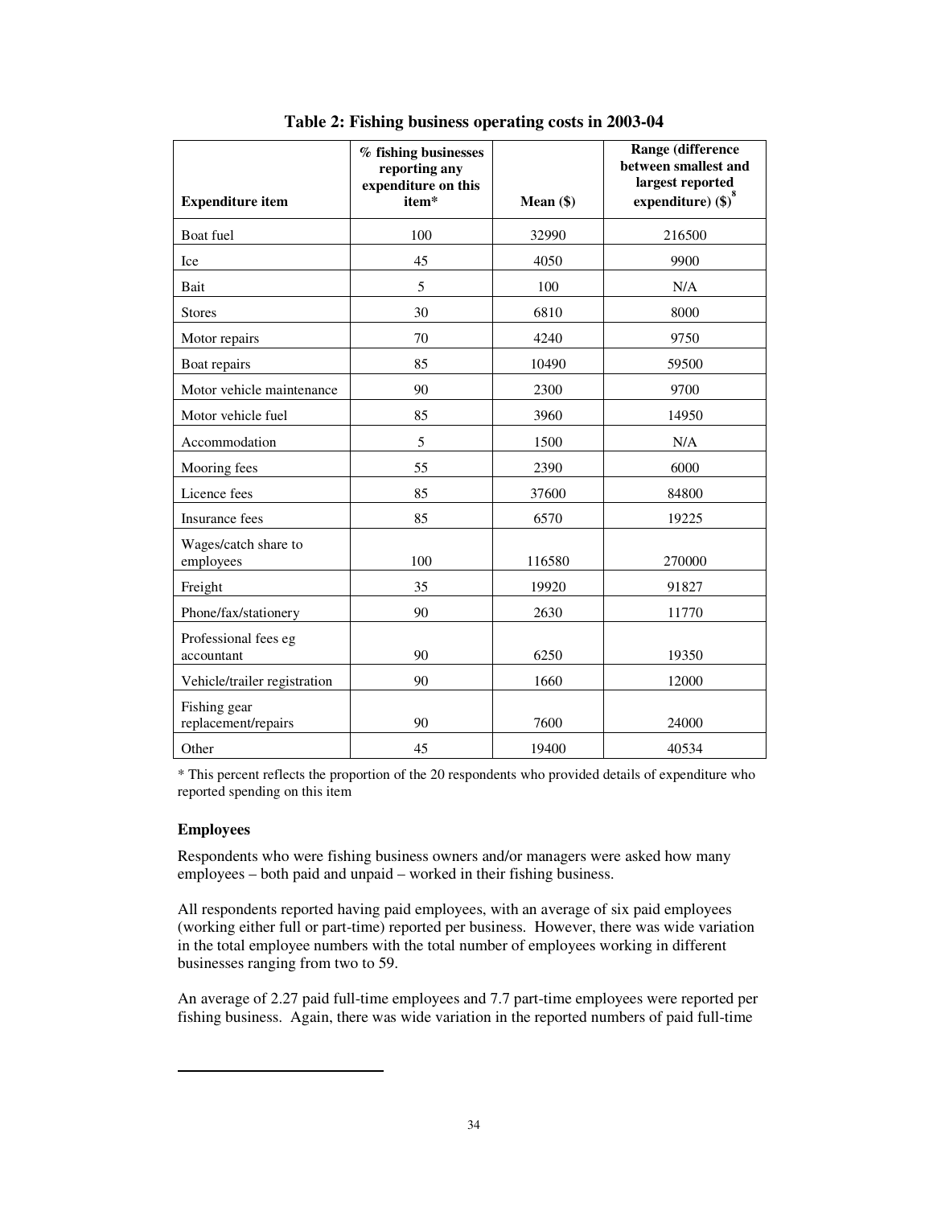**Table 2: Fishing business operating costs in 2003-04**

| Expenditure item | % fishing businesses reporting any expenditure on this item* | Mean ($) | Range (difference between smallest and largest reported expenditure) ($)[8] |
|---|---|---|---|
| Boat fuel | 100 | 32990 | 216500 |
| Ice | 45 | 4050 | 9900 |
| Bait | 5 | 100 | N/A |
| Stores | 30 | 6810 | 8000 |
| Motor repairs | 70 | 4240 | 9750 |
| Boat repairs | 85 | 10490 | 59500 |
| Motor vehicle maintenance | 90 | 2300 | 9700 |
| Motor vehicle fuel | 85 | 3960 | 14950 |
| Accommodation | 5 | 1500 | N/A |
| Mooring fees | 55 | 2390 | 6000 |
| Licence fees | 85 | 37600 | 84800 |
| Insurance fees | 85 | 6570 | 19225 |
| Wages/catch share to employees | 100 | 116580 | 270000 |
| Freight | 35 | 19920 | 91827 |
| Phone/fax/stationery | 90 | 2630 | 11770 |
| Professional fees eg accountant | 90 | 6250 | 19350 |
| Vehicle/trailer registration | 90 | 1660 | 12000 |
| Fishing gear replacement/repairs | 90 | 7600 | 24000 |
| Other | 45 | 19400 | 40534 |

* This percent reflects the proportion of the 20 respondents who provided details of expenditure who reported spending on this item

**Employees**

Respondents who were fishing business owners and/or managers were asked how many employees – both paid and unpaid – worked in their fishing business.

All respondents reported having paid employees, with an average of six paid employees (working either full or part-time) reported per business. However, there was wide variation in the total employee numbers with the total number of employees working in different businesses ranging from two to 59.

An average of 2.27 paid full-time employees and 7.7 part-time employees were reported per fishing business. Again, there was wide variation in the reported numbers of paid full-time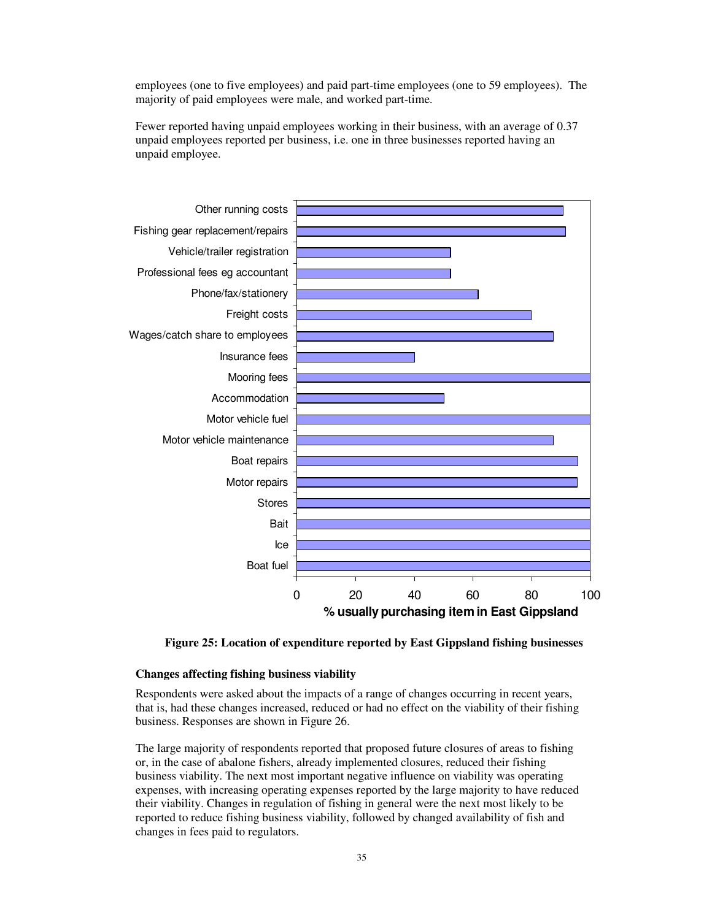employees (one to five employees) and paid part-time employees (one to 59 employees). The majority of paid employees were male, and worked part-time.

Fewer reported having unpaid employees working in their business, with an average of 0.37 unpaid employees reported per business, i.e. one in three businesses reported having an unpaid employee.

**Figure 25: Location of expenditure reported by East Gippsland fishing businesses**

### Changes affecting fishing business viability

Respondents were asked about the impacts of a range of changes occurring in recent years, that is, had these changes increased, reduced or had no effect on the viability of their fishing business. Responses are shown in Figure 26.

The large majority of respondents reported that proposed future closures of areas to fishing or, in the case of abalone fishers, already implemented closures, reduced their fishing business viability. The next most important negative influence on viability was operating expenses, with increasing operating expenses reported by the large majority to have reduced their viability. Changes in regulation of fishing in general were the next most likely to be reported to reduce fishing business viability, followed by changed availability of fish and changes in fees paid to regulators.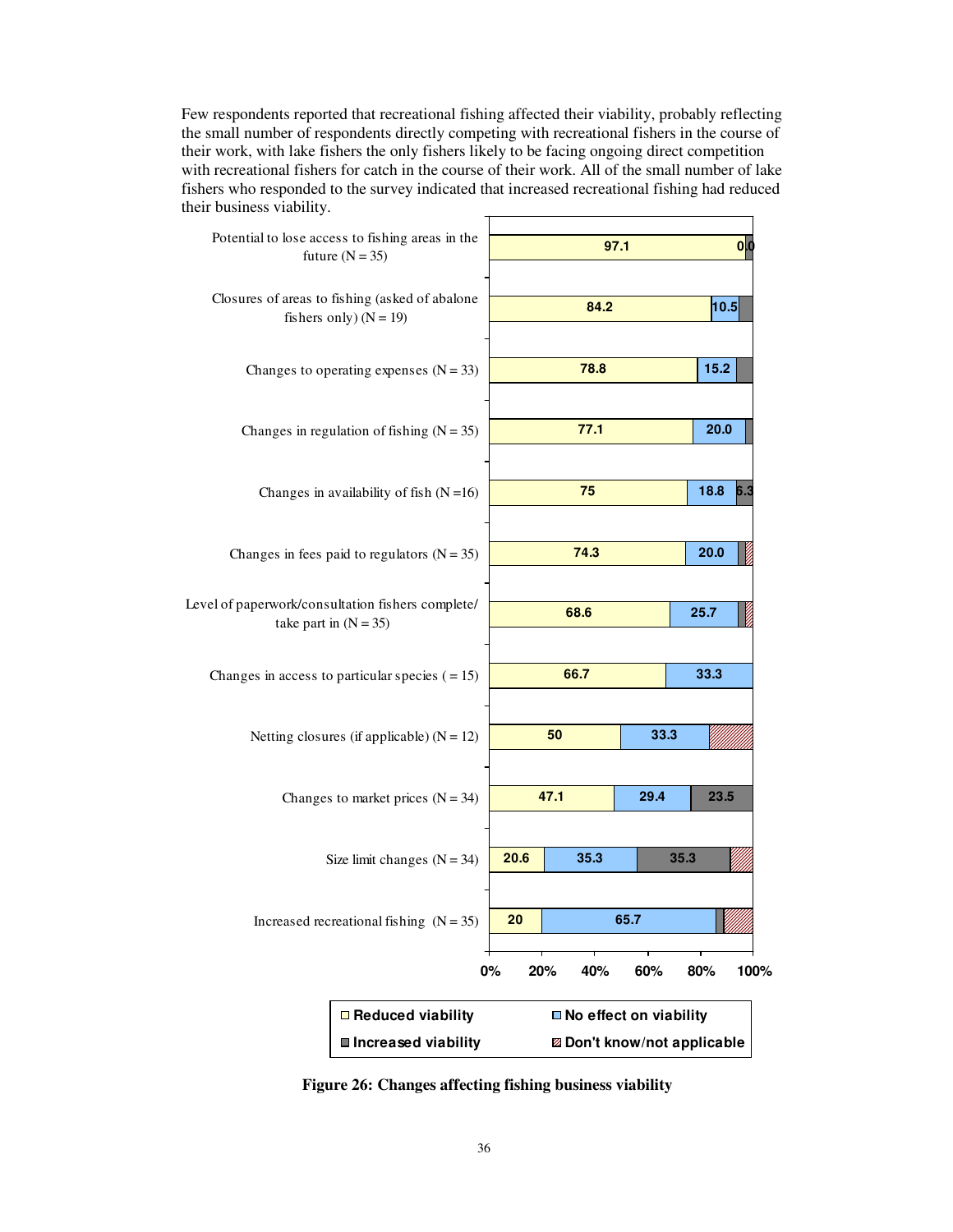Few respondents reported that recreational fishing affected their viability, probably reflecting the small number of respondents directly competing with recreational fishers in the course of their work, with lake fishers the only fishers likely to be facing ongoing direct competition with recreational fishers for catch in the course of their work. All of the small number of lake fishers who responded to the survey indicated that increased recreational fishing had reduced their business viability.

| Change | Reduced viability | No effect on viability | Increased viability | Don't know/not applicable |
|---|---|---|---|---|
| Potential to lose access to fishing areas in the future (N = 35) | 97.1 | 0 | 0 | |
| Closures of areas to fishing (asked of abalone fishers only) (N = 19) | 84.2 | 10.5 | | |
| Changes to operating expenses (N = 33) | 78.8 | 15.2 | | |
| Changes in regulation of fishing (N = 35) | 77.1 | 20.0 | | |
| Changes in availability of fish (N =16) | 75 | 18.8 | 6.3 | |
| Changes in fees paid to regulators (N = 35) | 74.3 | 20.0 | | |
| Level of paperwork/consultation fishers complete/ take part in (N = 35) | 68.6 | 25.7 | | |
| Changes in access to particular species ( = 15) | 66.7 | 33.3 | | |
| Netting closures (if applicable) (N = 12) | 50 | 33.3 | | |
| Changes to market prices (N = 34) | 47.1 | 29.4 | 23.5 | |
| Size limit changes (N = 34) | 20.6 | 35.3 | 35.3 | |
| Increased recreational fishing (N = 35) | 20 | 65.7 | | |

**Figure 26: Changes affecting fishing business viability**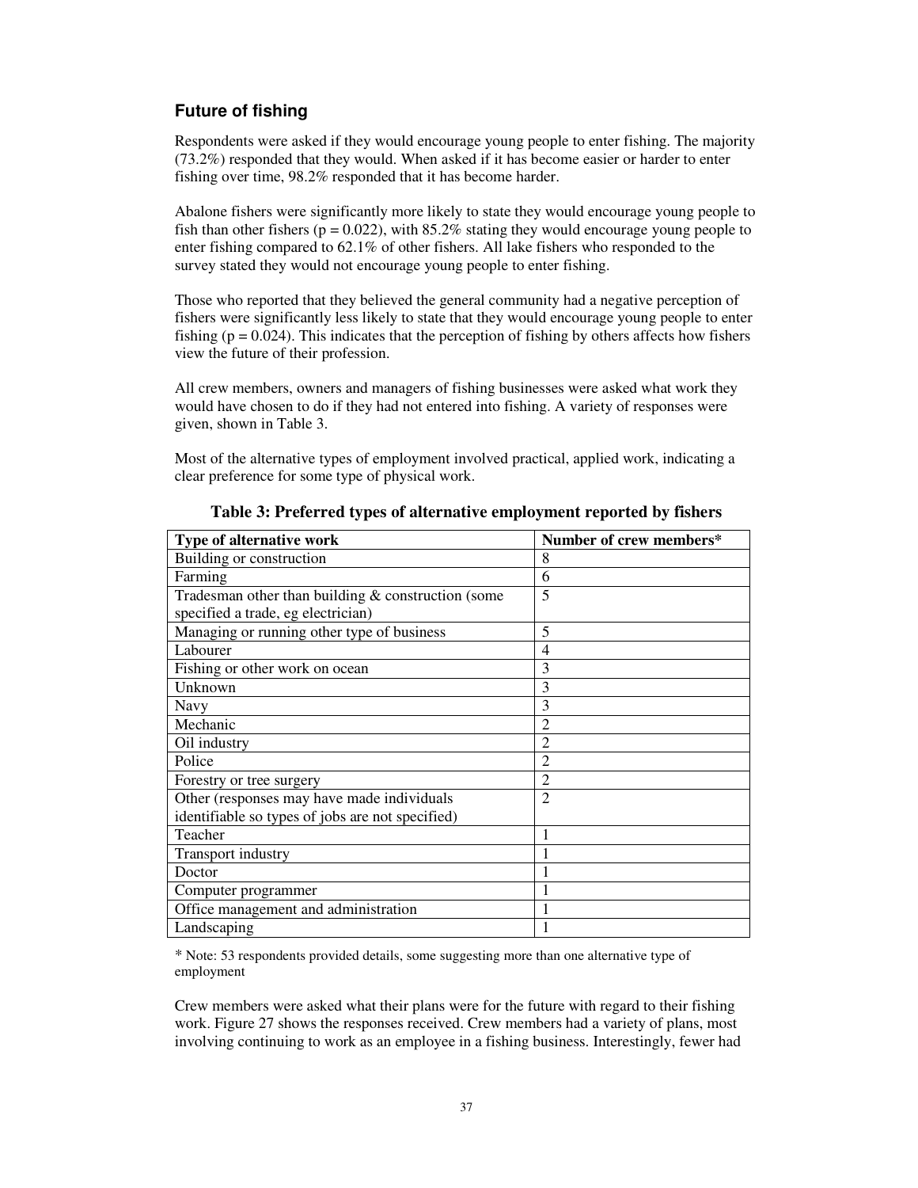## Future of fishing

Respondents were asked if they would encourage young people to enter fishing. The majority (73.2%) responded that they would. When asked if it has become easier or harder to enter fishing over time, 98.2% responded that it has become harder.

Abalone fishers were significantly more likely to state they would encourage young people to fish than other fishers ($p = 0.022$), with 85.2% stating they would encourage young people to enter fishing compared to 62.1% of other fishers. All lake fishers who responded to the survey stated they would not encourage young people to enter fishing.

Those who reported that they believed the general community had a negative perception of fishers were significantly less likely to state that they would encourage young people to enter fishing ($p = 0.024$). This indicates that the perception of fishing by others affects how fishers view the future of their profession.

All crew members, owners and managers of fishing businesses were asked what work they would have chosen to do if they had not entered into fishing. A variety of responses were given, shown in Table 3.

Most of the alternative types of employment involved practical, applied work, indicating a clear preference for some type of physical work.

**Table 3: Preferred types of alternative employment reported by fishers**

| Type of alternative work | Number of crew members* |
|---|---|
| Building or construction | 8 |
| Farming | 6 |
| Tradesman other than building & construction (some specified a trade, eg electrician) | 5 |
| Managing or running other type of business | 5 |
| Labourer | 4 |
| Fishing or other work on ocean | 3 |
| Unknown | 3 |
| Navy | 3 |
| Mechanic | 2 |
| Oil industry | 2 |
| Police | 2 |
| Forestry or tree surgery | 2 |
| Other (responses may have made individuals identifiable so types of jobs are not specified) | 2 |
| Teacher | 1 |
| Transport industry | 1 |
| Doctor | 1 |
| Computer programmer | 1 |
| Office management and administration | 1 |
| Landscaping | 1 |

\* Note: 53 respondents provided details, some suggesting more than one alternative type of employment

Crew members were asked what their plans were for the future with regard to their fishing work. Figure 27 shows the responses received. Crew members had a variety of plans, most involving continuing to work as an employee in a fishing business. Interestingly, fewer had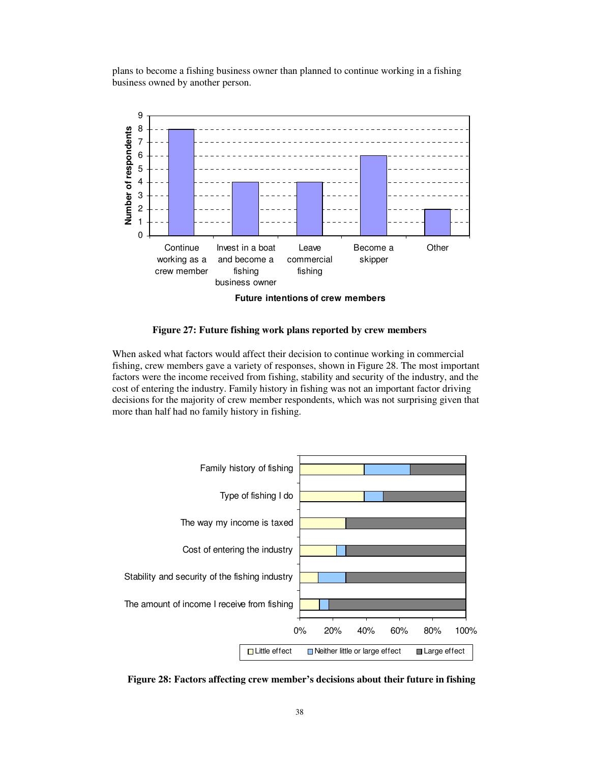plans to become a fishing business owner than planned to continue working in a fishing business owned by another person.

**Figure 27: Future fishing work plans reported by crew members**

When asked what factors would affect their decision to continue working in commercial fishing, crew members gave a variety of responses, shown in Figure 28. The most important factors were the income received from fishing, stability and security of the industry, and the cost of entering the industry. Family history in fishing was not an important factor driving decisions for the majority of crew member respondents, which was not surprising given that more than half had no family history in fishing.

**Figure 28: Factors affecting crew member's decisions about their future in fishing**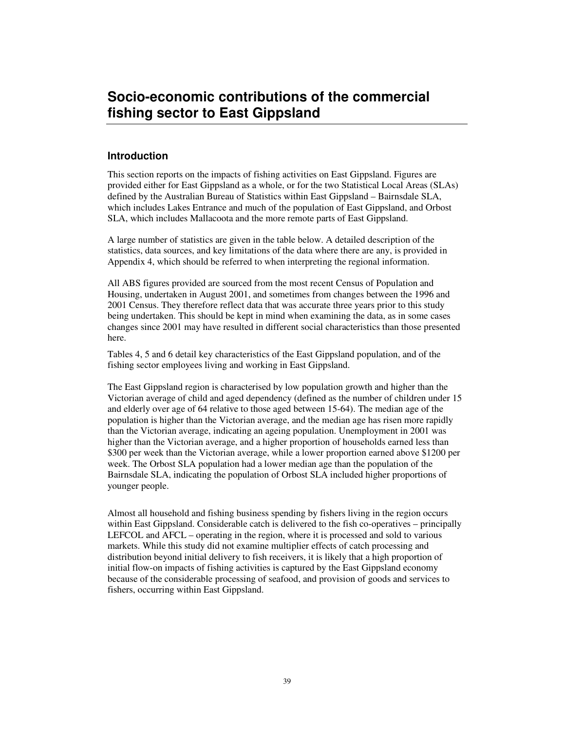# Socio-economic contributions of the commercial fishing sector to East Gippsland

## Introduction

This section reports on the impacts of fishing activities on East Gippsland. Figures are provided either for East Gippsland as a whole, or for the two Statistical Local Areas (SLAs) defined by the Australian Bureau of Statistics within East Gippsland – Bairnsdale SLA, which includes Lakes Entrance and much of the population of East Gippsland, and Orbost SLA, which includes Mallacoota and the more remote parts of East Gippsland.

A large number of statistics are given in the table below. A detailed description of the statistics, data sources, and key limitations of the data where there are any, is provided in Appendix 4, which should be referred to when interpreting the regional information.

All ABS figures provided are sourced from the most recent Census of Population and Housing, undertaken in August 2001, and sometimes from changes between the 1996 and 2001 Census. They therefore reflect data that was accurate three years prior to this study being undertaken. This should be kept in mind when examining the data, as in some cases changes since 2001 may have resulted in different social characteristics than those presented here.

Tables 4, 5 and 6 detail key characteristics of the East Gippsland population, and of the fishing sector employees living and working in East Gippsland.

The East Gippsland region is characterised by low population growth and higher than the Victorian average of child and aged dependency (defined as the number of children under 15 and elderly over age of 64 relative to those aged between 15-64). The median age of the population is higher than the Victorian average, and the median age has risen more rapidly than the Victorian average, indicating an ageing population. Unemployment in 2001 was higher than the Victorian average, and a higher proportion of households earned less than \$300 per week than the Victorian average, while a lower proportion earned above \$1200 per week. The Orbost SLA population had a lower median age than the population of the Bairnsdale SLA, indicating the population of Orbost SLA included higher proportions of younger people.

Almost all household and fishing business spending by fishers living in the region occurs within East Gippsland. Considerable catch is delivered to the fish co-operatives – principally LEFCOL and AFCL – operating in the region, where it is processed and sold to various markets. While this study did not examine multiplier effects of catch processing and distribution beyond initial delivery to fish receivers, it is likely that a high proportion of initial flow-on impacts of fishing activities is captured by the East Gippsland economy because of the considerable processing of seafood, and provision of goods and services to fishers, occurring within East Gippsland.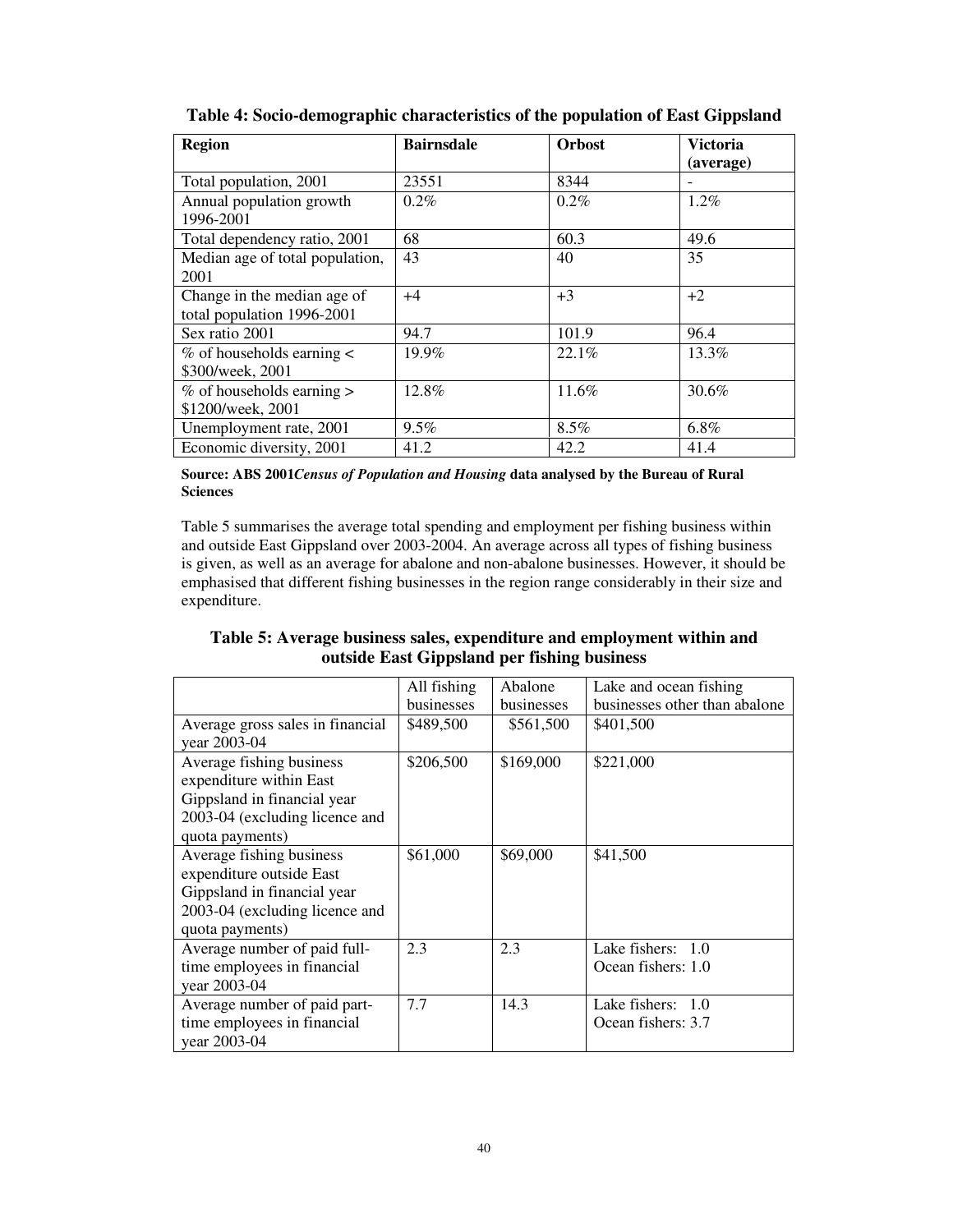**Table 4: Socio-demographic characteristics of the population of East Gippsland**

| Region | Bairnsdale | Orbost | Victoria (average) |
|---|---|---|---|
| Total population, 2001 | 23551 | 8344 | - |
| Annual population growth 1996-2001 | 0.2% | 0.2% | 1.2% |
| Total dependency ratio, 2001 | 68 | 60.3 | 49.6 |
| Median age of total population, 2001 | 43 | 40 | 35 |
| Change in the median age of total population 1996-2001 | +4 | +3 | +2 |
| Sex ratio 2001 | 94.7 | 101.9 | 96.4 |
| % of households earning < $300/week, 2001 | 19.9% | 22.1% | 13.3% |
| % of households earning > $1200/week, 2001 | 12.8% | 11.6% | 30.6% |
| Unemployment rate, 2001 | 9.5% | 8.5% | 6.8% |
| Economic diversity, 2001 | 41.2 | 42.2 | 41.4 |

**Source: ABS 2001*Census of Population and Housing* data analysed by the Bureau of Rural Sciences**

Table 5 summarises the average total spending and employment per fishing business within and outside East Gippsland over 2003-2004. An average across all types of fishing business is given, as well as an average for abalone and non-abalone businesses. However, it should be emphasised that different fishing businesses in the region range considerably in their size and expenditure.

**Table 5: Average business sales, expenditure and employment within and outside East Gippsland per fishing business**

| | All fishing businesses | Abalone businesses | Lake and ocean fishing businesses other than abalone |
|---|---|---|---|
| Average gross sales in financial year 2003-04 | $489,500 | $561,500 | $401,500 |
| Average fishing business expenditure within East Gippsland in financial year 2003-04 (excluding licence and quota payments) | $206,500 | $169,000 | $221,000 |
| Average fishing business expenditure outside East Gippsland in financial year 2003-04 (excluding licence and quota payments) | $61,000 | $69,000 | $41,500 |
| Average number of paid full-time employees in financial year 2003-04 | 2.3 | 2.3 | Lake fishers: 1.0<br>Ocean fishers: 1.0 |
| Average number of paid part-time employees in financial year 2003-04 | 7.7 | 14.3 | Lake fishers: 1.0<br>Ocean fishers: 3.7 |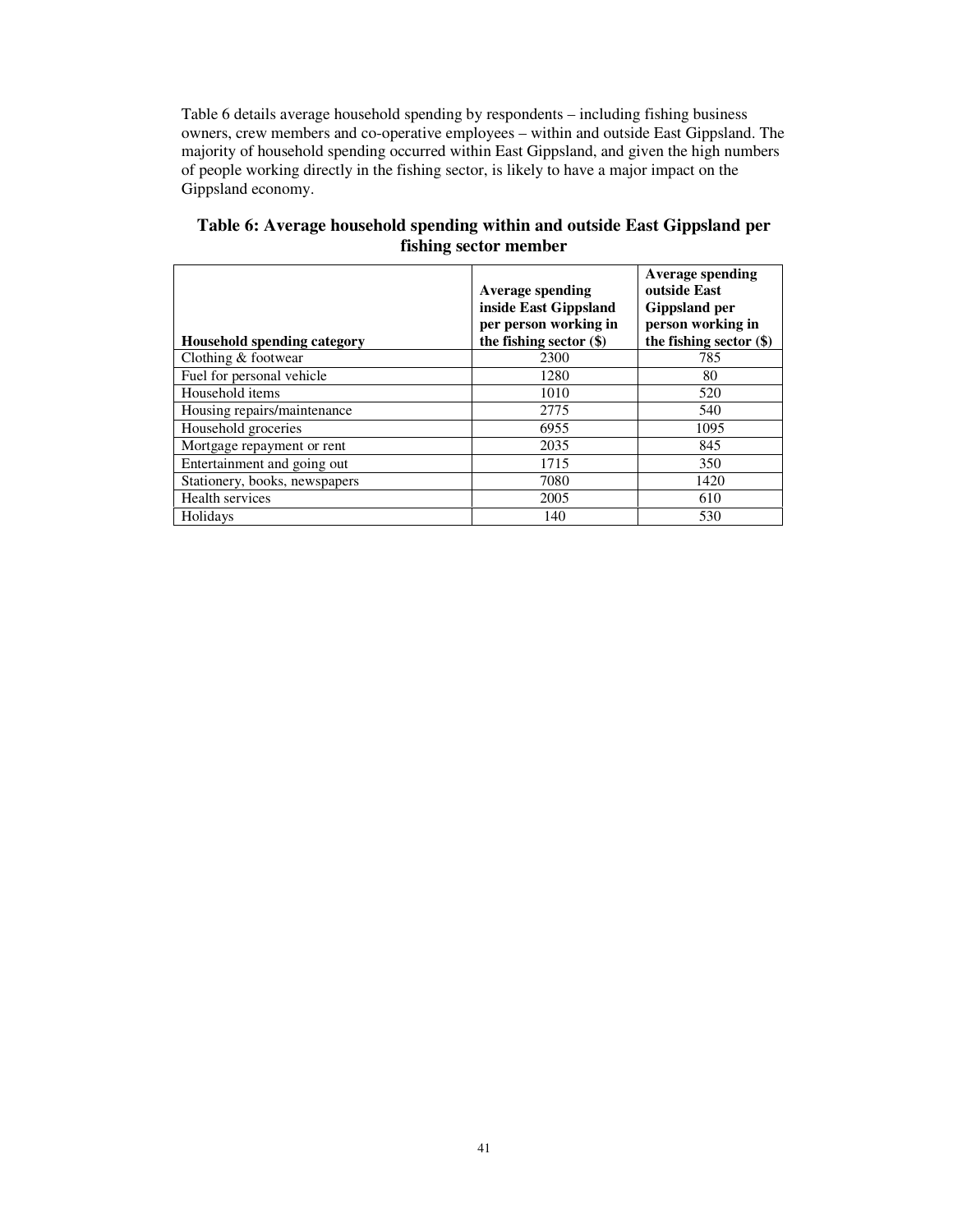Table 6 details average household spending by respondents – including fishing business owners, crew members and co-operative employees – within and outside East Gippsland. The majority of household spending occurred within East Gippsland, and given the high numbers of people working directly in the fishing sector, is likely to have a major impact on the Gippsland economy.

**Table 6: Average household spending within and outside East Gippsland per fishing sector member**

| Household spending category | Average spending inside East Gippsland per person working in the fishing sector ($) | Average spending outside East Gippsland per person working in the fishing sector ($) |
|---|---|---|
| Clothing & footwear | 2300 | 785 |
| Fuel for personal vehicle | 1280 | 80 |
| Household items | 1010 | 520 |
| Housing repairs/maintenance | 2775 | 540 |
| Household groceries | 6955 | 1095 |
| Mortgage repayment or rent | 2035 | 845 |
| Entertainment and going out | 1715 | 350 |
| Stationery, books, newspapers | 7080 | 1420 |
| Health services | 2005 | 610 |
| Holidays | 140 | 530 |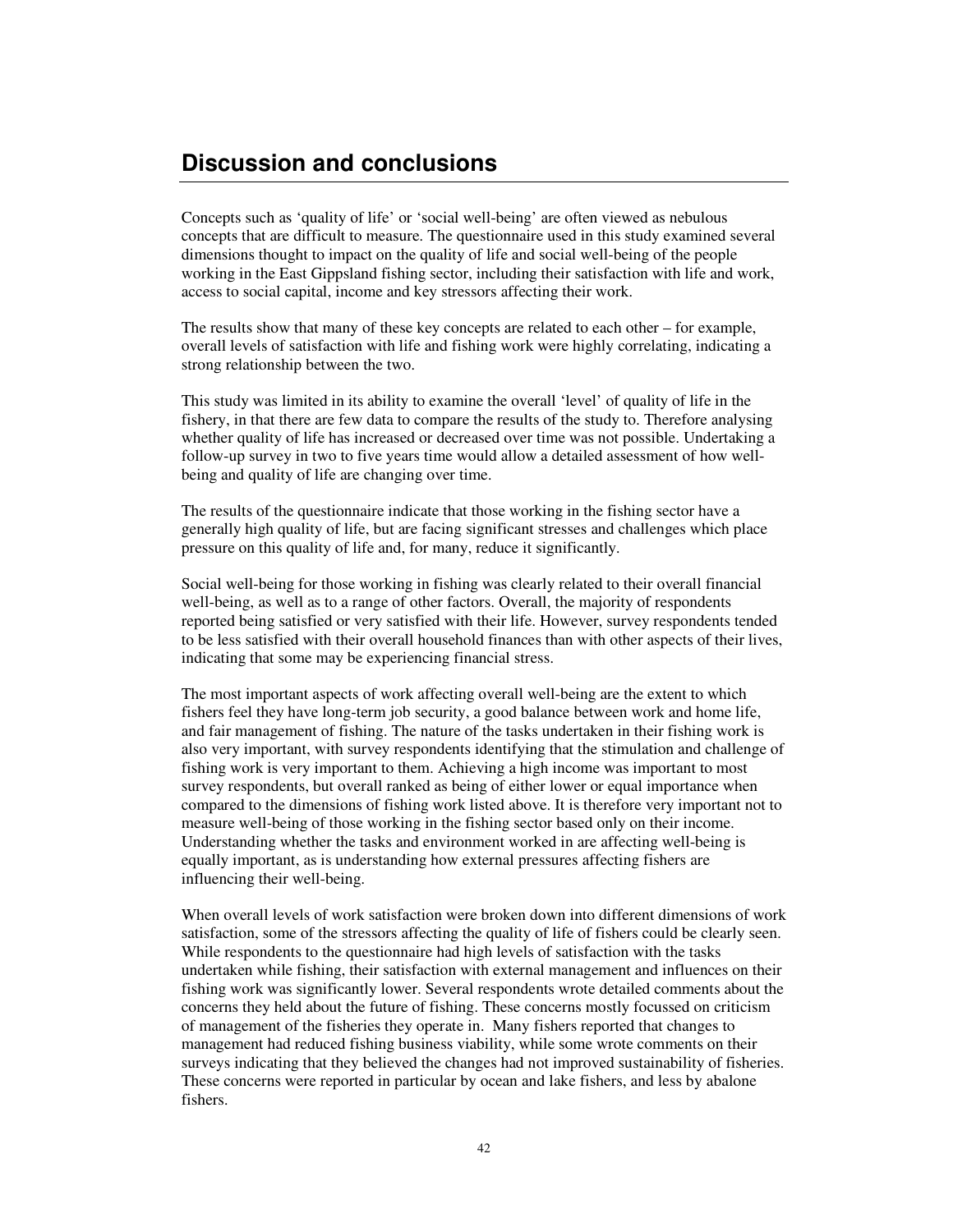# Discussion and conclusions

Concepts such as 'quality of life' or 'social well-being' are often viewed as nebulous concepts that are difficult to measure. The questionnaire used in this study examined several dimensions thought to impact on the quality of life and social well-being of the people working in the East Gippsland fishing sector, including their satisfaction with life and work, access to social capital, income and key stressors affecting their work.

The results show that many of these key concepts are related to each other – for example, overall levels of satisfaction with life and fishing work were highly correlating, indicating a strong relationship between the two.

This study was limited in its ability to examine the overall 'level' of quality of life in the fishery, in that there are few data to compare the results of the study to. Therefore analysing whether quality of life has increased or decreased over time was not possible. Undertaking a follow-up survey in two to five years time would allow a detailed assessment of how well-being and quality of life are changing over time.

The results of the questionnaire indicate that those working in the fishing sector have a generally high quality of life, but are facing significant stresses and challenges which place pressure on this quality of life and, for many, reduce it significantly.

Social well-being for those working in fishing was clearly related to their overall financial well-being, as well as to a range of other factors. Overall, the majority of respondents reported being satisfied or very satisfied with their life. However, survey respondents tended to be less satisfied with their overall household finances than with other aspects of their lives, indicating that some may be experiencing financial stress.

The most important aspects of work affecting overall well-being are the extent to which fishers feel they have long-term job security, a good balance between work and home life, and fair management of fishing. The nature of the tasks undertaken in their fishing work is also very important, with survey respondents identifying that the stimulation and challenge of fishing work is very important to them. Achieving a high income was important to most survey respondents, but overall ranked as being of either lower or equal importance when compared to the dimensions of fishing work listed above. It is therefore very important not to measure well-being of those working in the fishing sector based only on their income. Understanding whether the tasks and environment worked in are affecting well-being is equally important, as is understanding how external pressures affecting fishers are influencing their well-being.

When overall levels of work satisfaction were broken down into different dimensions of work satisfaction, some of the stressors affecting the quality of life of fishers could be clearly seen. While respondents to the questionnaire had high levels of satisfaction with the tasks undertaken while fishing, their satisfaction with external management and influences on their fishing work was significantly lower. Several respondents wrote detailed comments about the concerns they held about the future of fishing. These concerns mostly focussed on criticism of management of the fisheries they operate in. Many fishers reported that changes to management had reduced fishing business viability, while some wrote comments on their surveys indicating that they believed the changes had not improved sustainability of fisheries. These concerns were reported in particular by ocean and lake fishers, and less by abalone fishers.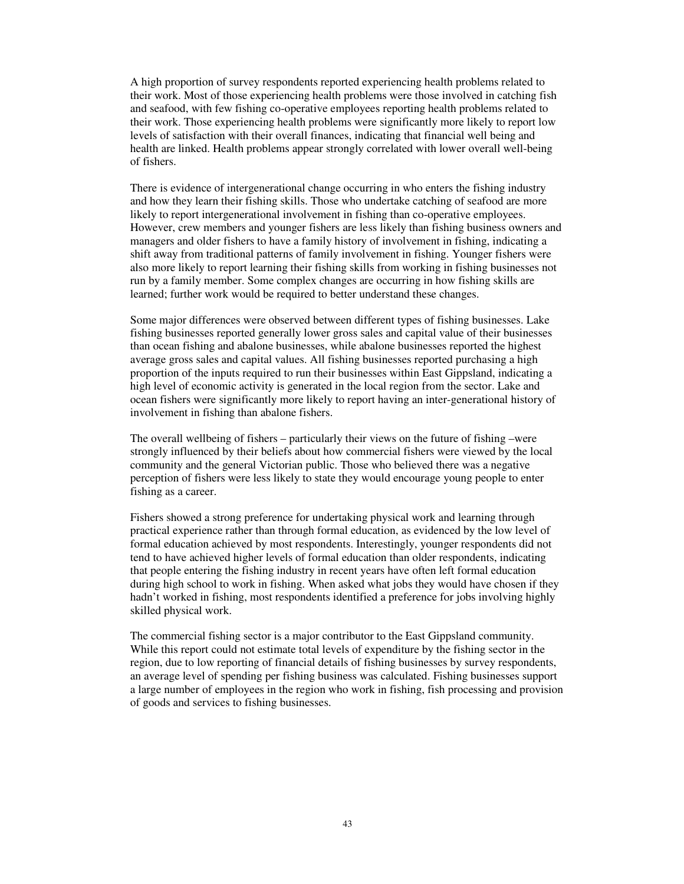A high proportion of survey respondents reported experiencing health problems related to their work. Most of those experiencing health problems were those involved in catching fish and seafood, with few fishing co-operative employees reporting health problems related to their work. Those experiencing health problems were significantly more likely to report low levels of satisfaction with their overall finances, indicating that financial well being and health are linked. Health problems appear strongly correlated with lower overall well-being of fishers.

There is evidence of intergenerational change occurring in who enters the fishing industry and how they learn their fishing skills. Those who undertake catching of seafood are more likely to report intergenerational involvement in fishing than co-operative employees. However, crew members and younger fishers are less likely than fishing business owners and managers and older fishers to have a family history of involvement in fishing, indicating a shift away from traditional patterns of family involvement in fishing. Younger fishers were also more likely to report learning their fishing skills from working in fishing businesses not run by a family member. Some complex changes are occurring in how fishing skills are learned; further work would be required to better understand these changes.

Some major differences were observed between different types of fishing businesses. Lake fishing businesses reported generally lower gross sales and capital value of their businesses than ocean fishing and abalone businesses, while abalone businesses reported the highest average gross sales and capital values. All fishing businesses reported purchasing a high proportion of the inputs required to run their businesses within East Gippsland, indicating a high level of economic activity is generated in the local region from the sector. Lake and ocean fishers were significantly more likely to report having an inter-generational history of involvement in fishing than abalone fishers.

The overall wellbeing of fishers – particularly their views on the future of fishing –were strongly influenced by their beliefs about how commercial fishers were viewed by the local community and the general Victorian public. Those who believed there was a negative perception of fishers were less likely to state they would encourage young people to enter fishing as a career.

Fishers showed a strong preference for undertaking physical work and learning through practical experience rather than through formal education, as evidenced by the low level of formal education achieved by most respondents. Interestingly, younger respondents did not tend to have achieved higher levels of formal education than older respondents, indicating that people entering the fishing industry in recent years have often left formal education during high school to work in fishing. When asked what jobs they would have chosen if they hadn't worked in fishing, most respondents identified a preference for jobs involving highly skilled physical work.

The commercial fishing sector is a major contributor to the East Gippsland community. While this report could not estimate total levels of expenditure by the fishing sector in the region, due to low reporting of financial details of fishing businesses by survey respondents, an average level of spending per fishing business was calculated. Fishing businesses support a large number of employees in the region who work in fishing, fish processing and provision of goods and services to fishing businesses.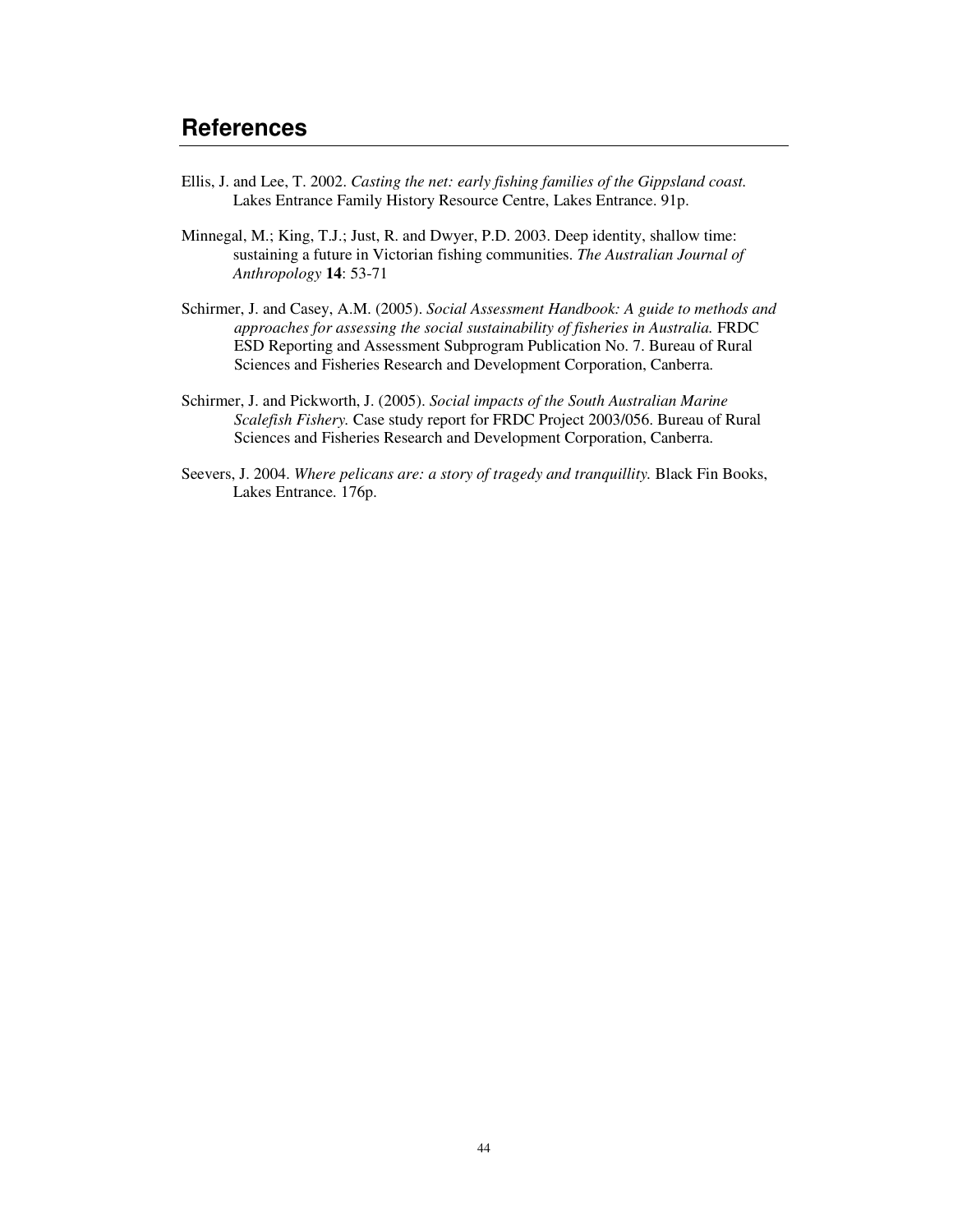## References

Ellis, J. and Lee, T. 2002. *Casting the net: early fishing families of the Gippsland coast.* Lakes Entrance Family History Resource Centre, Lakes Entrance. 91p.

Minnegal, M.; King, T.J.; Just, R. and Dwyer, P.D. 2003. Deep identity, shallow time: sustaining a future in Victorian fishing communities. *The Australian Journal of Anthropology* **14**: 53-71

Schirmer, J. and Casey, A.M. (2005). *Social Assessment Handbook: A guide to methods and approaches for assessing the social sustainability of fisheries in Australia.* FRDC ESD Reporting and Assessment Subprogram Publication No. 7. Bureau of Rural Sciences and Fisheries Research and Development Corporation, Canberra.

Schirmer, J. and Pickworth, J. (2005). *Social impacts of the South Australian Marine Scalefish Fishery.* Case study report for FRDC Project 2003/056. Bureau of Rural Sciences and Fisheries Research and Development Corporation, Canberra.

Seevers, J. 2004. *Where pelicans are: a story of tragedy and tranquillity.* Black Fin Books, Lakes Entrance. 176p.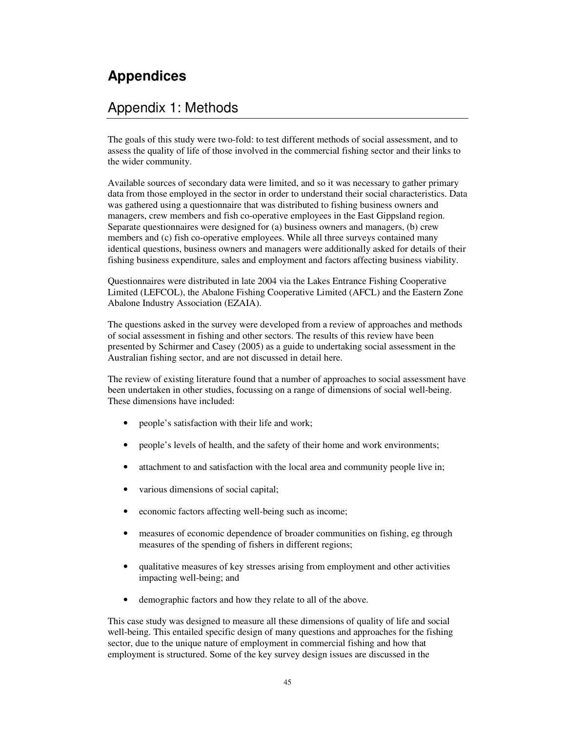# Appendices

## Appendix 1: Methods

The goals of this study were two-fold: to test different methods of social assessment, and to assess the quality of life of those involved in the commercial fishing sector and their links to the wider community.

Available sources of secondary data were limited, and so it was necessary to gather primary data from those employed in the sector in order to understand their social characteristics. Data was gathered using a questionnaire that was distributed to fishing business owners and managers, crew members and fish co-operative employees in the East Gippsland region. Separate questionnaires were designed for (a) business owners and managers, (b) crew members and (c) fish co-operative employees. While all three surveys contained many identical questions, business owners and managers were additionally asked for details of their fishing business expenditure, sales and employment and factors affecting business viability.

Questionnaires were distributed in late 2004 via the Lakes Entrance Fishing Cooperative Limited (LEFCOL), the Abalone Fishing Cooperative Limited (AFCL) and the Eastern Zone Abalone Industry Association (EZAIA).

The questions asked in the survey were developed from a review of approaches and methods of social assessment in fishing and other sectors. The results of this review have been presented by Schirmer and Casey (2005) as a guide to undertaking social assessment in the Australian fishing sector, and are not discussed in detail here.

The review of existing literature found that a number of approaches to social assessment have been undertaken in other studies, focussing on a range of dimensions of social well-being. These dimensions have included:

- people's satisfaction with their life and work;
- people's levels of health, and the safety of their home and work environments;
- attachment to and satisfaction with the local area and community people live in;
- various dimensions of social capital;
- economic factors affecting well-being such as income;
- measures of economic dependence of broader communities on fishing, eg through measures of the spending of fishers in different regions;
- qualitative measures of key stresses arising from employment and other activities impacting well-being; and
- demographic factors and how they relate to all of the above.

This case study was designed to measure all these dimensions of quality of life and social well-being. This entailed specific design of many questions and approaches for the fishing sector, due to the unique nature of employment in commercial fishing and how that employment is structured. Some of the key survey design issues are discussed in the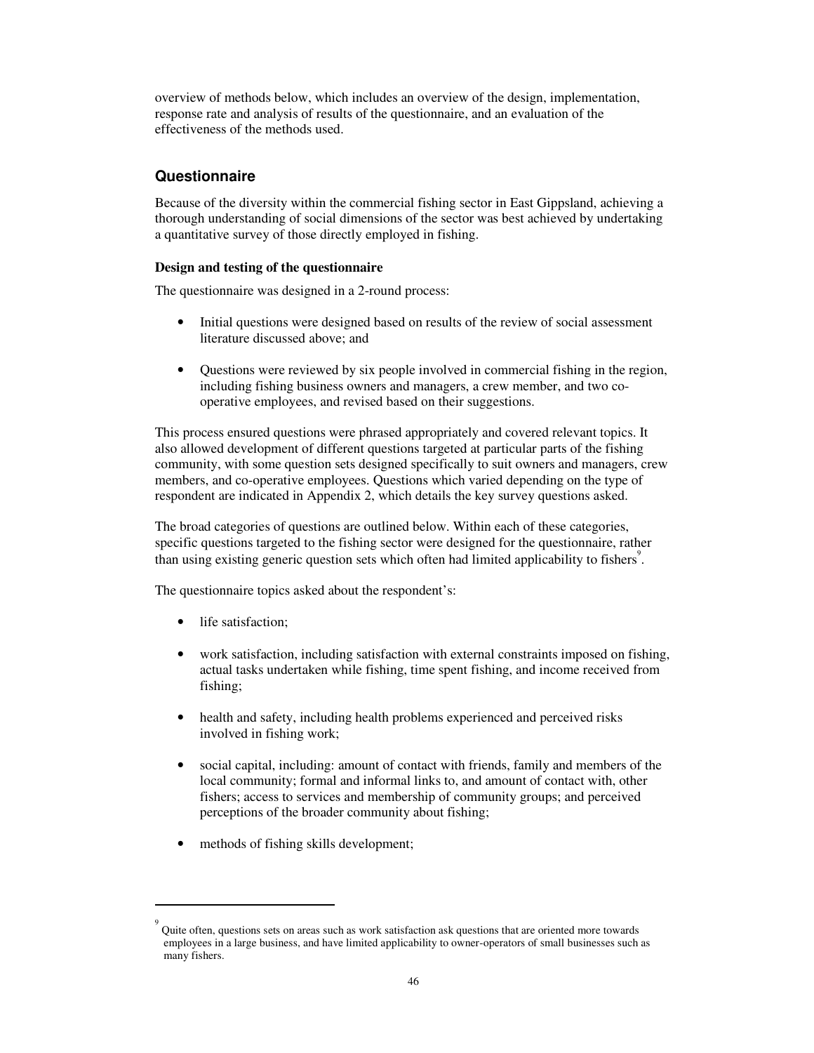overview of methods below, which includes an overview of the design, implementation, response rate and analysis of results of the questionnaire, and an evaluation of the effectiveness of the methods used.

## Questionnaire

Because of the diversity within the commercial fishing sector in East Gippsland, achieving a thorough understanding of social dimensions of the sector was best achieved by undertaking a quantitative survey of those directly employed in fishing.

### Design and testing of the questionnaire

The questionnaire was designed in a 2-round process:

- Initial questions were designed based on results of the review of social assessment literature discussed above; and
- Questions were reviewed by six people involved in commercial fishing in the region, including fishing business owners and managers, a crew member, and two co-operative employees, and revised based on their suggestions.

This process ensured questions were phrased appropriately and covered relevant topics. It also allowed development of different questions targeted at particular parts of the fishing community, with some question sets designed specifically to suit owners and managers, crew members, and co-operative employees. Questions which varied depending on the type of respondent are indicated in Appendix 2, which details the key survey questions asked.

The broad categories of questions are outlined below. Within each of these categories, specific questions targeted to the fishing sector were designed for the questionnaire, rather than using existing generic question sets which often had limited applicability to fishers[9].

The questionnaire topics asked about the respondent's:

- life satisfaction;
- work satisfaction, including satisfaction with external constraints imposed on fishing, actual tasks undertaken while fishing, time spent fishing, and income received from fishing;
- health and safety, including health problems experienced and perceived risks involved in fishing work;
- social capital, including: amount of contact with friends, family and members of the local community; formal and informal links to, and amount of contact with, other fishers; access to services and membership of community groups; and perceived perceptions of the broader community about fishing;
- methods of fishing skills development;

[9] Quite often, questions sets on areas such as work satisfaction ask questions that are oriented more towards employees in a large business, and have limited applicability to owner-operators of small businesses such as many fishers.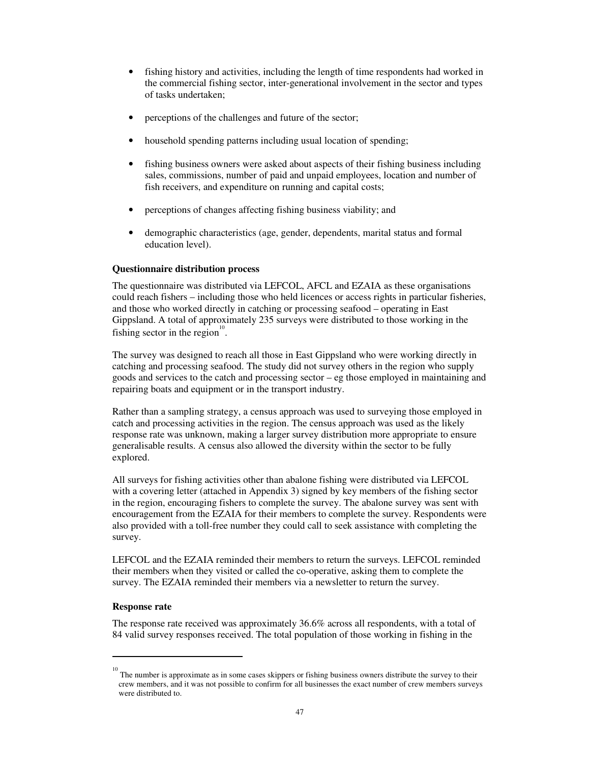- fishing history and activities, including the length of time respondents had worked in the commercial fishing sector, inter-generational involvement in the sector and types of tasks undertaken;

- perceptions of the challenges and future of the sector;

- household spending patterns including usual location of spending;

- fishing business owners were asked about aspects of their fishing business including sales, commissions, number of paid and unpaid employees, location and number of fish receivers, and expenditure on running and capital costs;

- perceptions of changes affecting fishing business viability; and

- demographic characteristics (age, gender, dependents, marital status and formal education level).

**Questionnaire distribution process**

The questionnaire was distributed via LEFCOL, AFCL and EZAIA as these organisations could reach fishers – including those who held licences or access rights in particular fisheries, and those who worked directly in catching or processing seafood – operating in East Gippsland. A total of approximately 235 surveys were distributed to those working in the fishing sector in the region[10].

The survey was designed to reach all those in East Gippsland who were working directly in catching and processing seafood. The study did not survey others in the region who supply goods and services to the catch and processing sector – eg those employed in maintaining and repairing boats and equipment or in the transport industry.

Rather than a sampling strategy, a census approach was used to surveying those employed in catch and processing activities in the region. The census approach was used as the likely response rate was unknown, making a larger survey distribution more appropriate to ensure generalisable results. A census also allowed the diversity within the sector to be fully explored.

All surveys for fishing activities other than abalone fishing were distributed via LEFCOL with a covering letter (attached in Appendix 3) signed by key members of the fishing sector in the region, encouraging fishers to complete the survey. The abalone survey was sent with encouragement from the EZAIA for their members to complete the survey. Respondents were also provided with a toll-free number they could call to seek assistance with completing the survey.

LEFCOL and the EZAIA reminded their members to return the surveys. LEFCOL reminded their members when they visited or called the co-operative, asking them to complete the survey. The EZAIA reminded their members via a newsletter to return the survey.

**Response rate**

The response rate received was approximately 36.6% across all respondents, with a total of 84 valid survey responses received. The total population of those working in fishing in the

---

[10] The number is approximate as in some cases skippers or fishing business owners distribute the survey to their crew members, and it was not possible to confirm for all businesses the exact number of crew members surveys were distributed to.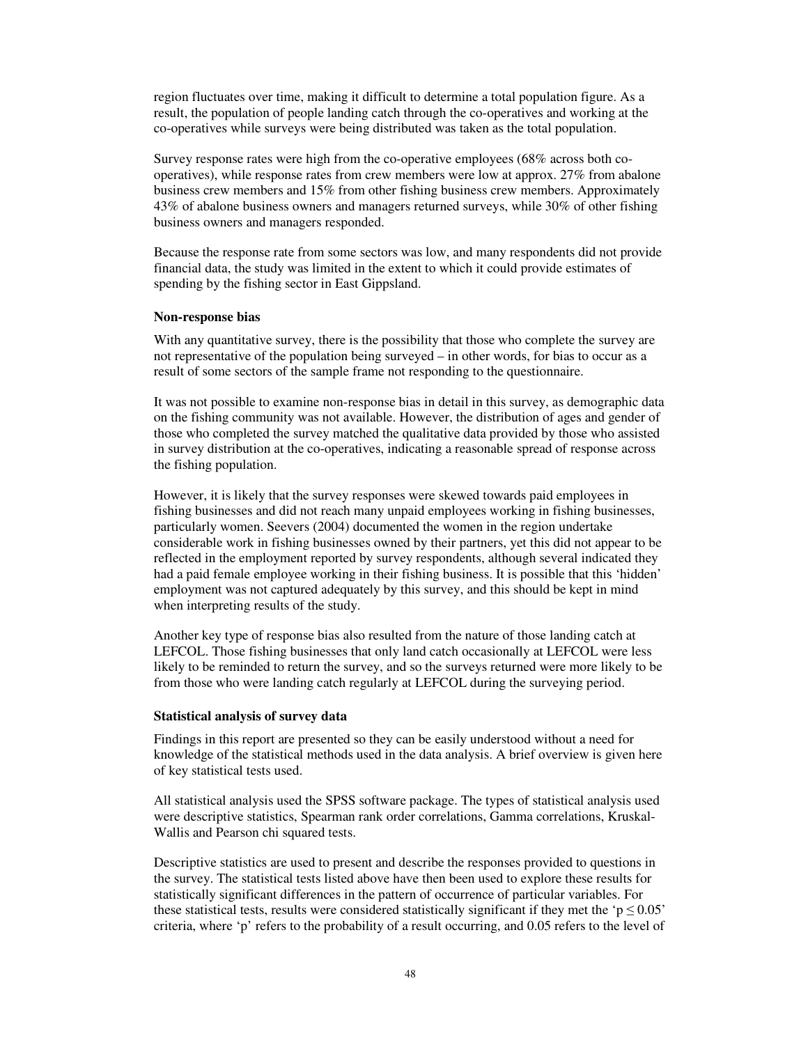region fluctuates over time, making it difficult to determine a total population figure. As a result, the population of people landing catch through the co-operatives and working at the co-operatives while surveys were being distributed was taken as the total population.

Survey response rates were high from the co-operative employees (68% across both co-operatives), while response rates from crew members were low at approx. 27% from abalone business crew members and 15% from other fishing business crew members. Approximately 43% of abalone business owners and managers returned surveys, while 30% of other fishing business owners and managers responded.

Because the response rate from some sectors was low, and many respondents did not provide financial data, the study was limited in the extent to which it could provide estimates of spending by the fishing sector in East Gippsland.

**Non-response bias**

With any quantitative survey, there is the possibility that those who complete the survey are not representative of the population being surveyed – in other words, for bias to occur as a result of some sectors of the sample frame not responding to the questionnaire.

It was not possible to examine non-response bias in detail in this survey, as demographic data on the fishing community was not available. However, the distribution of ages and gender of those who completed the survey matched the qualitative data provided by those who assisted in survey distribution at the co-operatives, indicating a reasonable spread of response across the fishing population.

However, it is likely that the survey responses were skewed towards paid employees in fishing businesses and did not reach many unpaid employees working in fishing businesses, particularly women. Seevers (2004) documented the women in the region undertake considerable work in fishing businesses owned by their partners, yet this did not appear to be reflected in the employment reported by survey respondents, although several indicated they had a paid female employee working in their fishing business. It is possible that this 'hidden' employment was not captured adequately by this survey, and this should be kept in mind when interpreting results of the study.

Another key type of response bias also resulted from the nature of those landing catch at LEFCOL. Those fishing businesses that only land catch occasionally at LEFCOL were less likely to be reminded to return the survey, and so the surveys returned were more likely to be from those who were landing catch regularly at LEFCOL during the surveying period.

**Statistical analysis of survey data**

Findings in this report are presented so they can be easily understood without a need for knowledge of the statistical methods used in the data analysis. A brief overview is given here of key statistical tests used.

All statistical analysis used the SPSS software package. The types of statistical analysis used were descriptive statistics, Spearman rank order correlations, Gamma correlations, Kruskal-Wallis and Pearson chi squared tests.

Descriptive statistics are used to present and describe the responses provided to questions in the survey. The statistical tests listed above have then been used to explore these results for statistically significant differences in the pattern of occurrence of particular variables. For these statistical tests, results were considered statistically significant if they met the '$p \leq 0.05$' criteria, where 'p' refers to the probability of a result occurring, and 0.05 refers to the level of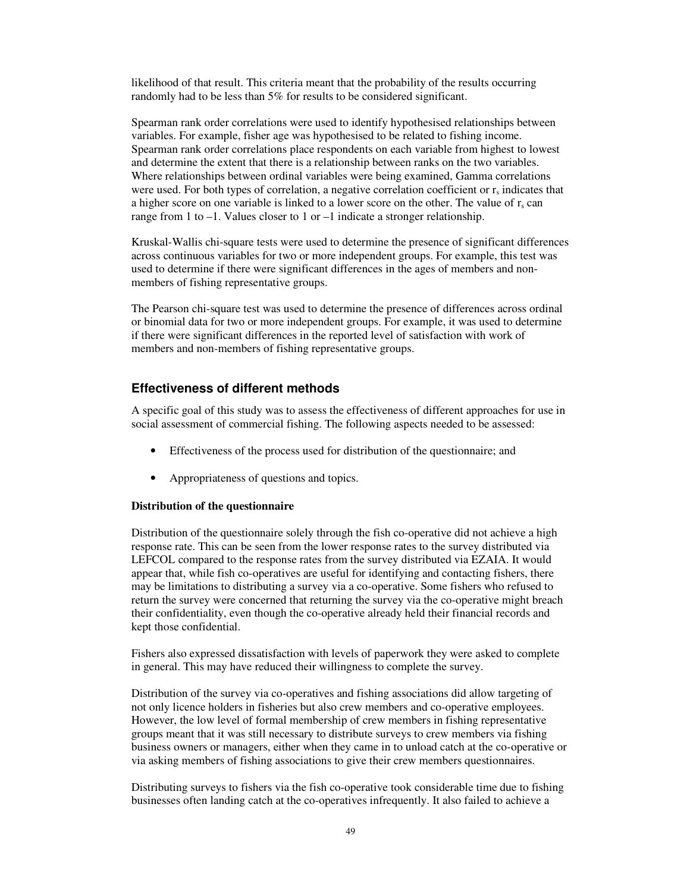likelihood of that result. This criteria meant that the probability of the results occurring randomly had to be less than 5% for results to be considered significant.

Spearman rank order correlations were used to identify hypothesised relationships between variables. For example, fisher age was hypothesised to be related to fishing income. Spearman rank order correlations place respondents on each variable from highest to lowest and determine the extent that there is a relationship between ranks on the two variables. Where relationships between ordinal variables were being examined, Gamma correlations were used. For both types of correlation, a negative correlation coefficient or $r_s$ indicates that a higher score on one variable is linked to a lower score on the other. The value of $r_s$ can range from 1 to –1. Values closer to 1 or –1 indicate a stronger relationship.

Kruskal-Wallis chi-square tests were used to determine the presence of significant differences across continuous variables for two or more independent groups. For example, this test was used to determine if there were significant differences in the ages of members and non-members of fishing representative groups.

The Pearson chi-square test was used to determine the presence of differences across ordinal or binomial data for two or more independent groups. For example, it was used to determine if there were significant differences in the reported level of satisfaction with work of members and non-members of fishing representative groups.

## Effectiveness of different methods

A specific goal of this study was to assess the effectiveness of different approaches for use in social assessment of commercial fishing. The following aspects needed to be assessed:

- Effectiveness of the process used for distribution of the questionnaire; and
- Appropriateness of questions and topics.

### Distribution of the questionnaire

Distribution of the questionnaire solely through the fish co-operative did not achieve a high response rate. This can be seen from the lower response rates to the survey distributed via LEFCOL compared to the response rates from the survey distributed via EZAIA. It would appear that, while fish co-operatives are useful for identifying and contacting fishers, there may be limitations to distributing a survey via a co-operative. Some fishers who refused to return the survey were concerned that returning the survey via the co-operative might breach their confidentiality, even though the co-operative already held their financial records and kept those confidential.

Fishers also expressed dissatisfaction with levels of paperwork they were asked to complete in general. This may have reduced their willingness to complete the survey.

Distribution of the survey via co-operatives and fishing associations did allow targeting of not only licence holders in fisheries but also crew members and co-operative employees. However, the low level of formal membership of crew members in fishing representative groups meant that it was still necessary to distribute surveys to crew members via fishing business owners or managers, either when they came in to unload catch at the co-operative or via asking members of fishing associations to give their crew members questionnaires.

Distributing surveys to fishers via the fish co-operative took considerable time due to fishing businesses often landing catch at the co-operatives infrequently. It also failed to achieve a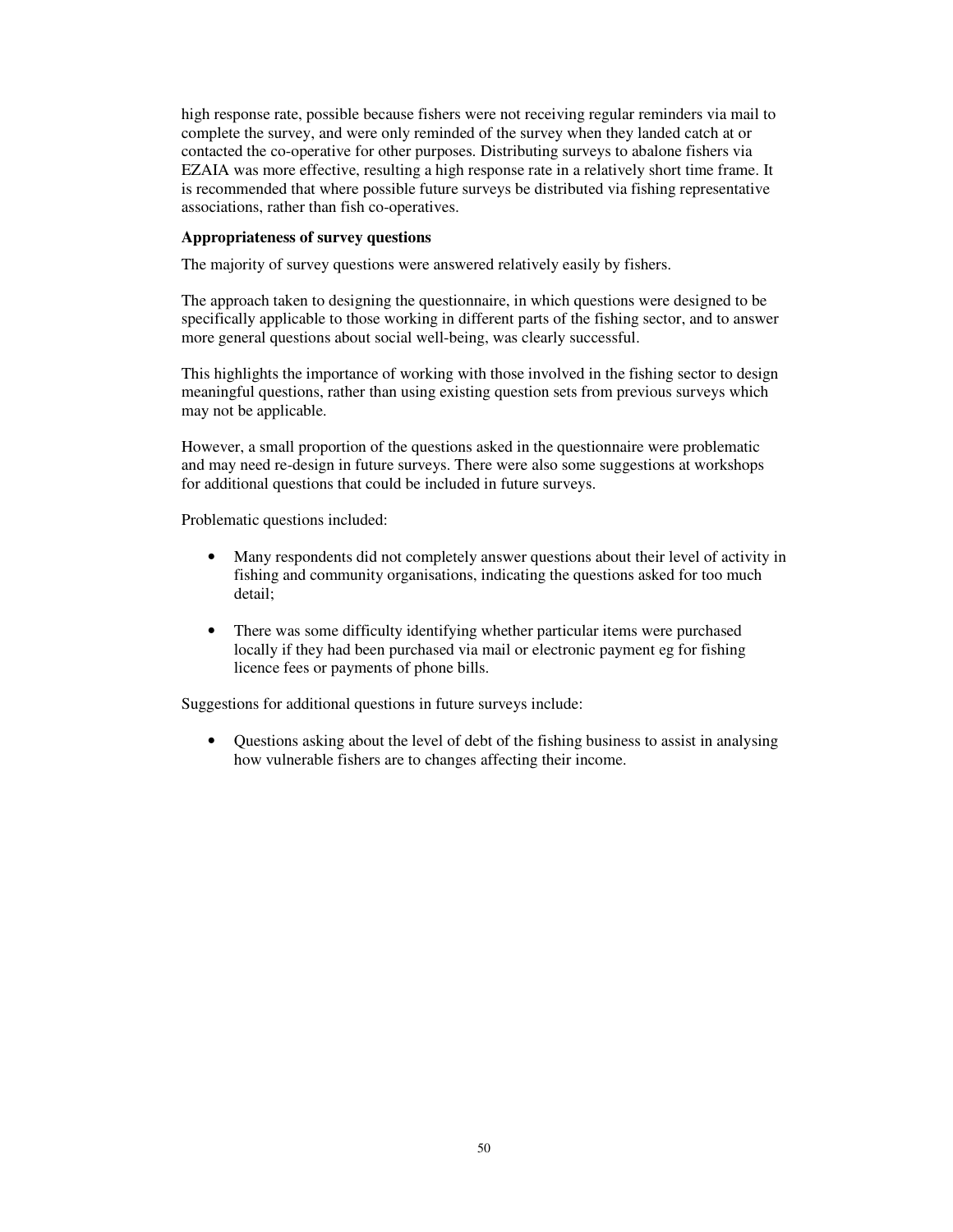high response rate, possible because fishers were not receiving regular reminders via mail to complete the survey, and were only reminded of the survey when they landed catch at or contacted the co-operative for other purposes. Distributing surveys to abalone fishers via EZAIA was more effective, resulting a high response rate in a relatively short time frame. It is recommended that where possible future surveys be distributed via fishing representative associations, rather than fish co-operatives.

**Appropriateness of survey questions**

The majority of survey questions were answered relatively easily by fishers.

The approach taken to designing the questionnaire, in which questions were designed to be specifically applicable to those working in different parts of the fishing sector, and to answer more general questions about social well-being, was clearly successful.

This highlights the importance of working with those involved in the fishing sector to design meaningful questions, rather than using existing question sets from previous surveys which may not be applicable.

However, a small proportion of the questions asked in the questionnaire were problematic and may need re-design in future surveys. There were also some suggestions at workshops for additional questions that could be included in future surveys.

Problematic questions included:

- Many respondents did not completely answer questions about their level of activity in fishing and community organisations, indicating the questions asked for too much detail;

- There was some difficulty identifying whether particular items were purchased locally if they had been purchased via mail or electronic payment eg for fishing licence fees or payments of phone bills.

Suggestions for additional questions in future surveys include:

- Questions asking about the level of debt of the fishing business to assist in analysing how vulnerable fishers are to changes affecting their income.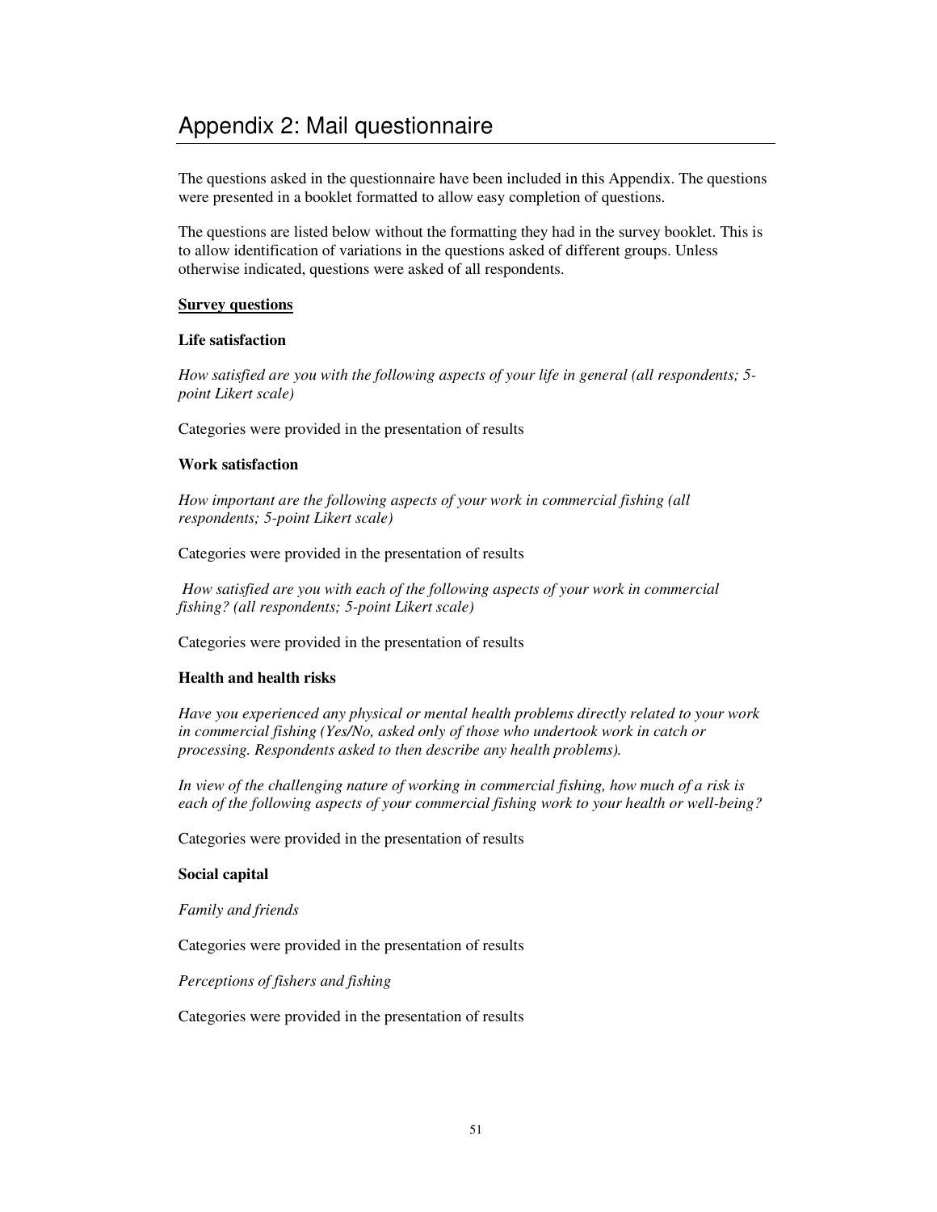# Appendix 2: Mail questionnaire

The questions asked in the questionnaire have been included in this Appendix. The questions were presented in a booklet formatted to allow easy completion of questions.

The questions are listed below without the formatting they had in the survey booklet. This is to allow identification of variations in the questions asked of different groups. Unless otherwise indicated, questions were asked of all respondents.

**Survey questions**

**Life satisfaction**

*How satisfied are you with the following aspects of your life in general (all respondents; 5-point Likert scale)*

Categories were provided in the presentation of results

**Work satisfaction**

*How important are the following aspects of your work in commercial fishing (all respondents; 5-point Likert scale)*

Categories were provided in the presentation of results

*How satisfied are you with each of the following aspects of your work in commercial fishing? (all respondents; 5-point Likert scale)*

Categories were provided in the presentation of results

**Health and health risks**

*Have you experienced any physical or mental health problems directly related to your work in commercial fishing (Yes/No, asked only of those who undertook work in catch or processing. Respondents asked to then describe any health problems).*

*In view of the challenging nature of working in commercial fishing, how much of a risk is each of the following aspects of your commercial fishing work to your health or well-being?*

Categories were provided in the presentation of results

**Social capital**

*Family and friends*

Categories were provided in the presentation of results

*Perceptions of fishers and fishing*

Categories were provided in the presentation of results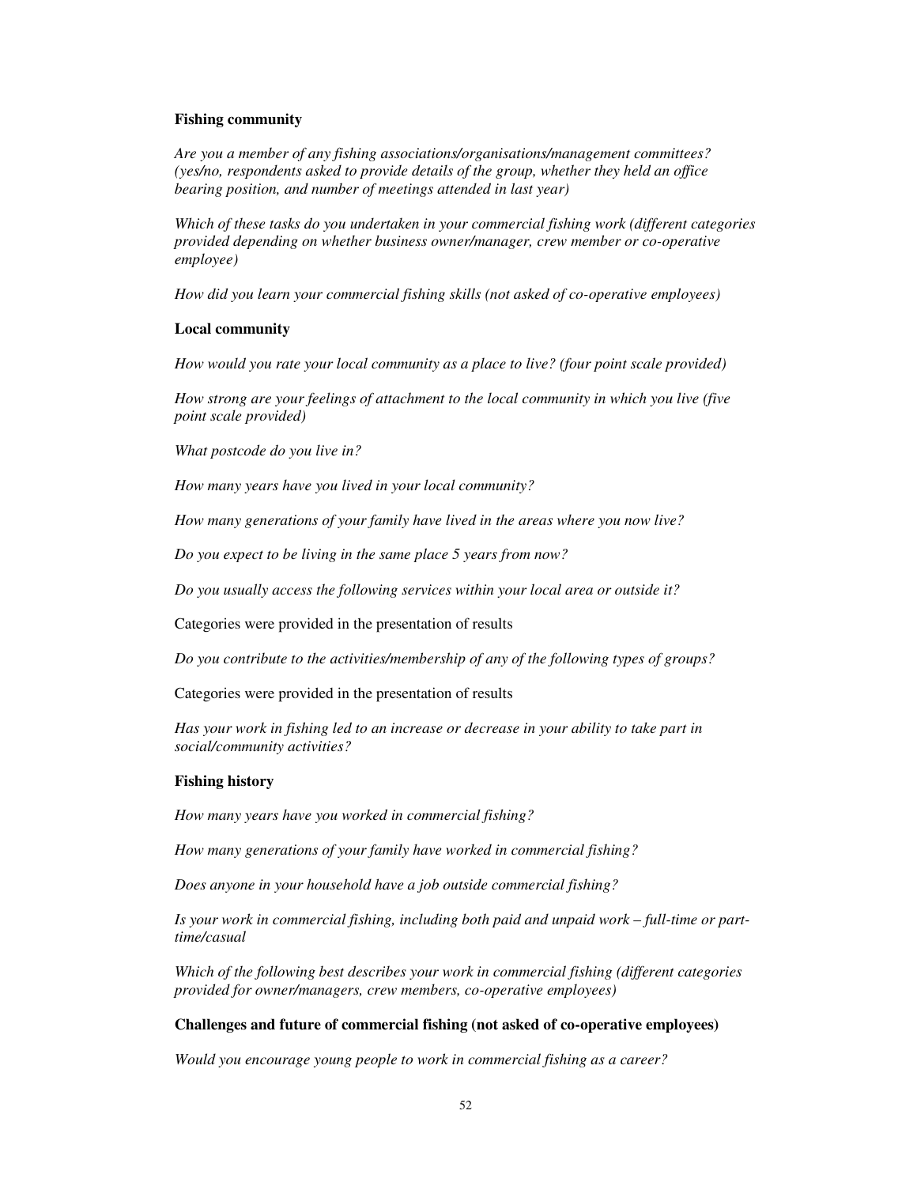**Fishing community**

*Are you a member of any fishing associations/organisations/management committees? (yes/no, respondents asked to provide details of the group, whether they held an office bearing position, and number of meetings attended in last year)*

*Which of these tasks do you undertaken in your commercial fishing work (different categories provided depending on whether business owner/manager, crew member or co-operative employee)*

*How did you learn your commercial fishing skills (not asked of co-operative employees)*

**Local community**

*How would you rate your local community as a place to live? (four point scale provided)*

*How strong are your feelings of attachment to the local community in which you live (five point scale provided)*

*What postcode do you live in?*

*How many years have you lived in your local community?*

*How many generations of your family have lived in the areas where you now live?*

*Do you expect to be living in the same place 5 years from now?*

*Do you usually access the following services within your local area or outside it?*

Categories were provided in the presentation of results

*Do you contribute to the activities/membership of any of the following types of groups?*

Categories were provided in the presentation of results

*Has your work in fishing led to an increase or decrease in your ability to take part in social/community activities?*

**Fishing history**

*How many years have you worked in commercial fishing?*

*How many generations of your family have worked in commercial fishing?*

*Does anyone in your household have a job outside commercial fishing?*

*Is your work in commercial fishing, including both paid and unpaid work – full-time or part-time/casual*

*Which of the following best describes your work in commercial fishing (different categories provided for owner/managers, crew members, co-operative employees)*

**Challenges and future of commercial fishing (not asked of co-operative employees)**

*Would you encourage young people to work in commercial fishing as a career?*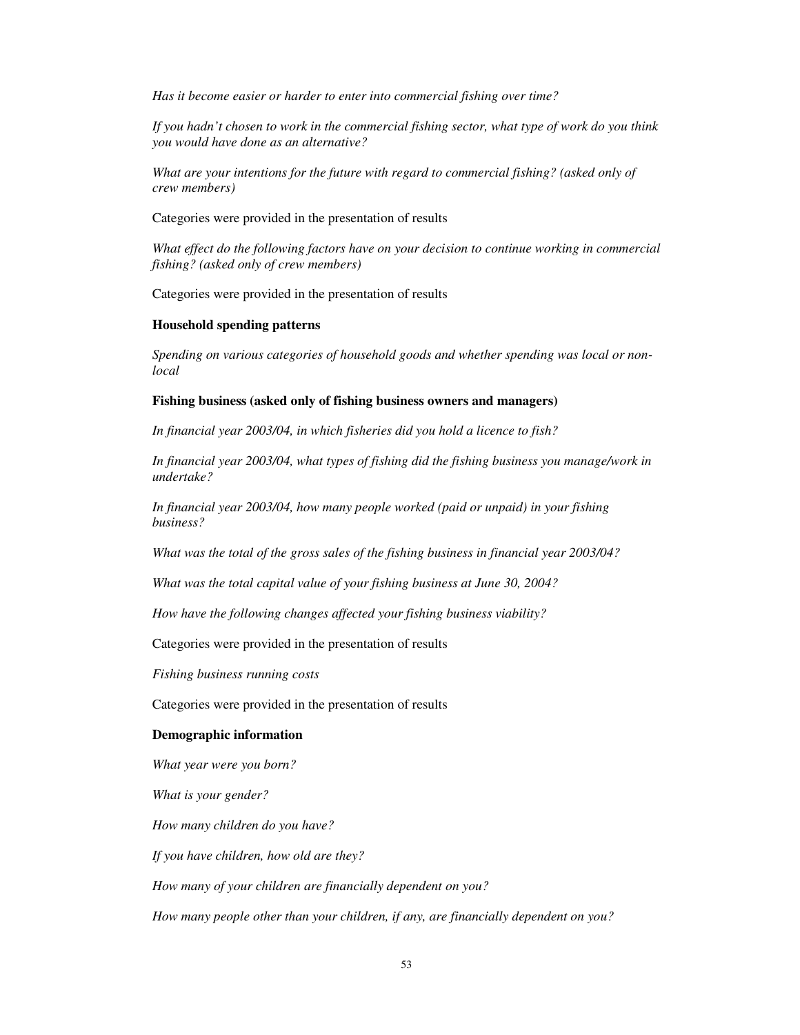*Has it become easier or harder to enter into commercial fishing over time?*

*If you hadn't chosen to work in the commercial fishing sector, what type of work do you think you would have done as an alternative?*

*What are your intentions for the future with regard to commercial fishing? (asked only of crew members)*

Categories were provided in the presentation of results

*What effect do the following factors have on your decision to continue working in commercial fishing? (asked only of crew members)*

Categories were provided in the presentation of results

**Household spending patterns**

*Spending on various categories of household goods and whether spending was local or non-local*

**Fishing business (asked only of fishing business owners and managers)**

*In financial year 2003/04, in which fisheries did you hold a licence to fish?*

*In financial year 2003/04, what types of fishing did the fishing business you manage/work in undertake?*

*In financial year 2003/04, how many people worked (paid or unpaid) in your fishing business?*

*What was the total of the gross sales of the fishing business in financial year 2003/04?*

*What was the total capital value of your fishing business at June 30, 2004?*

*How have the following changes affected your fishing business viability?*

Categories were provided in the presentation of results

*Fishing business running costs*

Categories were provided in the presentation of results

**Demographic information**

*What year were you born?*

*What is your gender?*

*How many children do you have?*

*If you have children, how old are they?*

*How many of your children are financially dependent on you?*

*How many people other than your children, if any, are financially dependent on you?*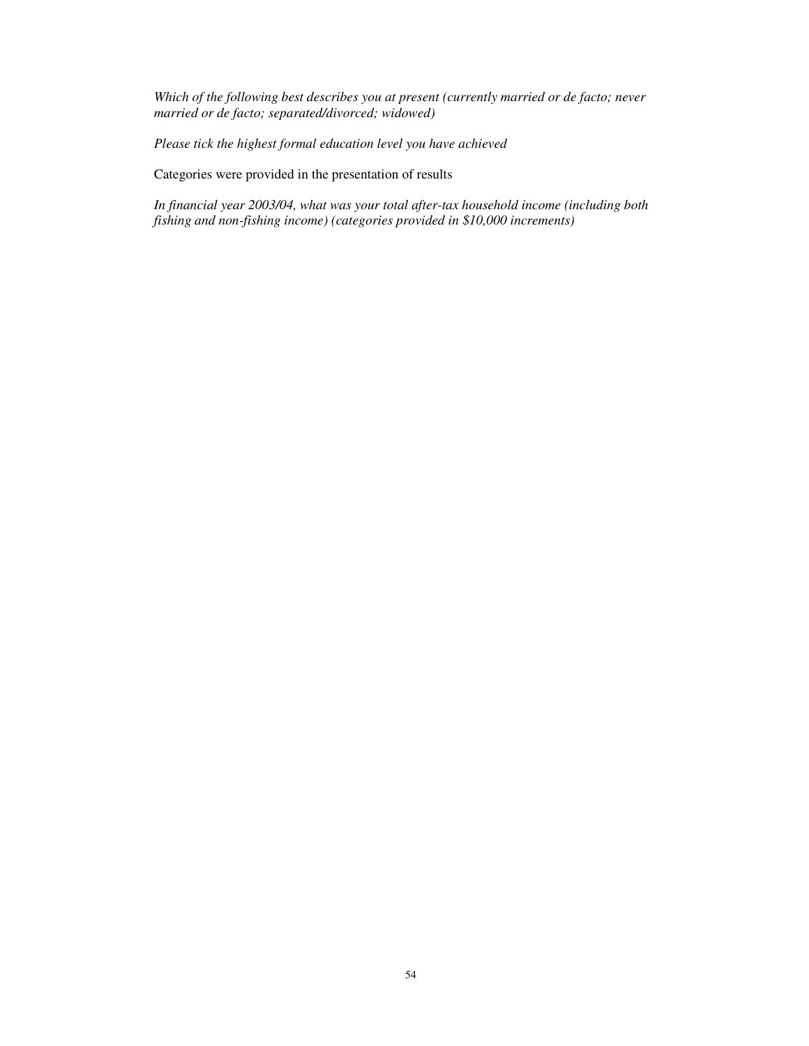*Which of the following best describes you at present (currently married or de facto; never married or de facto; separated/divorced; widowed)*

*Please tick the highest formal education level you have achieved*

Categories were provided in the presentation of results

*In financial year 2003/04, what was your total after-tax household income (including both fishing and non-fishing income) (categories provided in $10,000 increments)*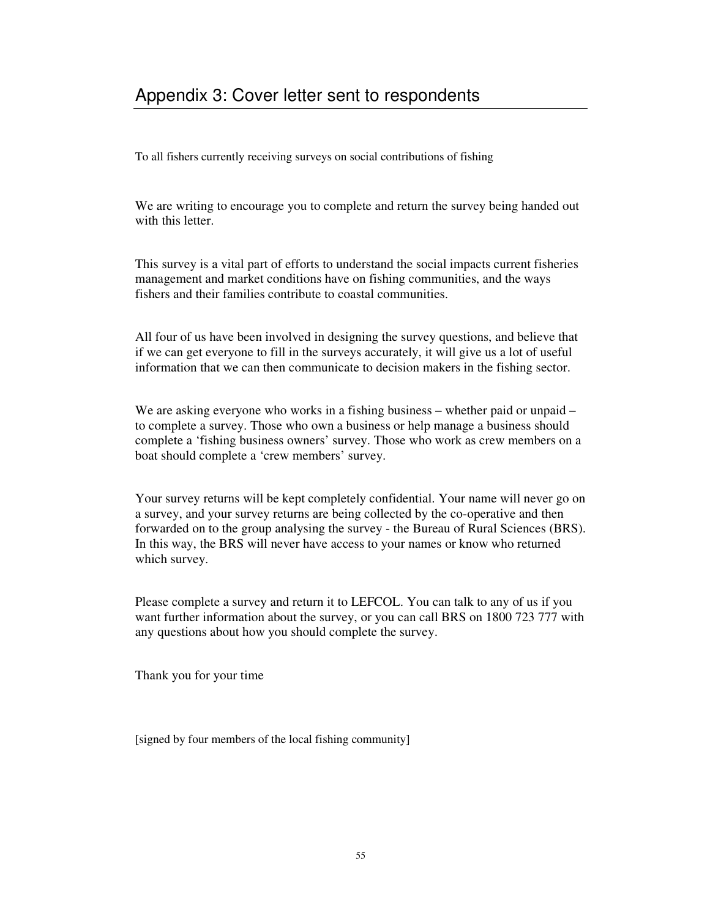# Appendix 3: Cover letter sent to respondents

To all fishers currently receiving surveys on social contributions of fishing

We are writing to encourage you to complete and return the survey being handed out with this letter.

This survey is a vital part of efforts to understand the social impacts current fisheries management and market conditions have on fishing communities, and the ways fishers and their families contribute to coastal communities.

All four of us have been involved in designing the survey questions, and believe that if we can get everyone to fill in the surveys accurately, it will give us a lot of useful information that we can then communicate to decision makers in the fishing sector.

We are asking everyone who works in a fishing business – whether paid or unpaid – to complete a survey. Those who own a business or help manage a business should complete a 'fishing business owners' survey. Those who work as crew members on a boat should complete a 'crew members' survey.

Your survey returns will be kept completely confidential. Your name will never go on a survey, and your survey returns are being collected by the co-operative and then forwarded on to the group analysing the survey - the Bureau of Rural Sciences (BRS). In this way, the BRS will never have access to your names or know who returned which survey.

Please complete a survey and return it to LEFCOL. You can talk to any of us if you want further information about the survey, or you can call BRS on 1800 723 777 with any questions about how you should complete the survey.

Thank you for your time

[signed by four members of the local fishing community]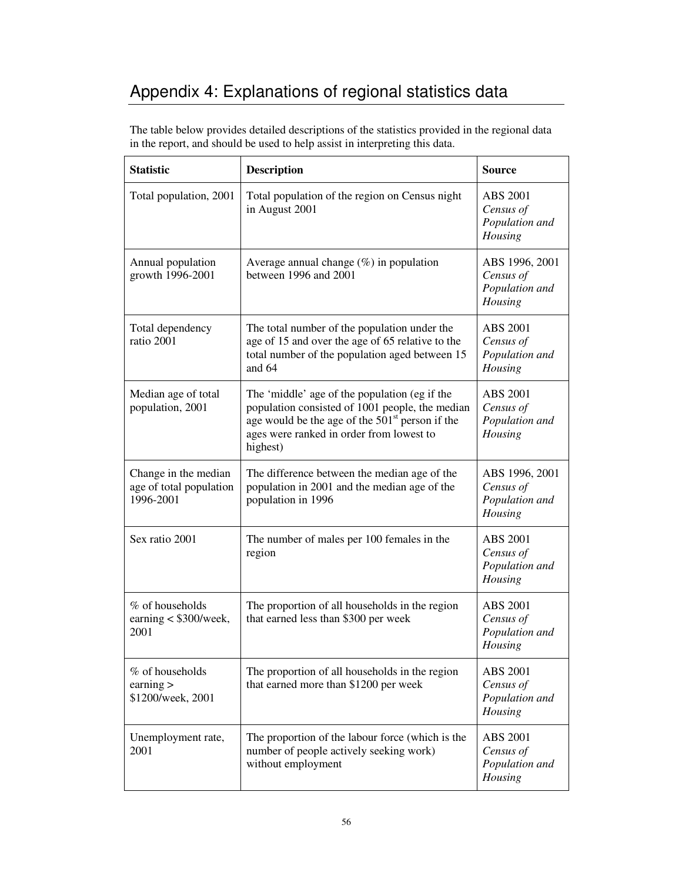# Appendix 4: Explanations of regional statistics data

The table below provides detailed descriptions of the statistics provided in the regional data in the report, and should be used to help assist in interpreting this data.

| **Statistic** | **Description** | **Source** |
|---|---|---|
| Total population, 2001 | Total population of the region on Census night in August 2001 | ABS 2001 *Census of Population and Housing* |
| Annual population growth 1996-2001 | Average annual change (%) in population between 1996 and 2001 | ABS 1996, 2001 *Census of Population and Housing* |
| Total dependency ratio 2001 | The total number of the population under the age of 15 and over the age of 65 relative to the total number of the population aged between 15 and 64 | ABS 2001 *Census of Population and Housing* |
| Median age of total population, 2001 | The 'middle' age of the population (eg if the population consisted of 1001 people, the median age would be the age of the 501st person if the ages were ranked in order from lowest to highest) | ABS 2001 *Census of Population and Housing* |
| Change in the median age of total population 1996-2001 | The difference between the median age of the population in 2001 and the median age of the population in 1996 | ABS 1996, 2001 *Census of Population and Housing* |
| Sex ratio 2001 | The number of males per 100 females in the region | ABS 2001 *Census of Population and Housing* |
| % of households earning < $300/week, 2001 | The proportion of all households in the region that earned less than $300 per week | ABS 2001 *Census of Population and Housing* |
| % of households earning > $1200/week, 2001 | The proportion of all households in the region that earned more than $1200 per week | ABS 2001 *Census of Population and Housing* |
| Unemployment rate, 2001 | The proportion of the labour force (which is the number of people actively seeking work) without employment | ABS 2001 *Census of Population and Housing* |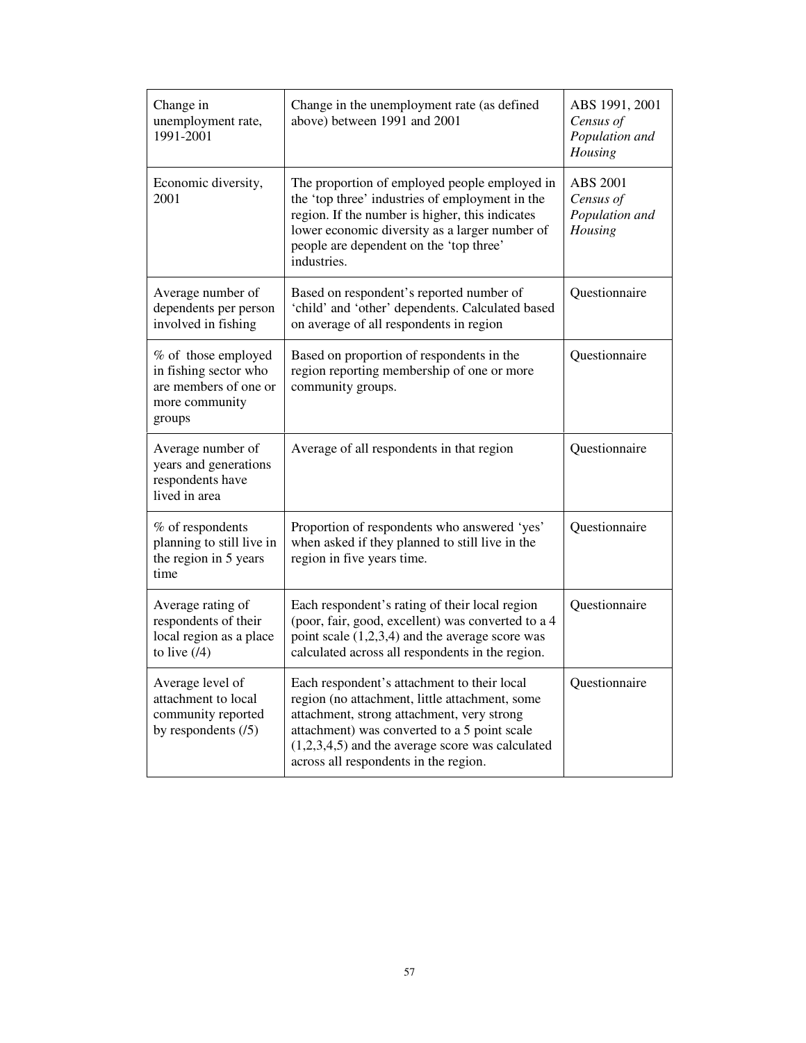| | | |
|---|---|---|
| Change in unemployment rate, 1991-2001 | Change in the unemployment rate (as defined above) between 1991 and 2001 | ABS 1991, 2001 *Census of Population and Housing* |
| Economic diversity, 2001 | The proportion of employed people employed in the 'top three' industries of employment in the region. If the number is higher, this indicates lower economic diversity as a larger number of people are dependent on the 'top three' industries. | ABS 2001 *Census of Population and Housing* |
| Average number of dependents per person involved in fishing | Based on respondent's reported number of 'child' and 'other' dependents. Calculated based on average of all respondents in region | Questionnaire |
| % of those employed in fishing sector who are members of one or more community groups | Based on proportion of respondents in the region reporting membership of one or more community groups. | Questionnaire |
| Average number of years and generations respondents have lived in area | Average of all respondents in that region | Questionnaire |
| % of respondents planning to still live in the region in 5 years time | Proportion of respondents who answered 'yes' when asked if they planned to still live in the region in five years time. | Questionnaire |
| Average rating of respondents of their local region as a place to live (/4) | Each respondent's rating of their local region (poor, fair, good, excellent) was converted to a 4 point scale (1,2,3,4) and the average score was calculated across all respondents in the region. | Questionnaire |
| Average level of attachment to local community reported by respondents (/5) | Each respondent's attachment to their local region (no attachment, little attachment, some attachment, strong attachment, very strong attachment) was converted to a 5 point scale (1,2,3,4,5) and the average score was calculated across all respondents in the region. | Questionnaire |